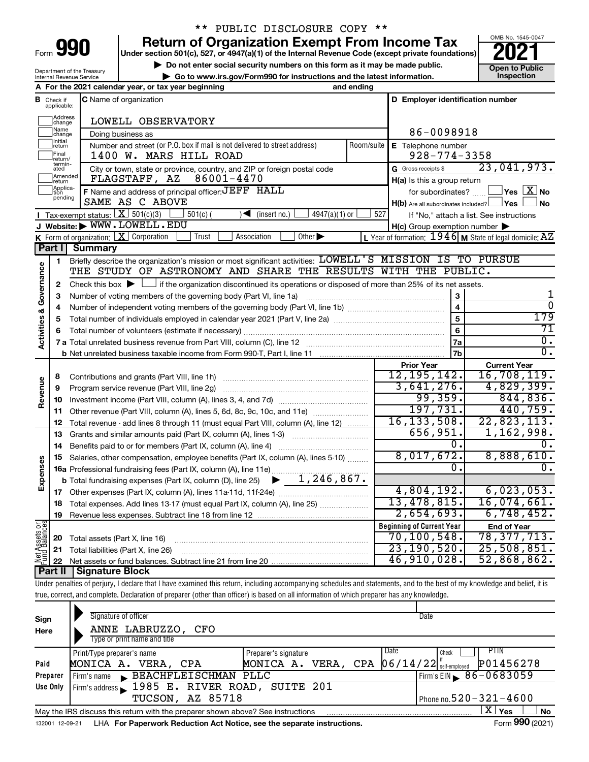\*\* PUBLIC DISCLOSURE COPY \*\*

# Form 990 — Return of Organization Exempt From Income Tax (2021)

Under section 501(c), 527, or 4947(a)(1) of the Internal Revenue Code (except private foundations)

▶ Do not enter social security numbers on this form as it may be made public.

▶ Go to www.irs.gov/Form990 for instructions and the latest information.

Department of the Treasury, Internal Revenue Service

OMB No. 1545-0047 | Open to Public Inspection

**A** For the 2021 calendar year, or tax year beginning and ending

**B** Check if applicable: Address change, Name change, Initial return, Final return/terminated, Amended return, Application pending

**C** Name of organization: LOWELL OBSERVATORY

Doing business as

Number and street (or P.O. box if mail is not delivered to street address): 1400 W. MARS HILL ROAD | Room/suite

City or town, state or province, country, and ZIP or foreign postal code: FLAGSTAFF, AZ 86001-4470

**D** Employer identification number: 86-0098918

**E** Telephone number: 928-774-3358

**G** Gross receipts $ 23,041,973.

**F** Name and address of principal officer: JEFF HALL, SAME AS C ABOVE

**H(a)** Is this a group return for subordinates? ☐ Yes ☒ No

**H(b)** Are all subordinates included? ☐ Yes ☐ No — If "No," attach a list. See instructions

**H(c)** Group exemption number ▶

**I** Tax-exempt status: ☒ 501(c)(3) ☐ 501(c) ( ) ◀ (insert no.) ☐ 4947(a)(1) or ☐ 527

**J** Website: ▶ WWW.LOWELL.EDU

**K** Form of organization: ☒ Corporation ☐ Trust ☐ Association ☐ Other ▶

**L** Year of formation: 1946 **M** State of legal domicile: AZ

## Part I Summary

**Activities & Governance**

1. Briefly describe the organization's mission or most significant activities: LOWELL'S MISSION IS TO PURSUE THE STUDY OF ASTRONOMY AND SHARE THE RESULTS WITH THE PUBLIC.
2. Check this box ▶ ☐ if the organization discontinued its operations or disposed of more than 25% of its net assets.

| Line | Description | | Value |
|---|---|---|---|
| 3 | Number of voting members of the governing body (Part VI, line 1a) | 3 | 1 |
| 4 | Number of independent voting members of the governing body (Part VI, line 1b) | 4 | 0 |
| 5 | Total number of individuals employed in calendar year 2021 (Part V, line 2a) | 5 | 179 |
| 6 | Total number of volunteers (estimate if necessary) | 6 | 71 |
| 7a | Total unrelated business revenue from Part VIII, column (C), line 12 | 7a | 0. |
| 7b | Net unrelated business taxable income from Form 990-T, Part I, line 11 | 7b | 0. |

| Line | Description | Prior Year | Current Year |
|---|---|---|---|
| **Revenue** | | | |
| 8 | Contributions and grants (Part VIII, line 1h) | 12,195,142. | 16,708,119. |
| 9 | Program service revenue (Part VIII, line 2g) | 3,641,276. | 4,829,399. |
| 10 | Investment income (Part VIII, column (A), lines 3, 4, and 7d) | 99,359. | 844,836. |
| 11 | Other revenue (Part VIII, column (A), lines 5, 6d, 8c, 9c, 10c, and 11e) | 197,731. | 440,759. |
| 12 | Total revenue - add lines 8 through 11 (must equal Part VIII, column (A), line 12) | 16,133,508. | 22,823,113. |
| **Expenses** | | | |
| 13 | Grants and similar amounts paid (Part IX, column (A), lines 1-3) | 656,951. | 1,162,998. |
| 14 | Benefits paid to or for members (Part IX, column (A), line 4) | 0. | 0. |
| 15 | Salaries, other compensation, employee benefits (Part IX, column (A), lines 5-10) | 8,017,672. | 8,888,610. |
| 16a | Professional fundraising fees (Part IX, column (A), line 11e) | 0. | 0. |
| b | Total fundraising expenses (Part IX, column (D), line 25) ▶ 1,246,867. | | |
| 17 | Other expenses (Part IX, column (A), lines 11a-11d, 11f-24e) | 4,804,192. | 6,023,053. |
| 18 | Total expenses. Add lines 13-17 (must equal Part IX, column (A), line 25) | 13,478,815. | 16,074,661. |
| 19 | Revenue less expenses. Subtract line 18 from line 12 | 2,654,693. | 6,748,452. |

| Line | Net Assets or Fund Balances | Beginning of Current Year | End of Year |
|---|---|---|---|
| 20 | Total assets (Part X, line 16) | 70,100,548. | 78,377,713. |
| 21 | Total liabilities (Part X, line 26) | 23,190,520. | 25,508,851. |
| 22 | Net assets or fund balances. Subtract line 21 from line 20 | 46,910,028. | 52,868,862. |

## Part II Signature Block

Under penalties of perjury, I declare that I have examined this return, including accompanying schedules and statements, and to the best of my knowledge and belief, it is true, correct, and complete. Declaration of preparer (other than officer) is based on all information of which preparer has any knowledge.

**Sign Here**

Signature of officer | Date

ANNE LABRUZZO, CFO

Type or print name and title

**Paid Preparer Use Only**

| Print/Type preparer's name | Preparer's signature | Date | Check if self-employed | PTIN |
|---|---|---|---|---|
| MONICA A. VERA, CPA | MONICA A. VERA, CPA | 06/14/22 | | P01456278 |

Firm's name ▶ BEACHFLEISCHMAN PLLC | Firm's EIN ▶ 86-0683059

Firm's address ▶ 1985 E. RIVER ROAD, SUITE 201, TUCSON, AZ 85718 | Phone no. 520-321-4600

May the IRS discuss this return with the preparer shown above? See instructions ☒ Yes ☐ No

132001 12-09-21 LHA For Paperwork Reduction Act Notice, see the separate instructions. Form 990 (2021)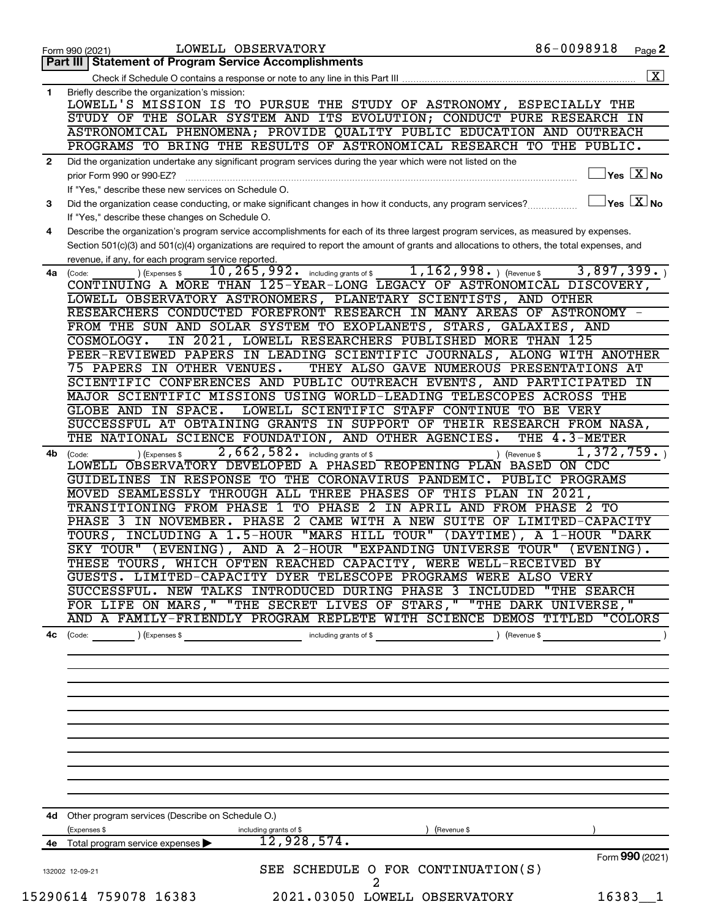Form 990 (2021) LOWELL OBSERVATORY 86-0098918 Page **2**

## Part III | Statement of Program Service Accomplishments

Check if Schedule O contains a response or note to any line in this Part III .......... [X]

**1** Briefly describe the organization's mission:

LOWELL'S MISSION IS TO PURSUE THE STUDY OF ASTRONOMY, ESPECIALLY THE STUDY OF THE SOLAR SYSTEM AND ITS EVOLUTION; CONDUCT PURE RESEARCH IN ASTRONOMICAL PHENOMENA; PROVIDE QUALITY PUBLIC EDUCATION AND OUTREACH PROGRAMS TO BRING THE RESULTS OF ASTRONOMICAL RESEARCH TO THE PUBLIC.

**2** Did the organization undertake any significant program services during the year which were not listed on the prior Form 990 or 990-EZ? .......... [ ] Yes [X] No

If "Yes," describe these new services on Schedule O.

**3** Did the organization cease conducting, or make significant changes in how it conducts, any program services? .......... [ ] Yes [X] No

If "Yes," describe these changes on Schedule O.

**4** Describe the organization's program service accomplishments for each of its three largest program services, as measured by expenses. Section 501(c)(3) and 501(c)(4) organizations are required to report the amount of grants and allocations to others, the total expenses, and revenue, if any, for each program service reported.

**4a** (Code: ) (Expenses $ 10,265,992. including grants of $ 1,162,998. ) (Revenue $ 3,897,399. )

CONTINUING A MORE THAN 125-YEAR-LONG LEGACY OF ASTRONOMICAL DISCOVERY, LOWELL OBSERVATORY ASTRONOMERS, PLANETARY SCIENTISTS, AND OTHER RESEARCHERS CONDUCTED FOREFRONT RESEARCH IN MANY AREAS OF ASTRONOMY - FROM THE SUN AND SOLAR SYSTEM TO EXOPLANETS, STARS, GALAXIES, AND COSMOLOGY. IN 2021, LOWELL RESEARCHERS PUBLISHED MORE THAN 125 PEER-REVIEWED PAPERS IN LEADING SCIENTIFIC JOURNALS, ALONG WITH ANOTHER 75 PAPERS IN OTHER VENUES. THEY ALSO GAVE NUMEROUS PRESENTATIONS AT SCIENTIFIC CONFERENCES AND PUBLIC OUTREACH EVENTS, AND PARTICIPATED IN MAJOR SCIENTIFIC MISSIONS USING WORLD-LEADING TELESCOPES ACROSS THE GLOBE AND IN SPACE. LOWELL SCIENTIFIC STAFF CONTINUE TO BE VERY SUCCESSFUL AT OBTAINING GRANTS IN SUPPORT OF THEIR RESEARCH FROM NASA, THE NATIONAL SCIENCE FOUNDATION, AND OTHER AGENCIES. THE 4.3-METER

**4b** (Code: ) (Expenses $ 2,662,582. including grants of $ ) (Revenue $ 1,372,759. )

LOWELL OBSERVATORY DEVELOPED A PHASED REOPENING PLAN BASED ON CDC GUIDELINES IN RESPONSE TO THE CORONAVIRUS PANDEMIC. PUBLIC PROGRAMS MOVED SEAMLESSLY THROUGH ALL THREE PHASES OF THIS PLAN IN 2021, TRANSITIONING FROM PHASE 1 TO PHASE 2 IN APRIL AND FROM PHASE 2 TO PHASE 3 IN NOVEMBER. PHASE 2 CAME WITH A NEW SUITE OF LIMITED-CAPACITY TOURS, INCLUDING A 1.5-HOUR "MARS HILL TOUR" (DAYTIME), A 1-HOUR "DARK SKY TOUR" (EVENING), AND A 2-HOUR "EXPANDING UNIVERSE TOUR" (EVENING). THESE TOURS, WHICH OFTEN REACHED CAPACITY, WERE WELL-RECEIVED BY GUESTS. LIMITED-CAPACITY DYER TELESCOPE PROGRAMS WERE ALSO VERY SUCCESSFUL. NEW TALKS INTRODUCED DURING PHASE 3 INCLUDED "THE SEARCH FOR LIFE ON MARS," "THE SECRET LIVES OF STARS," "THE DARK UNIVERSE," AND A FAMILY-FRIENDLY PROGRAM REPLETE WITH SCIENCE DEMOS TITLED "COLORS

**4c** (Code: ) (Expenses $ including grants of $ ) (Revenue $ )

**4d** Other program services (Describe on Schedule O.)

(Expenses $ including grants of $ ) (Revenue $ )

**4e** Total program service expenses ▶ 12,928,574.

SEE SCHEDULE O FOR CONTINUATION(S)

Form **990** (2021)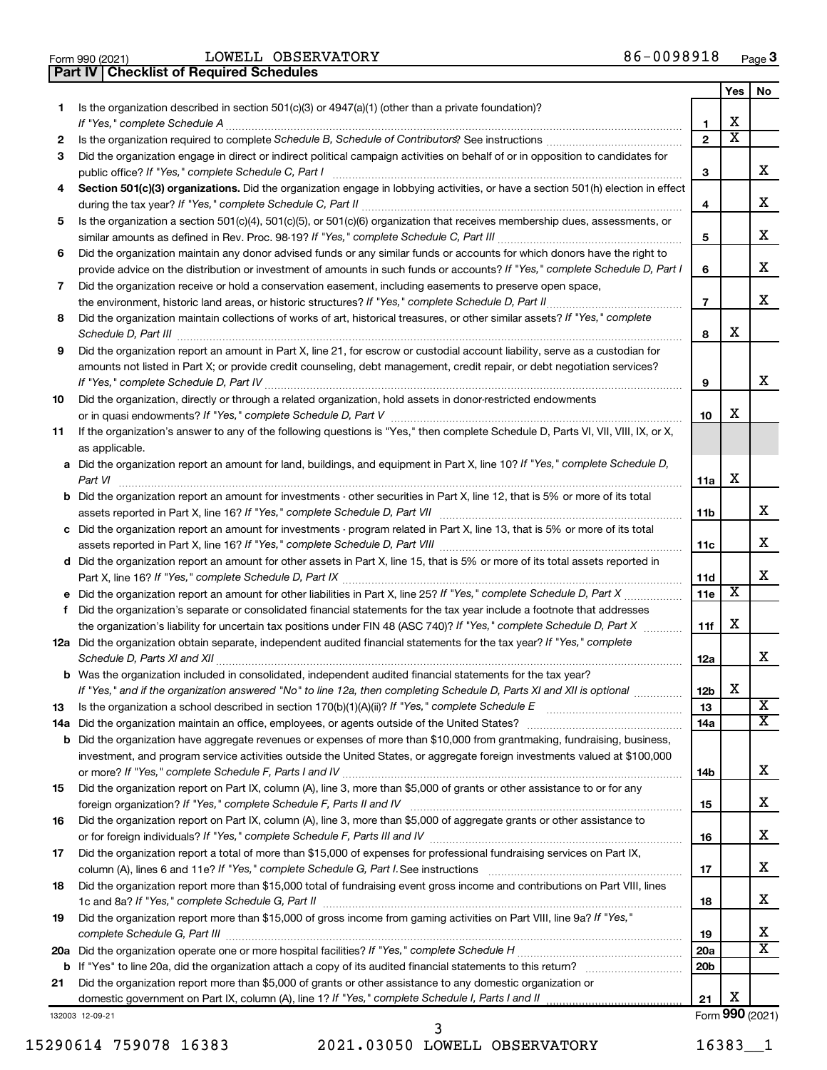Form 990 (2021) LOWELL OBSERVATORY 86-0098918

## Part IV Checklist of Required Schedules

| | | Line | Yes | No |
|---|---|---|---|---|
| 1 | Is the organization described in section 501(c)(3) or 4947(a)(1) (other than a private foundation)? *If "Yes," complete Schedule A* | 1 | X | |
| 2 | Is the organization required to complete *Schedule B, Schedule of Contributors*? See instructions | 2 | X | |
| 3 | Did the organization engage in direct or indirect political campaign activities on behalf of or in opposition to candidates for public office? *If "Yes," complete Schedule C, Part I* | 3 | | X |
| 4 | **Section 501(c)(3) organizations.** Did the organization engage in lobbying activities, or have a section 501(h) election in effect during the tax year? *If "Yes," complete Schedule C, Part II* | 4 | | X |
| 5 | Is the organization a section 501(c)(4), 501(c)(5), or 501(c)(6) organization that receives membership dues, assessments, or similar amounts as defined in Rev. Proc. 98-19? *If "Yes," complete Schedule C, Part III* | 5 | | X |
| 6 | Did the organization maintain any donor advised funds or any similar funds or accounts for which donors have the right to provide advice on the distribution or investment of amounts in such funds or accounts? *If "Yes," complete Schedule D, Part I* | 6 | | X |
| 7 | Did the organization receive or hold a conservation easement, including easements to preserve open space, the environment, historic land areas, or historic structures? *If "Yes," complete Schedule D, Part II* | 7 | | X |
| 8 | Did the organization maintain collections of works of art, historical treasures, or other similar assets? *If "Yes," complete Schedule D, Part III* | 8 | X | |
| 9 | Did the organization report an amount in Part X, line 21, for escrow or custodial account liability, serve as a custodian for amounts not listed in Part X; or provide credit counseling, debt management, credit repair, or debt negotiation services? *If "Yes," complete Schedule D, Part IV* | 9 | | X |
| 10 | Did the organization, directly or through a related organization, hold assets in donor-restricted endowments or in quasi endowments? *If "Yes," complete Schedule D, Part V* | 10 | X | |
| 11 | If the organization's answer to any of the following questions is "Yes," then complete Schedule D, Parts VI, VII, VIII, IX, or X, as applicable. | | | |
| a | Did the organization report an amount for land, buildings, and equipment in Part X, line 10? *If "Yes," complete Schedule D, Part VI* | 11a | X | |
| b | Did the organization report an amount for investments - other securities in Part X, line 12, that is 5% or more of its total assets reported in Part X, line 16? *If "Yes," complete Schedule D, Part VII* | 11b | | X |
| c | Did the organization report an amount for investments - program related in Part X, line 13, that is 5% or more of its total assets reported in Part X, line 16? *If "Yes," complete Schedule D, Part VIII* | 11c | | X |
| d | Did the organization report an amount for other assets in Part X, line 15, that is 5% or more of its total assets reported in Part X, line 16? *If "Yes," complete Schedule D, Part IX* | 11d | | X |
| e | Did the organization report an amount for other liabilities in Part X, line 25? *If "Yes," complete Schedule D, Part X* | 11e | X | |
| f | Did the organization's separate or consolidated financial statements for the tax year include a footnote that addresses the organization's liability for uncertain tax positions under FIN 48 (ASC 740)? *If "Yes," complete Schedule D, Part X* | 11f | X | |
| 12a | Did the organization obtain separate, independent audited financial statements for the tax year? *If "Yes," complete Schedule D, Parts XI and XII* | 12a | | X |
| b | Was the organization included in consolidated, independent audited financial statements for the tax year? *If "Yes," and if the organization answered "No" to line 12a, then completing Schedule D, Parts XI and XII is optional* | 12b | X | |
| 13 | Is the organization a school described in section 170(b)(1)(A)(ii)? *If "Yes," complete Schedule E* | 13 | | X |
| 14a | Did the organization maintain an office, employees, or agents outside of the United States? | 14a | | X |
| b | Did the organization have aggregate revenues or expenses of more than $10,000 from grantmaking, fundraising, business, investment, and program service activities outside the United States, or aggregate foreign investments valued at $100,000 or more? *If "Yes," complete Schedule F, Parts I and IV* | 14b | | X |
| 15 | Did the organization report on Part IX, column (A), line 3, more than $5,000 of grants or other assistance to or for any foreign organization? *If "Yes," complete Schedule F, Parts II and IV* | 15 | | X |
| 16 | Did the organization report on Part IX, column (A), line 3, more than $5,000 of aggregate grants or other assistance to or for foreign individuals? *If "Yes," complete Schedule F, Parts III and IV* | 16 | | X |
| 17 | Did the organization report a total of more than $15,000 of expenses for professional fundraising services on Part IX, column (A), lines 6 and 11e? *If "Yes," complete Schedule G, Part I.* See instructions | 17 | | X |
| 18 | Did the organization report more than $15,000 total of fundraising event gross income and contributions on Part VIII, lines 1c and 8a? *If "Yes," complete Schedule G, Part II* | 18 | | X |
| 19 | Did the organization report more than $15,000 of gross income from gaming activities on Part VIII, line 9a? *If "Yes," complete Schedule G, Part III* | 19 | | X |
| 20a | Did the organization operate one or more hospital facilities? *If "Yes," complete Schedule H* | 20a | | X |
| b | If "Yes" to line 20a, did the organization attach a copy of its audited financial statements to this return? | 20b | | |
| 21 | Did the organization report more than $5,000 of grants or other assistance to any domestic organization or domestic government on Part IX, column (A), line 1? *If "Yes," complete Schedule I, Parts I and II* | 21 | X | |

132003 12-09-21

Form **990** (2021)

15290614 759078 16383 2021.03050 LOWELL OBSERVATORY 16383__1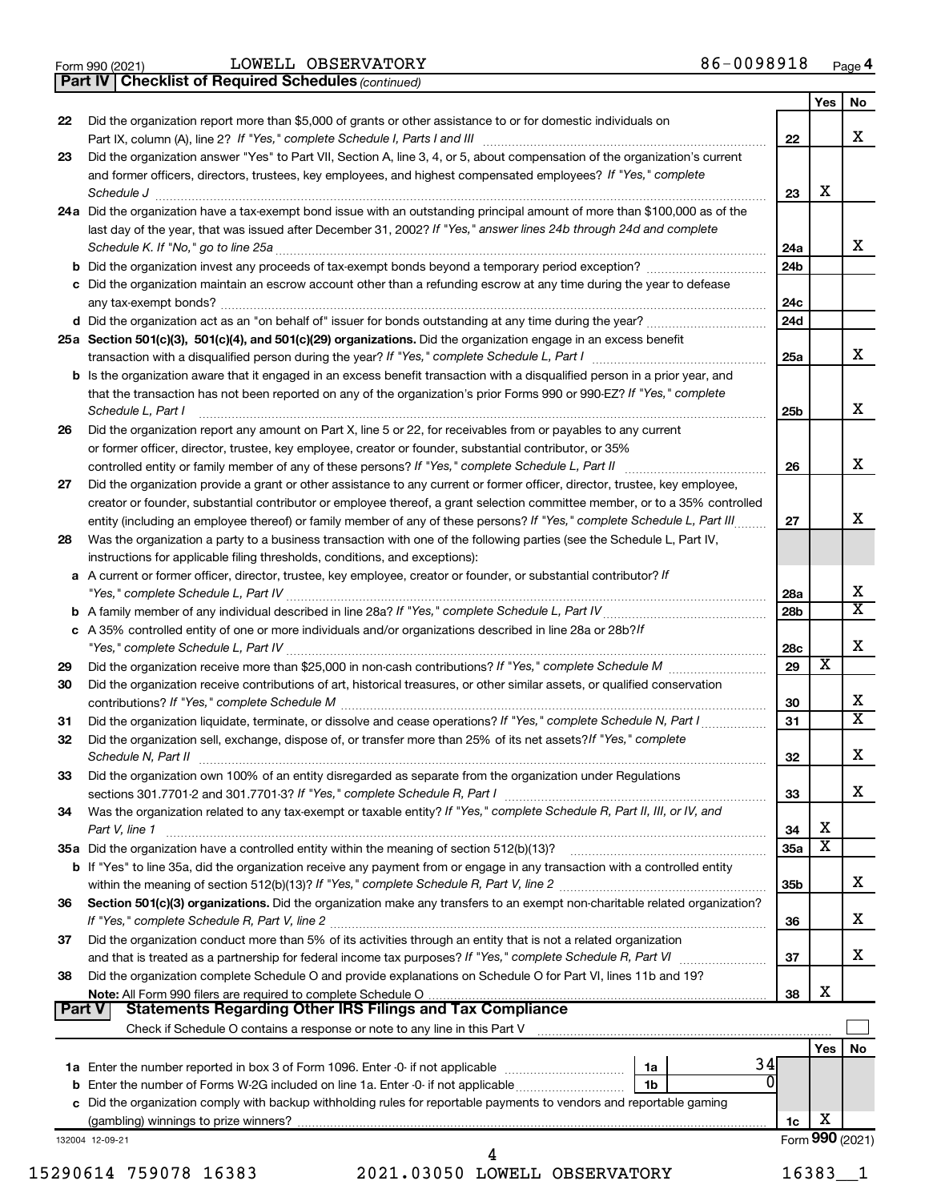Form 990 (2021) LOWELL OBSERVATORY 86-0098918

## Part IV Checklist of Required Schedules *(continued)*

| | | | Yes | No |
|---|---|---|---|---|
| 22 | Did the organization report more than $5,000 of grants or other assistance to or for domestic individuals on Part IX, column (A), line 2? *If "Yes," complete Schedule I, Parts I and III* | 22 | | X |
| 23 | Did the organization answer "Yes" to Part VII, Section A, line 3, 4, or 5, about compensation of the organization's current and former officers, directors, trustees, key employees, and highest compensated employees? *If "Yes," complete Schedule J* | 23 | X | |
| 24a | Did the organization have a tax-exempt bond issue with an outstanding principal amount of more than $100,000 as of the last day of the year, that was issued after December 31, 2002? *If "Yes," answer lines 24b through 24d and complete Schedule K. If "No," go to line 25a* | 24a | | X |
| b | Did the organization invest any proceeds of tax-exempt bonds beyond a temporary period exception? | 24b | | |
| c | Did the organization maintain an escrow account other than a refunding escrow at any time during the year to defease any tax-exempt bonds? | 24c | | |
| d | Did the organization act as an "on behalf of" issuer for bonds outstanding at any time during the year? | 24d | | |
| 25a | **Section 501(c)(3), 501(c)(4), and 501(c)(29) organizations.** Did the organization engage in an excess benefit transaction with a disqualified person during the year? *If "Yes," complete Schedule L, Part I* | 25a | | X |
| b | Is the organization aware that it engaged in an excess benefit transaction with a disqualified person in a prior year, and that the transaction has not been reported on any of the organization's prior Forms 990 or 990-EZ? *If "Yes," complete Schedule L, Part I* | 25b | | X |
| 26 | Did the organization report any amount on Part X, line 5 or 22, for receivables from or payables to any current or former officer, director, trustee, key employee, creator or founder, substantial contributor, or 35% controlled entity or family member of any of these persons? *If "Yes," complete Schedule L, Part II* | 26 | | X |
| 27 | Did the organization provide a grant or other assistance to any current or former officer, director, trustee, key employee, creator or founder, substantial contributor or employee thereof, a grant selection committee member, or to a 35% controlled entity (including an employee thereof) or family member of any of these persons? *If "Yes," complete Schedule L, Part III* | 27 | | X |
| 28 | Was the organization a party to a business transaction with one of the following parties (see the Schedule L, Part IV, instructions for applicable filing thresholds, conditions, and exceptions): | | | |
| a | A current or former officer, director, trustee, key employee, creator or founder, or substantial contributor? *If "Yes," complete Schedule L, Part IV* | 28a | | X |
| b | A family member of any individual described in line 28a? *If "Yes," complete Schedule L, Part IV* | 28b | | X |
| c | A 35% controlled entity of one or more individuals and/or organizations described in line 28a or 28b? *If "Yes," complete Schedule L, Part IV* | 28c | | X |
| 29 | Did the organization receive more than $25,000 in non-cash contributions? *If "Yes," complete Schedule M* | 29 | X | |
| 30 | Did the organization receive contributions of art, historical treasures, or other similar assets, or qualified conservation contributions? *If "Yes," complete Schedule M* | 30 | | X |
| 31 | Did the organization liquidate, terminate, or dissolve and cease operations? *If "Yes," complete Schedule N, Part I* | 31 | | X |
| 32 | Did the organization sell, exchange, dispose of, or transfer more than 25% of its net assets? *If "Yes," complete Schedule N, Part II* | 32 | | X |
| 33 | Did the organization own 100% of an entity disregarded as separate from the organization under Regulations sections 301.7701-2 and 301.7701-3? *If "Yes," complete Schedule R, Part I* | 33 | | X |
| 34 | Was the organization related to any tax-exempt or taxable entity? *If "Yes," complete Schedule R, Part II, III, or IV, and Part V, line 1* | 34 | X | |
| 35a | Did the organization have a controlled entity within the meaning of section 512(b)(13)? | 35a | X | |
| b | If "Yes" to line 35a, did the organization receive any payment from or engage in any transaction with a controlled entity within the meaning of section 512(b)(13)? *If "Yes," complete Schedule R, Part V, line 2* | 35b | | X |
| 36 | **Section 501(c)(3) organizations.** Did the organization make any transfers to an exempt non-charitable related organization? *If "Yes," complete Schedule R, Part V, line 2* | 36 | | X |
| 37 | Did the organization conduct more than 5% of its activities through an entity that is not a related organization and that is treated as a partnership for federal income tax purposes? *If "Yes," complete Schedule R, Part VI* | 37 | | X |
| 38 | Did the organization complete Schedule O and provide explanations on Schedule O for Part VI, lines 11b and 19? **Note:** All Form 990 filers are required to complete Schedule O | 38 | X | |

## Part V Statements Regarding Other IRS Filings and Tax Compliance

Check if Schedule O contains a response or note to any line in this Part V ☐

| | | | | Yes | No |
|---|---|---|---|---|---|
| 1a | Enter the number reported in box 3 of Form 1096. Enter -0- if not applicable | 1a | 34 | | |
| b | Enter the number of Forms W-2G included on line 1a. Enter -0- if not applicable | 1b | 0 | | |
| c | Did the organization comply with backup withholding rules for reportable payments to vendors and reportable gaming (gambling) winnings to prize winners? | 1c | | X | |

Form **990** (2021)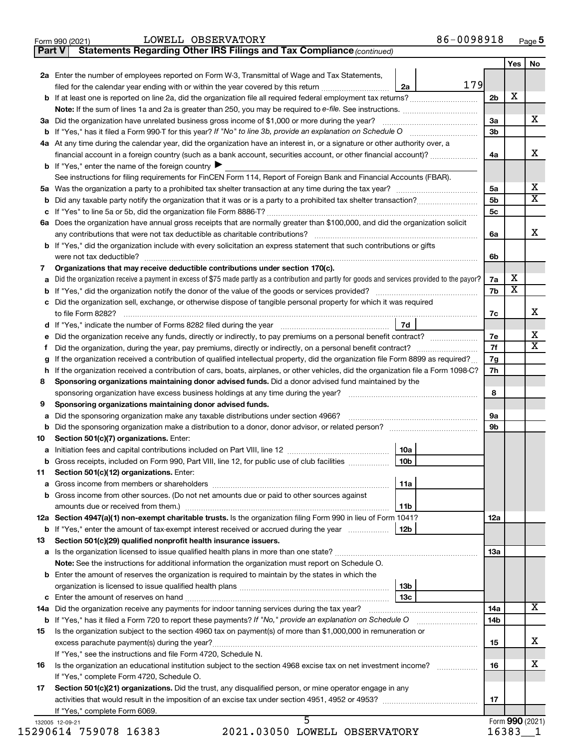Form 990 (2021) LOWELL OBSERVATORY 86-0098918 Page 5

**Part V | Statements Regarding Other IRS Filings and Tax Compliance** *(continued)*

| | | | | Yes | No |
|---|---|---|---|---|---|
| **2a** | Enter the number of employees reported on Form W-3, Transmittal of Wage and Tax Statements, filed for the calendar year ending with or within the year covered by this return | 2a 179 | | | |
| **b** | If at least one is reported on line 2a, did the organization file all required federal employment tax returns? | | 2b | X | |
| | **Note:** If the sum of lines 1a and 2a is greater than 250, you may be required to *e-file.* See instructions. | | | | |
| **3a** | Did the organization have unrelated business gross income of $1,000 or more during the year? | | 3a | | X |
| **b** | If "Yes," has it filed a Form 990-T for this year? *If "No" to line 3b, provide an explanation on Schedule O* | | 3b | | |
| **4a** | At any time during the calendar year, did the organization have an interest in, or a signature or other authority over, a financial account in a foreign country (such as a bank account, securities account, or other financial account)? | | 4a | | X |
| **b** | If "Yes," enter the name of the foreign country ▶ | | | | |
| | See instructions for filing requirements for FinCEN Form 114, Report of Foreign Bank and Financial Accounts (FBAR). | | | | |
| **5a** | Was the organization a party to a prohibited tax shelter transaction at any time during the tax year? | | 5a | | X |
| **b** | Did any taxable party notify the organization that it was or is a party to a prohibited tax shelter transaction? | | 5b | | X |
| **c** | If "Yes" to line 5a or 5b, did the organization file Form 8886-T? | | 5c | | |
| **6a** | Does the organization have annual gross receipts that are normally greater than $100,000, and did the organization solicit any contributions that were not tax deductible as charitable contributions? | | 6a | | X |
| **b** | If "Yes," did the organization include with every solicitation an express statement that such contributions or gifts were not tax deductible? | | 6b | | |
| **7** | **Organizations that may receive deductible contributions under section 170(c).** | | | | |
| **a** | Did the organization receive a payment in excess of $75 made partly as a contribution and partly for goods and services provided to the payor? | | 7a | X | |
| **b** | If "Yes," did the organization notify the donor of the value of the goods or services provided? | | 7b | X | |
| **c** | Did the organization sell, exchange, or otherwise dispose of tangible personal property for which it was required to file Form 8282? | | 7c | | X |
| **d** | If "Yes," indicate the number of Forms 8282 filed during the year | 7d | | | |
| **e** | Did the organization receive any funds, directly or indirectly, to pay premiums on a personal benefit contract? | | 7e | | X |
| **f** | Did the organization, during the year, pay premiums, directly or indirectly, on a personal benefit contract? | | 7f | | X |
| **g** | If the organization received a contribution of qualified intellectual property, did the organization file Form 8899 as required? | | 7g | | |
| **h** | If the organization received a contribution of cars, boats, airplanes, or other vehicles, did the organization file a Form 1098-C? | | 7h | | |
| **8** | **Sponsoring organizations maintaining donor advised funds.** Did a donor advised fund maintained by the sponsoring organization have excess business holdings at any time during the year? | | 8 | | |
| **9** | **Sponsoring organizations maintaining donor advised funds.** | | | | |
| **a** | Did the sponsoring organization make any taxable distributions under section 4966? | | 9a | | |
| **b** | Did the sponsoring organization make a distribution to a donor, donor advisor, or related person? | | 9b | | |
| **10** | **Section 501(c)(7) organizations.** Enter: | | | | |
| **a** | Initiation fees and capital contributions included on Part VIII, line 12 | 10a | | | |
| **b** | Gross receipts, included on Form 990, Part VIII, line 12, for public use of club facilities | 10b | | | |
| **11** | **Section 501(c)(12) organizations.** Enter: | | | | |
| **a** | Gross income from members or shareholders | 11a | | | |
| **b** | Gross income from other sources. (Do not net amounts due or paid to other sources against amounts due or received from them.) | 11b | | | |
| **12a** | **Section 4947(a)(1) non-exempt charitable trusts.** Is the organization filing Form 990 in lieu of Form 1041? | | 12a | | |
| **b** | If "Yes," enter the amount of tax-exempt interest received or accrued during the year | 12b | | | |
| **13** | **Section 501(c)(29) qualified nonprofit health insurance issuers.** | | | | |
| **a** | Is the organization licensed to issue qualified health plans in more than one state? | | 13a | | |
| | **Note:** See the instructions for additional information the organization must report on Schedule O. | | | | |
| **b** | Enter the amount of reserves the organization is required to maintain by the states in which the organization is licensed to issue qualified health plans | 13b | | | |
| **c** | Enter the amount of reserves on hand | 13c | | | |
| **14a** | Did the organization receive any payments for indoor tanning services during the tax year? | | 14a | | X |
| **b** | If "Yes," has it filed a Form 720 to report these payments? *If "No," provide an explanation on Schedule O* | | 14b | | |
| **15** | Is the organization subject to the section 4960 tax on payment(s) of more than $1,000,000 in remuneration or excess parachute payment(s) during the year? | | 15 | | X |
| | If "Yes," see the instructions and file Form 4720, Schedule N. | | | | |
| **16** | Is the organization an educational institution subject to the section 4968 excise tax on net investment income? | | 16 | | X |
| | If "Yes," complete Form 4720, Schedule O. | | | | |
| **17** | **Section 501(c)(21) organizations.** Did the trust, any disqualified person, or mine operator engage in any activities that would result in the imposition of an excise tax under section 4951, 4952 or 4953? | | 17 | | |
| | If "Yes," complete Form 6069. | | | | |

132005 12-09-21 Form **990** (2021)

15290614 759078 16383 2021.03050 LOWELL OBSERVATORY 16383__1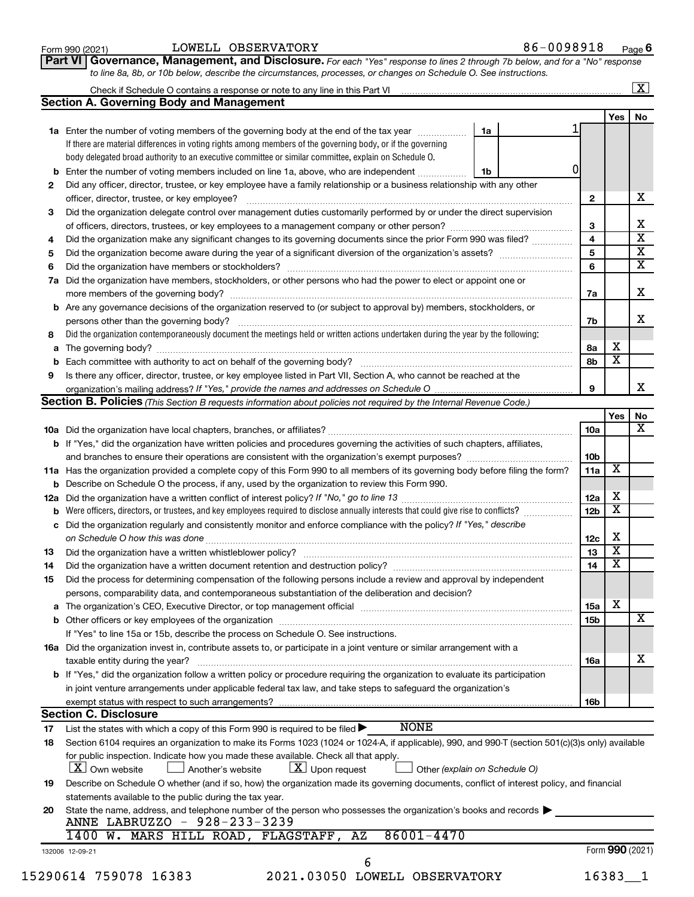Form 990 (2021) LOWELL OBSERVATORY 86-0098918 Page **6**

## Part VI Governance, Management, and Disclosure.

*For each "Yes" response to lines 2 through 7b below, and for a "No" response to line 8a, 8b, or 10b below, describe the circumstances, processes, or changes on Schedule O. See instructions.*

Check if Schedule O contains a response or note to any line in this Part VI ..... [X]

### Section A. Governing Body and Management

| | | | Yes | No |
|---|---|---|---|---|
| **1a** | Enter the number of voting members of the governing body at the end of the tax year ..... **1a** 1. If there are material differences in voting rights among members of the governing body, or if the governing body delegated broad authority to an executive committee or similar committee, explain on Schedule O. | | | |
| **b** | Enter the number of voting members included on line 1a, above, who are independent ..... **1b** 0 | | | |
| **2** | Did any officer, director, trustee, or key employee have a family relationship or a business relationship with any other officer, director, trustee, or key employee? | 2 | | X |
| **3** | Did the organization delegate control over management duties customarily performed by or under the direct supervision of officers, directors, trustees, or key employees to a management company or other person? | 3 | | X |
| **4** | Did the organization make any significant changes to its governing documents since the prior Form 990 was filed? | 4 | | X |
| **5** | Did the organization become aware during the year of a significant diversion of the organization's assets? | 5 | | X |
| **6** | Did the organization have members or stockholders? | 6 | | X |
| **7a** | Did the organization have members, stockholders, or other persons who had the power to elect or appoint one or more members of the governing body? | 7a | | X |
| **b** | Are any governance decisions of the organization reserved to (or subject to approval by) members, stockholders, or persons other than the governing body? | 7b | | X |
| **8** | Did the organization contemporaneously document the meetings held or written actions undertaken during the year by the following: | | | |
| **a** | The governing body? | 8a | X | |
| **b** | Each committee with authority to act on behalf of the governing body? | 8b | X | |
| **9** | Is there any officer, director, trustee, or key employee listed in Part VII, Section A, who cannot be reached at the organization's mailing address? *If "Yes," provide the names and addresses on Schedule O* | 9 | | X |

### Section B. Policies *(This Section B requests information about policies not required by the Internal Revenue Code.)*

| | | | Yes | No |
|---|---|---|---|---|
| **10a** | Did the organization have local chapters, branches, or affiliates? | 10a | | X |
| **b** | If "Yes," did the organization have written policies and procedures governing the activities of such chapters, affiliates, and branches to ensure their operations are consistent with the organization's exempt purposes? | 10b | | |
| **11a** | Has the organization provided a complete copy of this Form 990 to all members of its governing body before filing the form? | 11a | X | |
| **b** | Describe on Schedule O the process, if any, used by the organization to review this Form 990. | | | |
| **12a** | Did the organization have a written conflict of interest policy? *If "No," go to line 13* | 12a | X | |
| **b** | Were officers, directors, or trustees, and key employees required to disclose annually interests that could give rise to conflicts? | 12b | X | |
| **c** | Did the organization regularly and consistently monitor and enforce compliance with the policy? *If "Yes," describe on Schedule O how this was done* | 12c | X | |
| **13** | Did the organization have a written whistleblower policy? | 13 | X | |
| **14** | Did the organization have a written document retention and destruction policy? | 14 | X | |
| **15** | Did the process for determining compensation of the following persons include a review and approval by independent persons, comparability data, and contemporaneous substantiation of the deliberation and decision? | | | |
| **a** | The organization's CEO, Executive Director, or top management official | 15a | X | |
| **b** | Other officers or key employees of the organization | 15b | | X |
| | If "Yes" to line 15a or 15b, describe the process on Schedule O. See instructions. | | | |
| **16a** | Did the organization invest in, contribute assets to, or participate in a joint venture or similar arrangement with a taxable entity during the year? | 16a | | X |
| **b** | If "Yes," did the organization follow a written policy or procedure requiring the organization to evaluate its participation in joint venture arrangements under applicable federal tax law, and take steps to safeguard the organization's exempt status with respect to such arrangements? | 16b | | |

### Section C. Disclosure

**17** List the states with which a copy of this Form 990 is required to be filed ▶ NONE

**18** Section 6104 requires an organization to make its Forms 1023 (1024 or 1024-A, if applicable), 990, and 990-T (section 501(c)(3)s only) available for public inspection. Indicate how you made these available. Check all that apply.

[X] Own website  [ ] Another's website  [X] Upon request  [ ] Other *(explain on Schedule O)*

**19** Describe on Schedule O whether (and if so, how) the organization made its governing documents, conflict of interest policy, and financial statements available to the public during the tax year.

**20** State the name, address, and telephone number of the person who possesses the organization's books and records ▶

ANNE LABRUZZO - 928-233-3239
1400 W. MARS HILL ROAD, FLAGSTAFF, AZ 86001-4470

132006 12-09-21 Form **990** (2021)

15290614 759078 16383 2021.03050 LOWELL OBSERVATORY 16383__1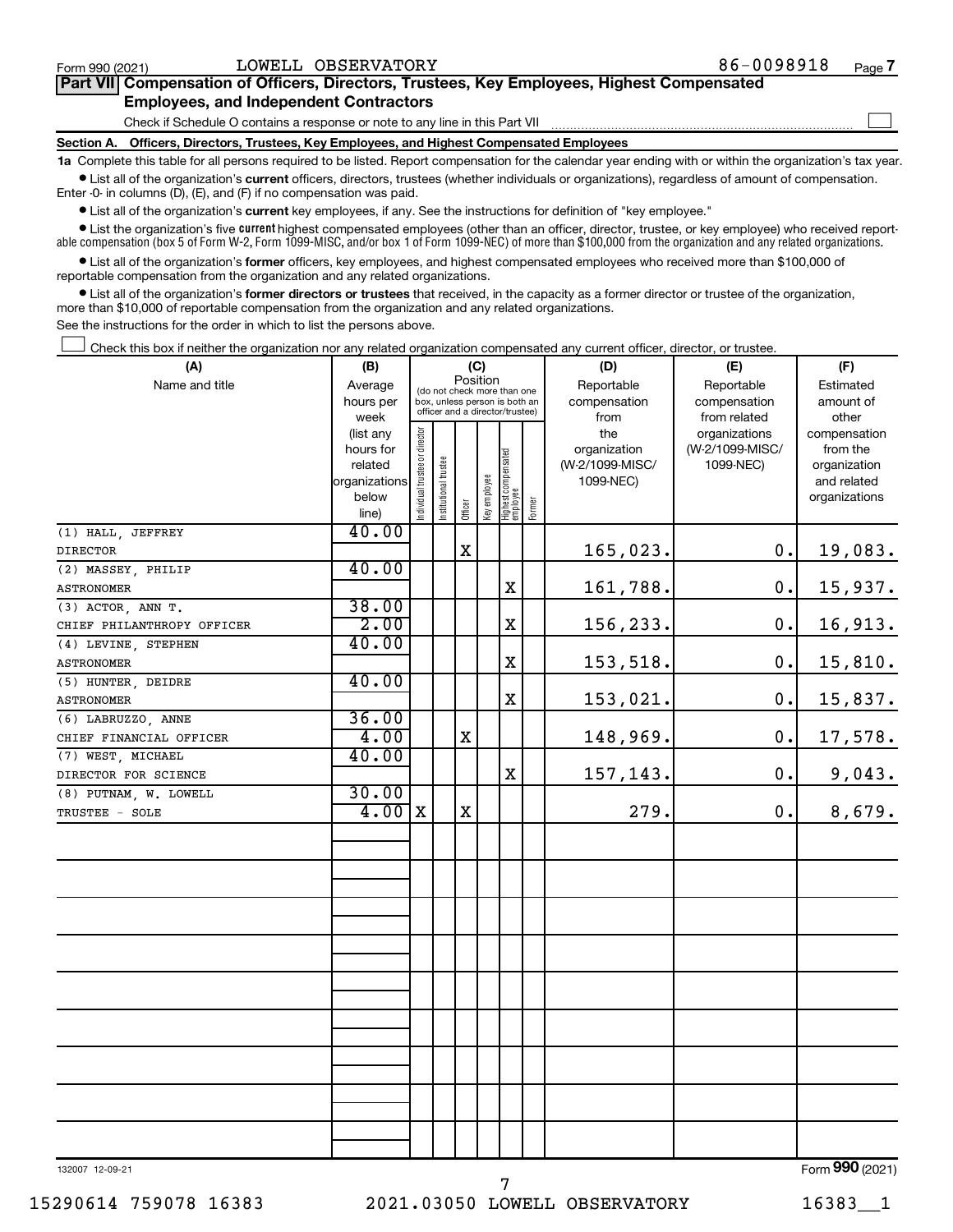Form 990 (2021) LOWELL OBSERVATORY 86-0098918

## Part VII Compensation of Officers, Directors, Trustees, Key Employees, Highest Compensated Employees, and Independent Contractors

Check if Schedule O contains a response or note to any line in this Part VII ☐

### Section A. Officers, Directors, Trustees, Key Employees, and Highest Compensated Employees

**1a** Complete this table for all persons required to be listed. Report compensation for the calendar year ending with or within the organization's tax year.

- List all of the organization's **current** officers, directors, trustees (whether individuals or organizations), regardless of amount of compensation. Enter -0- in columns (D), (E), and (F) if no compensation was paid.
- List all of the organization's **current** key employees, if any. See the instructions for definition of "key employee."
- List the organization's five **current** highest compensated employees (other than an officer, director, trustee, or key employee) who received reportable compensation (box 5 of Form W-2, Form 1099-MISC, and/or box 1 of Form 1099-NEC) of more than $100,000 from the organization and any related organizations.
- List all of the organization's **former** officers, key employees, and highest compensated employees who received more than $100,000 of reportable compensation from the organization and any related organizations.
- List all of the organization's **former directors or trustees** that received, in the capacity as a former director or trustee of the organization, more than $10,000 of reportable compensation from the organization and any related organizations.

See the instructions for the order in which to list the persons above.

☐ Check this box if neither the organization nor any related organization compensated any current officer, director, or trustee.

| (A) Name and title | (B) Average hours per week (list any hours for related organizations below line) | (C) Position: Individual trustee or director | Institutional trustee | Officer | Key employee | Highest compensated employee | Former | (D) Reportable compensation from the organization (W-2/1099-MISC/1099-NEC) | (E) Reportable compensation from related organizations (W-2/1099-MISC/1099-NEC) | (F) Estimated amount of other compensation from the organization and related organizations |
|---|---|---|---|---|---|---|---|---|---|---|
| (1) HALL, JEFFREY<br>DIRECTOR | 40.00 | | | X | | | | 165,023. | 0. | 19,083. |
| (2) MASSEY, PHILIP<br>ASTRONOMER | 40.00 | | | | | X | | 161,788. | 0. | 15,937. |
| (3) ACTOR, ANN T.<br>CHIEF PHILANTHROPY OFFICER | 38.00<br>2.00 | | | | | X | | 156,233. | 0. | 16,913. |
| (4) LEVINE, STEPHEN<br>ASTRONOMER | 40.00 | | | | | X | | 153,518. | 0. | 15,810. |
| (5) HUNTER, DEIDRE<br>ASTRONOMER | 40.00 | | | | | X | | 153,021. | 0. | 15,837. |
| (6) LABRUZZO, ANNE<br>CHIEF FINANCIAL OFFICER | 36.00<br>4.00 | | | X | | | | 148,969. | 0. | 17,578. |
| (7) WEST, MICHAEL<br>DIRECTOR FOR SCIENCE | 40.00 | | | | | X | | 157,143. | 0. | 9,043. |
| (8) PUTNAM, W. LOWELL<br>TRUSTEE - SOLE | 30.00<br>4.00 | X | | X | | | | 279. | 0. | 8,679. |

Form **990** (2021)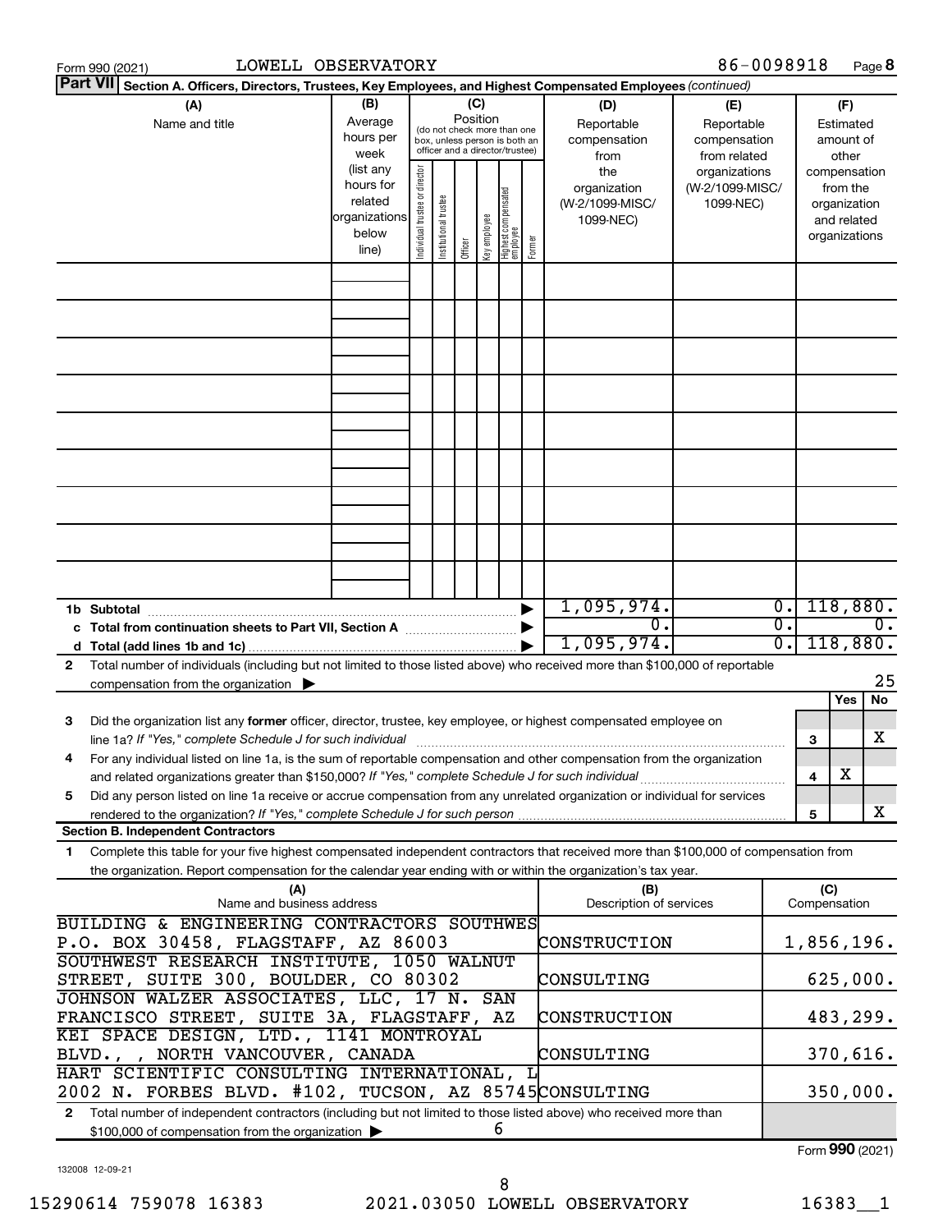Form 990 (2021) LOWELL OBSERVATORY 86-0098918 Page 8

**Part VII Section A. Officers, Directors, Trustees, Key Employees, and Highest Compensated Employees** *(continued)*

| (A) Name and title | (B) Average hours per week (list any hours for related organizations below line) | (C) Position: Individual trustee or director | Institutional trustee | Officer | Key employee | Highest compensated employee | Former | (D) Reportable compensation from the organization (W-2/1099-MISC/1099-NEC) | (E) Reportable compensation from related organizations (W-2/1099-MISC/1099-NEC) | (F) Estimated amount of other compensation from the organization and related organizations |
|---|---|---|---|---|---|---|---|---|---|---|
| | | | | | | | | | | |
| **1b Subtotal** | | | | | | | | 1,095,974. | 0. | 118,880. |
| **c Total from continuation sheets to Part VII, Section A** | | | | | | | | 0. | 0. | 0. |
| **d Total (add lines 1b and 1c)** | | | | | | | | 1,095,974. | 0. | 118,880. |

**2** Total number of individuals (including but not limited to those listed above) who received more than $100,000 of reportable compensation from the organization ▶ 25

| | | Yes | No |
|---|---|---|---|
| **3** Did the organization list any **former** officer, director, trustee, key employee, or highest compensated employee on line 1a? *If "Yes," complete Schedule J for such individual* | 3 | | X |
| **4** For any individual listed on line 1a, is the sum of reportable compensation and other compensation from the organization and related organizations greater than $150,000? *If "Yes," complete Schedule J for such individual* | 4 | X | |
| **5** Did any person listed on line 1a receive or accrue compensation from any unrelated organization or individual for services rendered to the organization? *If "Yes," complete Schedule J for such person* | 5 | | X |

**Section B. Independent Contractors**

**1** Complete this table for your five highest compensated independent contractors that received more than $100,000 of compensation from the organization. Report compensation for the calendar year ending with or within the organization's tax year.

| (A) Name and business address | (B) Description of services | (C) Compensation |
|---|---|---|
| BUILDING & ENGINEERING CONTRACTORS SOUTHWES P.O. BOX 30458, FLAGSTAFF, AZ 86003 | CONSTRUCTION | 1,856,196. |
| SOUTHWEST RESEARCH INSTITUTE, 1050 WALNUT STREET, SUITE 300, BOULDER, CO 80302 | CONSULTING | 625,000. |
| JOHNSON WALZER ASSOCIATES, LLC, 17 N. SAN FRANCISCO STREET, SUITE 3A, FLAGSTAFF, AZ | CONSTRUCTION | 483,299. |
| KEI SPACE DESIGN, LTD., 1141 MONTROYAL BLVD., , NORTH VANCOUVER, CANADA | CONSULTING | 370,616. |
| HART SCIENTIFIC CONSULTING INTERNATIONAL, L 2002 N. FORBES BLVD. #102, TUCSON, AZ 85745 | CONSULTING | 350,000. |

**2** Total number of independent contractors (including but not limited to those listed above) who received more than $100,000 of compensation from the organization ▶ 6

Form **990** (2021)

132008 12-09-21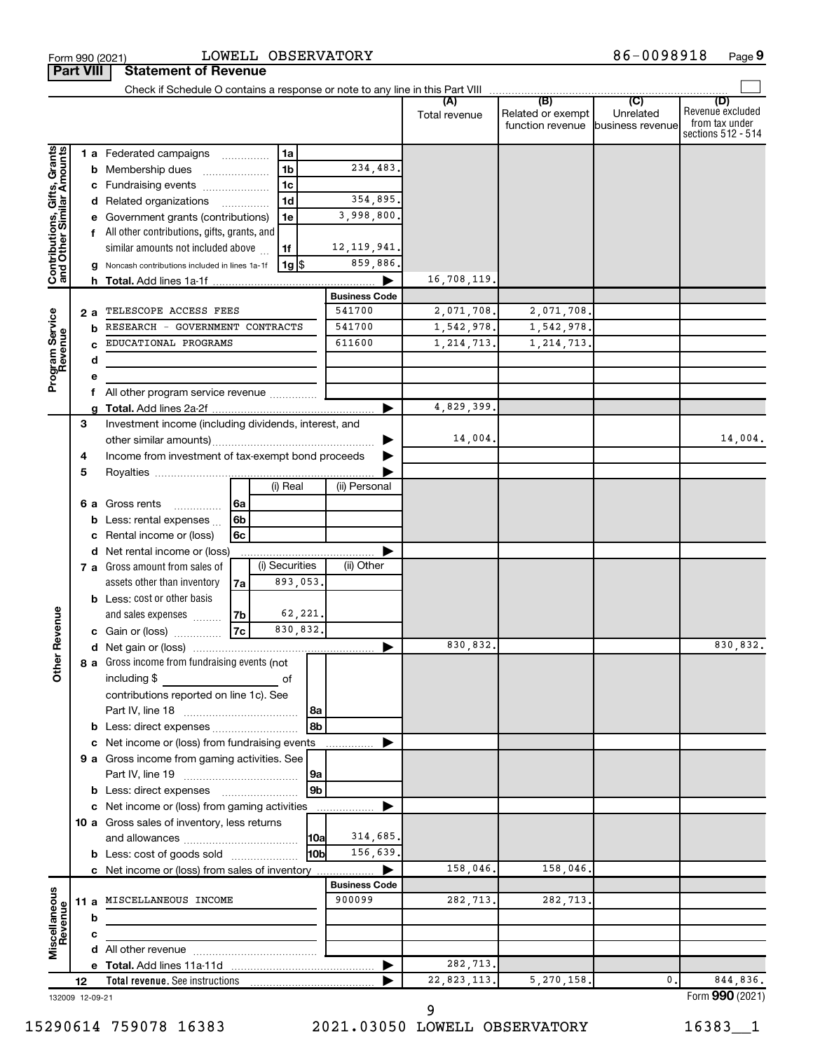Form 990 (2021) LOWELL OBSERVATORY 86-0098918

## Part VIII Statement of Revenue

Check if Schedule O contains a response or note to any line in this Part VIII

| | | | | (A) Total revenue | (B) Related or exempt function revenue | (C) Unrelated business revenue | (D) Revenue excluded from tax under sections 512 - 514 |
|---|---|---|---|---|---|---|---|
| **Contributions, Gifts, Grants and Other Similar Amounts** | 1a Federated campaigns | 1a | | | | | |
| | b Membership dues | 1b | 234,483. | | | | |
| | c Fundraising events | 1c | | | | | |
| | d Related organizations | 1d | 354,895. | | | | |
| | e Government grants (contributions) | 1e | 3,998,800. | | | | |
| | f All other contributions, gifts, grants, and similar amounts not included above | 1f | 12,119,941. | | | | |
| | g Noncash contributions included in lines 1a-1f | 1g $ | 859,886. | | | | |
| | h **Total.** Add lines 1a-1f | | | 16,708,119. | | | |
| **Program Service Revenue** | | | **Business Code** | | | | |
| | 2a TELESCOPE ACCESS FEES | | 541700 | 2,071,708. | 2,071,708. | | |
| | b RESEARCH - GOVERNMENT CONTRACTS | | 541700 | 1,542,978. | 1,542,978. | | |
| | c EDUCATIONAL PROGRAMS | | 611600 | 1,214,713. | 1,214,713. | | |
| | d | | | | | | |
| | e | | | | | | |
| | f All other program service revenue | | | | | | |
| | g **Total.** Add lines 2a-2f | | | 4,829,399. | | | |
| **Other Revenue** | 3 Investment income (including dividends, interest, and other similar amounts) | | | 14,004. | | | 14,004. |
| | 4 Income from investment of tax-exempt bond proceeds | | | | | | |
| | 5 Royalties | | | | | | |
| | | (i) Real | (ii) Personal | | | | |
| | 6a Gross rents (6a) | | | | | | |
| | b Less: rental expenses (6b) | | | | | | |
| | c Rental income or (loss) (6c) | | | | | | |
| | d Net rental income or (loss) | | | | | | |
| | | (i) Securities | (ii) Other | | | | |
| | 7a Gross amount from sales of assets other than inventory (7a) | 893,053. | | | | | |
| | b Less: cost or other basis and sales expenses (7b) | 62,221. | | | | | |
| | c Gain or (loss) (7c) | 830,832. | | | | | |
| | d Net gain or (loss) | | | 830,832. | | | 830,832. |
| | 8a Gross income from fundraising events (not including $ of contributions reported on line 1c). See Part IV, line 18 | 8a | | | | | |
| | b Less: direct expenses | 8b | | | | | |
| | c Net income or (loss) from fundraising events | | | | | | |
| | 9a Gross income from gaming activities. See Part IV, line 19 | 9a | | | | | |
| | b Less: direct expenses | 9b | | | | | |
| | c Net income or (loss) from gaming activities | | | | | | |
| | 10a Gross sales of inventory, less returns and allowances | 10a | 314,685. | | | | |
| | b Less: cost of goods sold | 10b | 156,639. | | | | |
| | c Net income or (loss) from sales of inventory | | | 158,046. | 158,046. | | |
| **Miscellaneous Revenue** | | | **Business Code** | | | | |
| | 11a MISCELLANEOUS INCOME | | 900099 | 282,713. | 282,713. | | |
| | b | | | | | | |
| | c | | | | | | |
| | d All other revenue | | | | | | |
| | e **Total.** Add lines 11a-11d | | | 282,713. | | | |
| | 12 **Total revenue.** See instructions | | | 22,823,113. | 5,270,158. | 0. | 844,836. |

132009 12-09-21

Form **990** (2021)

15290614 759078 16383 2021.03050 LOWELL OBSERVATORY 16383__1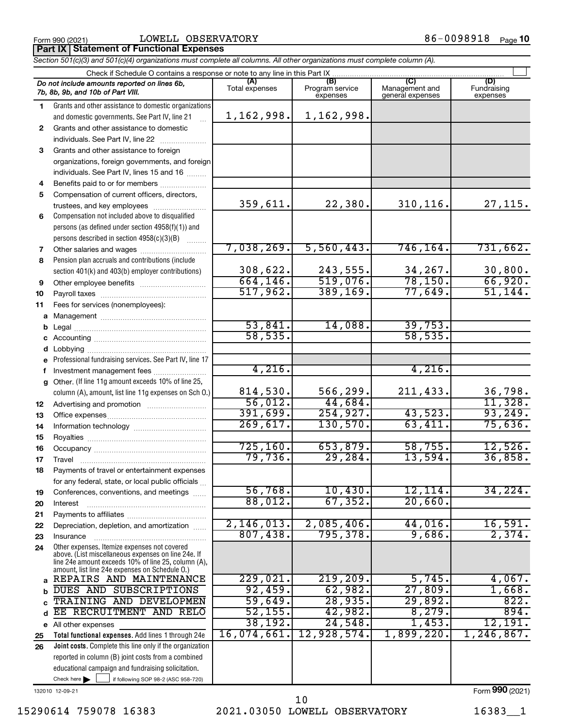Form 990 (2021) LOWELL OBSERVATORY 86-0098918

## Part IX Statement of Functional Expenses

*Section 501(c)(3) and 501(c)(4) organizations must complete all columns. All other organizations must complete column (A).*

Check if Schedule O contains a response or note to any line in this Part IX

| Do not include amounts reported on lines 6b, 7b, 8b, 9b, and 10b of Part VIII. | (A) Total expenses | (B) Program service expenses | (C) Management and general expenses | (D) Fundraising expenses |
|---|---|---|---|---|
| 1 Grants and other assistance to domestic organizations and domestic governments. See Part IV, line 21 | 1,162,998. | 1,162,998. | | |
| 2 Grants and other assistance to domestic individuals. See Part IV, line 22 | | | | |
| 3 Grants and other assistance to foreign organizations, foreign governments, and foreign individuals. See Part IV, lines 15 and 16 | | | | |
| 4 Benefits paid to or for members | | | | |
| 5 Compensation of current officers, directors, trustees, and key employees | 359,611. | 22,380. | 310,116. | 27,115. |
| 6 Compensation not included above to disqualified persons (as defined under section 4958(f)(1)) and persons described in section 4958(c)(3)(B) | | | | |
| 7 Other salaries and wages | 7,038,269. | 5,560,443. | 746,164. | 731,662. |
| 8 Pension plan accruals and contributions (include section 401(k) and 403(b) employer contributions) | 308,622. | 243,555. | 34,267. | 30,800. |
| 9 Other employee benefits | 664,146. | 519,076. | 78,150. | 66,920. |
| 10 Payroll taxes | 517,962. | 389,169. | 77,649. | 51,144. |
| 11 Fees for services (nonemployees): | | | | |
| a Management | | | | |
| b Legal | 53,841. | 14,088. | 39,753. | |
| c Accounting | 58,535. | | 58,535. | |
| d Lobbying | | | | |
| e Professional fundraising services. See Part IV, line 17 | | | | |
| f Investment management fees | 4,216. | | 4,216. | |
| g Other. (If line 11g amount exceeds 10% of line 25, column (A), amount, list line 11g expenses on Sch O.) | 814,530. | 566,299. | 211,433. | 36,798. |
| 12 Advertising and promotion | 56,012. | 44,684. | | 11,328. |
| 13 Office expenses | 391,699. | 254,927. | 43,523. | 93,249. |
| 14 Information technology | 269,617. | 130,570. | 63,411. | 75,636. |
| 15 Royalties | | | | |
| 16 Occupancy | 725,160. | 653,879. | 58,755. | 12,526. |
| 17 Travel | 79,736. | 29,284. | 13,594. | 36,858. |
| 18 Payments of travel or entertainment expenses for any federal, state, or local public officials | | | | |
| 19 Conferences, conventions, and meetings | 56,768. | 10,430. | 12,114. | 34,224. |
| 20 Interest | 88,012. | 67,352. | 20,660. | |
| 21 Payments to affiliates | | | | |
| 22 Depreciation, depletion, and amortization | 2,146,013. | 2,085,406. | 44,016. | 16,591. |
| 23 Insurance | 807,438. | 795,378. | 9,686. | 2,374. |
| 24 Other expenses. Itemize expenses not covered above. (List miscellaneous expenses on line 24e. If line 24e amount exceeds 10% of line 25, column (A), amount, list line 24e expenses on Schedule O.) | | | | |
| a REPAIRS AND MAINTENANCE | 229,021. | 219,209. | 5,745. | 4,067. |
| b DUES AND SUBSCRIPTIONS | 92,459. | 62,982. | 27,809. | 1,668. |
| c TRAINING AND DEVELOPMEN | 59,649. | 28,935. | 29,892. | 822. |
| d EE RECRUITMENT AND RELO | 52,155. | 42,982. | 8,279. | 894. |
| e All other expenses | 38,192. | 24,548. | 1,453. | 12,191. |
| 25 **Total functional expenses.** Add lines 1 through 24e | 16,074,661. | 12,928,574. | 1,899,220. | 1,246,867. |
| 26 **Joint costs.** Complete this line only if the organization reported in column (B) joint costs from a combined educational campaign and fundraising solicitation. Check here ☐ if following SOP 98-2 (ASC 958-720) | | | | |

132010 12-09-21

Form **990** (2021)

15290614 759078 16383 2021.03050 LOWELL OBSERVATORY 16383__1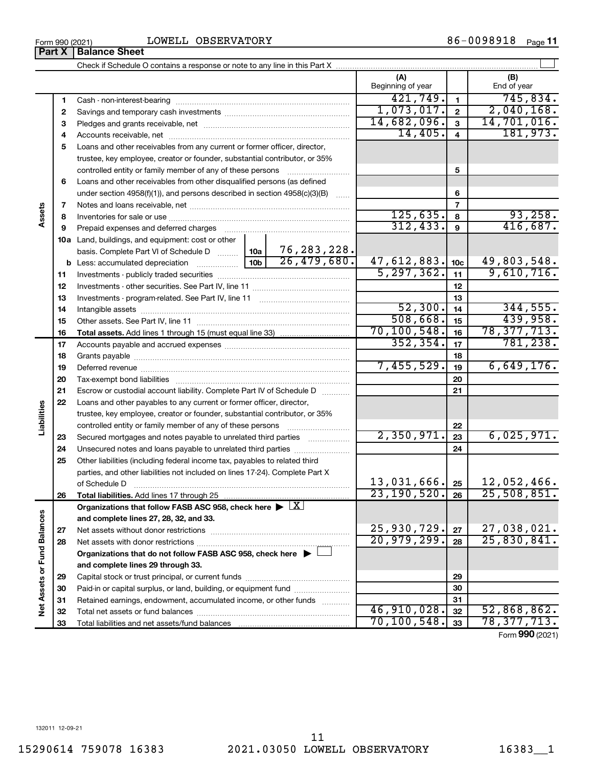Form 990 (2021) LOWELL OBSERVATORY 86-0098918

## Part X Balance Sheet

Check if Schedule O contains a response or note to any line in this Part X

| | | | (A) Beginning of year | | (B) End of year |
|---|---|---|---|---|---|
| Assets | 1 | Cash - non-interest-bearing | 421,749. | 1 | 745,834. |
| | 2 | Savings and temporary cash investments | 1,073,017. | 2 | 2,040,168. |
| | 3 | Pledges and grants receivable, net | 14,682,096. | 3 | 14,701,016. |
| | 4 | Accounts receivable, net | 14,405. | 4 | 181,973. |
| | 5 | Loans and other receivables from any current or former officer, director, trustee, key employee, creator or founder, substantial contributor, or 35% controlled entity or family member of any of these persons | | 5 | |
| | 6 | Loans and other receivables from other disqualified persons (as defined under section 4958(f)(1)), and persons described in section 4958(c)(3)(B) | | 6 | |
| | 7 | Notes and loans receivable, net | | 7 | |
| | 8 | Inventories for sale or use | 125,635. | 8 | 93,258. |
| | 9 | Prepaid expenses and deferred charges | 312,433. | 9 | 416,687. |
| | 10a | Land, buildings, and equipment: cost or other basis. Complete Part VI of Schedule D — 10a: 76,283,228. | | | |
| | b | Less: accumulated depreciation — 10b: 26,479,680. | 47,612,883. | 10c | 49,803,548. |
| | 11 | Investments - publicly traded securities | 5,297,362. | 11 | 9,610,716. |
| | 12 | Investments - other securities. See Part IV, line 11 | | 12 | |
| | 13 | Investments - program-related. See Part IV, line 11 | | 13 | |
| | 14 | Intangible assets | 52,300. | 14 | 344,555. |
| | 15 | Other assets. See Part IV, line 11 | 508,668. | 15 | 439,958. |
| | 16 | **Total assets.** Add lines 1 through 15 (must equal line 33) | 70,100,548. | 16 | 78,377,713. |
| Liabilities | 17 | Accounts payable and accrued expenses | 352,354. | 17 | 781,238. |
| | 18 | Grants payable | | 18 | |
| | 19 | Deferred revenue | 7,455,529. | 19 | 6,649,176. |
| | 20 | Tax-exempt bond liabilities | | 20 | |
| | 21 | Escrow or custodial account liability. Complete Part IV of Schedule D | | 21 | |
| | 22 | Loans and other payables to any current or former officer, director, trustee, key employee, creator or founder, substantial contributor, or 35% controlled entity or family member of any of these persons | | 22 | |
| | 23 | Secured mortgages and notes payable to unrelated third parties | 2,350,971. | 23 | 6,025,971. |
| | 24 | Unsecured notes and loans payable to unrelated third parties | | 24 | |
| | 25 | Other liabilities (including federal income tax, payables to related third parties, and other liabilities not included on lines 17-24). Complete Part X of Schedule D | 13,031,666. | 25 | 12,052,466. |
| | 26 | **Total liabilities.** Add lines 17 through 25 | 23,190,520. | 26 | 25,508,851. |
| Net Assets or Fund Balances | | **Organizations that follow FASB ASC 958, check here** ▶ [X] **and complete lines 27, 28, 32, and 33.** | | | |
| | 27 | Net assets without donor restrictions | 25,930,729. | 27 | 27,038,021. |
| | 28 | Net assets with donor restrictions | 20,979,299. | 28 | 25,830,841. |
| | | **Organizations that do not follow FASB ASC 958, check here** ▶ [ ] **and complete lines 29 through 33.** | | | |
| | 29 | Capital stock or trust principal, or current funds | | 29 | |
| | 30 | Paid-in or capital surplus, or land, building, or equipment fund | | 30 | |
| | 31 | Retained earnings, endowment, accumulated income, or other funds | | 31 | |
| | 32 | Total net assets or fund balances | 46,910,028. | 32 | 52,868,862. |
| | 33 | Total liabilities and net assets/fund balances | 70,100,548. | 33 | 78,377,713. |

Form **990** (2021)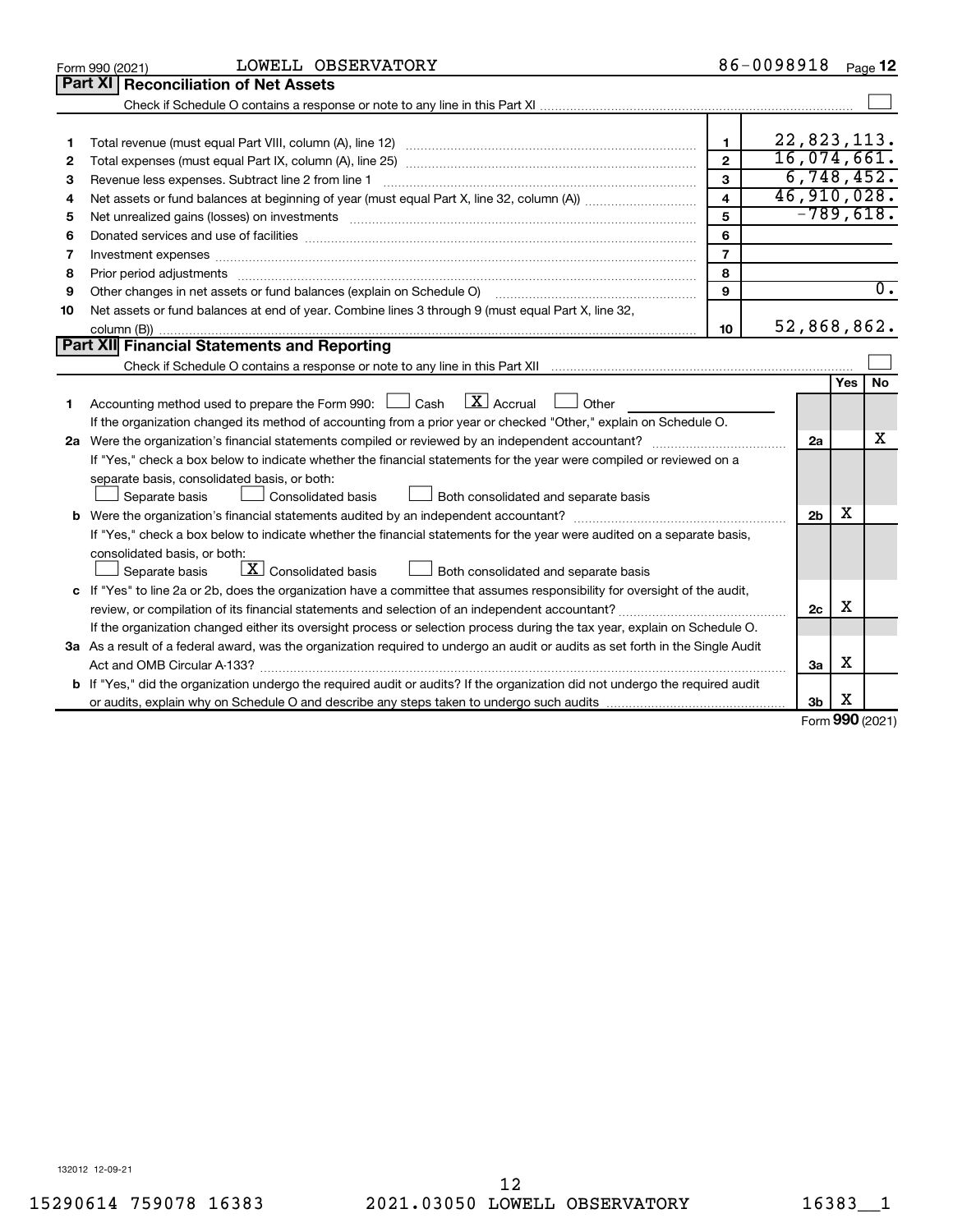Form 990 (2021) LOWELL OBSERVATORY 86-0098918 Page 12

## Part XI Reconciliation of Net Assets

Check if Schedule O contains a response or note to any line in this Part XI ☐

| | | | |
|---|---|---|---|
| 1 | Total revenue (must equal Part VIII, column (A), line 12) | 1 | 22,823,113. |
| 2 | Total expenses (must equal Part IX, column (A), line 25) | 2 | 16,074,661. |
| 3 | Revenue less expenses. Subtract line 2 from line 1 | 3 | 6,748,452. |
| 4 | Net assets or fund balances at beginning of year (must equal Part X, line 32, column (A)) | 4 | 46,910,028. |
| 5 | Net unrealized gains (losses) on investments | 5 | -789,618. |
| 6 | Donated services and use of facilities | 6 | |
| 7 | Investment expenses | 7 | |
| 8 | Prior period adjustments | 8 | |
| 9 | Other changes in net assets or fund balances (explain on Schedule O) | 9 | 0. |
| 10 | Net assets or fund balances at end of year. Combine lines 3 through 9 (must equal Part X, line 32, column (B)) | 10 | 52,868,862. |

## Part XII Financial Statements and Reporting

Check if Schedule O contains a response or note to any line in this Part XII ☐

| | | | Yes | No |
|---|---|---|---|---|
| 1 | Accounting method used to prepare the Form 990: ☐ Cash ☒ Accrual ☐ Other<br>If the organization changed its method of accounting from a prior year or checked "Other," explain on Schedule O. | | | |
| 2a | Were the organization's financial statements compiled or reviewed by an independent accountant?<br>If "Yes," check a box below to indicate whether the financial statements for the year were compiled or reviewed on a separate basis, consolidated basis, or both:<br>☐ Separate basis ☐ Consolidated basis ☐ Both consolidated and separate basis | 2a | | X |
| b | Were the organization's financial statements audited by an independent accountant?<br>If "Yes," check a box below to indicate whether the financial statements for the year were audited on a separate basis, consolidated basis, or both:<br>☐ Separate basis ☒ Consolidated basis ☐ Both consolidated and separate basis | 2b | X | |
| c | If "Yes" to line 2a or 2b, does the organization have a committee that assumes responsibility for oversight of the audit, review, or compilation of its financial statements and selection of an independent accountant?<br>If the organization changed either its oversight process or selection process during the tax year, explain on Schedule O. | 2c | X | |
| 3a | As a result of a federal award, was the organization required to undergo an audit or audits as set forth in the Single Audit Act and OMB Circular A-133? | 3a | X | |
| b | If "Yes," did the organization undergo the required audit or audits? If the organization did not undergo the required audit or audits, explain why on Schedule O and describe any steps taken to undergo such audits | 3b | X | |

Form 990 (2021)

132012 12-09-21

15290614 759078 16383 2021.03050 LOWELL OBSERVATORY 16383__1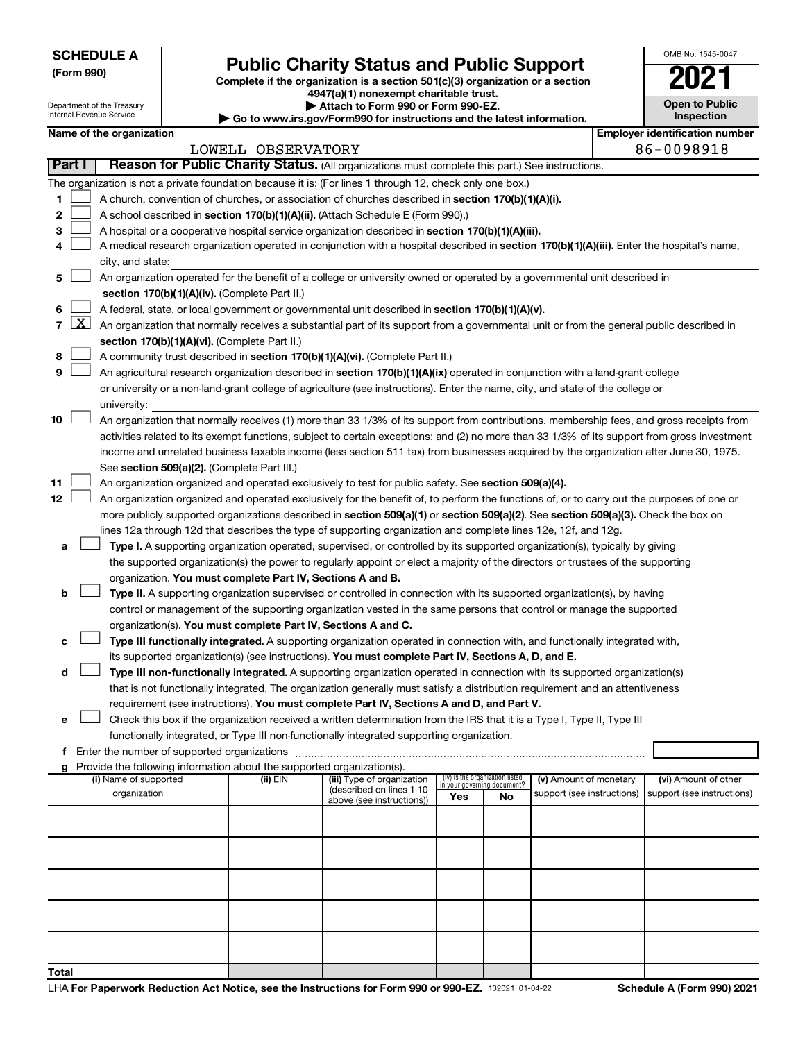**SCHEDULE A**
**(Form 990)**

Department of the Treasury
Internal Revenue Service

# Public Charity Status and Public Support

**Complete if the organization is a section 501(c)(3) organization or a section 4947(a)(1) nonexempt charitable trust.**
**▶ Attach to Form 990 or Form 990-EZ.**
**▶ Go to www.irs.gov/Form990 for instructions and the latest information.**

OMB No. 1545-0047

**2021**

**Open to Public Inspection**

**Name of the organization**
LOWELL OBSERVATORY

**Employer identification number**
86-0098918

**Part I** **Reason for Public Charity Status.** (All organizations must complete this part.) See instructions.

The organization is not a private foundation because it is: (For lines 1 through 12, check only one box.)

1 [ ] A church, convention of churches, or association of churches described in **section 170(b)(1)(A)(i).**

2 [ ] A school described in **section 170(b)(1)(A)(ii).** (Attach Schedule E (Form 990).)

3 [ ] A hospital or a cooperative hospital service organization described in **section 170(b)(1)(A)(iii).**

4 [ ] A medical research organization operated in conjunction with a hospital described in **section 170(b)(1)(A)(iii).** Enter the hospital's name, city, and state:

5 [ ] An organization operated for the benefit of a college or university owned or operated by a governmental unit described in **section 170(b)(1)(A)(iv).** (Complete Part II.)

6 [ ] A federal, state, or local government or governmental unit described in **section 170(b)(1)(A)(v).**

7 [X] An organization that normally receives a substantial part of its support from a governmental unit or from the general public described in **section 170(b)(1)(A)(vi).** (Complete Part II.)

8 [ ] A community trust described in **section 170(b)(1)(A)(vi).** (Complete Part II.)

9 [ ] An agricultural research organization described in **section 170(b)(1)(A)(ix)** operated in conjunction with a land-grant college or university or a non-land-grant college of agriculture (see instructions). Enter the name, city, and state of the college or university:

10 [ ] An organization that normally receives (1) more than 33 1/3% of its support from contributions, membership fees, and gross receipts from activities related to its exempt functions, subject to certain exceptions; and (2) no more than 33 1/3% of its support from gross investment income and unrelated business taxable income (less section 511 tax) from businesses acquired by the organization after June 30, 1975. See **section 509(a)(2).** (Complete Part III.)

11 [ ] An organization organized and operated exclusively to test for public safety. See **section 509(a)(4).**

12 [ ] An organization organized and operated exclusively for the benefit of, to perform the functions of, or to carry out the purposes of one or more publicly supported organizations described in **section 509(a)(1)** or **section 509(a)(2)**. See **section 509(a)(3).** Check the box on lines 12a through 12d that describes the type of supporting organization and complete lines 12e, 12f, and 12g.

a [ ] **Type I.** A supporting organization operated, supervised, or controlled by its supported organization(s), typically by giving the supported organization(s) the power to regularly appoint or elect a majority of the directors or trustees of the supporting organization. **You must complete Part IV, Sections A and B.**

b [ ] **Type II.** A supporting organization supervised or controlled in connection with its supported organization(s), by having control or management of the supporting organization vested in the same persons that control or manage the supported organization(s). **You must complete Part IV, Sections A and C.**

c [ ] **Type III functionally integrated.** A supporting organization operated in connection with, and functionally integrated with, its supported organization(s) (see instructions). **You must complete Part IV, Sections A, D, and E.**

d [ ] **Type III non-functionally integrated.** A supporting organization operated in connection with its supported organization(s) that is not functionally integrated. The organization generally must satisfy a distribution requirement and an attentiveness requirement (see instructions). **You must complete Part IV, Sections A and D, and Part V.**

e [ ] Check this box if the organization received a written determination from the IRS that it is a Type I, Type II, Type III functionally integrated, or Type III non-functionally integrated supporting organization.

f Enter the number of supported organizations

g Provide the following information about the supported organization(s).

| (i) Name of supported organization | (ii) EIN | (iii) Type of organization (described on lines 1-10 above (see instructions)) | (iv) Is the organization listed in your governing document? Yes | No | (v) Amount of monetary support (see instructions) | (vi) Amount of other support (see instructions) |
|---|---|---|---|---|---|---|
| | | | | | | |
| | | | | | | |
| | | | | | | |
| | | | | | | |
| | | | | | | |
| **Total** | | | | | | |

LHA **For Paperwork Reduction Act Notice, see the Instructions for Form 990 or 990-EZ.** 132021 01-04-22 **Schedule A (Form 990) 2021**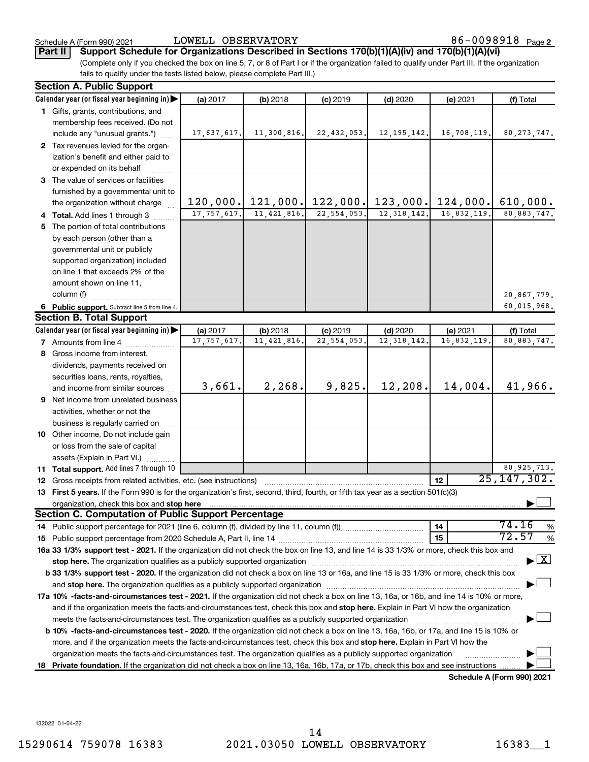Schedule A (Form 990) 2021 LOWELL OBSERVATORY 86-0098918 Page 2

**Part II Support Schedule for Organizations Described in Sections 170(b)(1)(A)(iv) and 170(b)(1)(A)(vi)**

(Complete only if you checked the box on line 5, 7, or 8 of Part I or if the organization failed to qualify under Part III. If the organization fails to qualify under the tests listed below, please complete Part III.)

### Section A. Public Support

| Calendar year (or fiscal year beginning in) | (a) 2017 | (b) 2018 | (c) 2019 | (d) 2020 | (e) 2021 | (f) Total |
|---|---|---|---|---|---|---|
| **1** Gifts, grants, contributions, and membership fees received. (Do not include any "unusual grants.") | 17,637,617. | 11,300,816. | 22,432,053. | 12,195,142. | 16,708,119. | 80,273,747. |
| **2** Tax revenues levied for the organization's benefit and either paid to or expended on its behalf | | | | | | |
| **3** The value of services or facilities furnished by a governmental unit to the organization without charge | 120,000. | 121,000. | 122,000. | 123,000. | 124,000. | 610,000. |
| **4 Total.** Add lines 1 through 3 | 17,757,617. | 11,421,816. | 22,554,053. | 12,318,142. | 16,832,119. | 80,883,747. |
| **5** The portion of total contributions by each person (other than a governmental unit or publicly supported organization) included on line 1 that exceeds 2% of the amount shown on line 11, column (f) | | | | | | 20,867,779. |
| **6 Public support.** Subtract line 5 from line 4. | | | | | | 60,015,968. |

### Section B. Total Support

| Calendar year (or fiscal year beginning in) | (a) 2017 | (b) 2018 | (c) 2019 | (d) 2020 | (e) 2021 | (f) Total |
|---|---|---|---|---|---|---|
| **7** Amounts from line 4 | 17,757,617. | 11,421,816. | 22,554,053. | 12,318,142. | 16,832,119. | 80,883,747. |
| **8** Gross income from interest, dividends, payments received on securities loans, rents, royalties, and income from similar sources | 3,661. | 2,268. | 9,825. | 12,208. | 14,004. | 41,966. |
| **9** Net income from unrelated business activities, whether or not the business is regularly carried on | | | | | | |
| **10** Other income. Do not include gain or loss from the sale of capital assets (Explain in Part VI.) | | | | | | |
| **11 Total support.** Add lines 7 through 10 | | | | | | 80,925,713. |

**12** Gross receipts from related activities, etc. (see instructions) — **12** — 25,147,302.

**13 First 5 years.** If the Form 990 is for the organization's first, second, third, fourth, or fifth tax year as a section 501(c)(3) organization, check this box and **stop here** ☐

### Section C. Computation of Public Support Percentage

**14** Public support percentage for 2021 (line 6, column (f), divided by line 11, column (f)) — **14** — 74.16 %

**15** Public support percentage from 2020 Schedule A, Part II, line 14 — **15** — 72.57 %

**16a 33 1/3% support test - 2021.** If the organization did not check the box on line 13, and line 14 is 33 1/3% or more, check this box and **stop here.** The organization qualifies as a publicly supported organization ☒

**b 33 1/3% support test - 2020.** If the organization did not check a box on line 13 or 16a, and line 15 is 33 1/3% or more, check this box and **stop here.** The organization qualifies as a publicly supported organization ☐

**17a 10% -facts-and-circumstances test - 2021.** If the organization did not check a box on line 13, 16a, or 16b, and line 14 is 10% or more, and if the organization meets the facts-and-circumstances test, check this box and **stop here.** Explain in Part VI how the organization meets the facts-and-circumstances test. The organization qualifies as a publicly supported organization ☐

**b 10% -facts-and-circumstances test - 2020.** If the organization did not check a box on line 13, 16a, 16b, or 17a, and line 15 is 10% or more, and if the organization meets the facts-and-circumstances test, check this box and **stop here.** Explain in Part VI how the organization meets the facts-and-circumstances test. The organization qualifies as a publicly supported organization ☐

**18 Private foundation.** If the organization did not check a box on line 13, 16a, 16b, 17a, or 17b, check this box and see instructions ☐

**Schedule A (Form 990) 2021**

132022 01-04-22

15290614 759078 16383 2021.03050 LOWELL OBSERVATORY 16383__1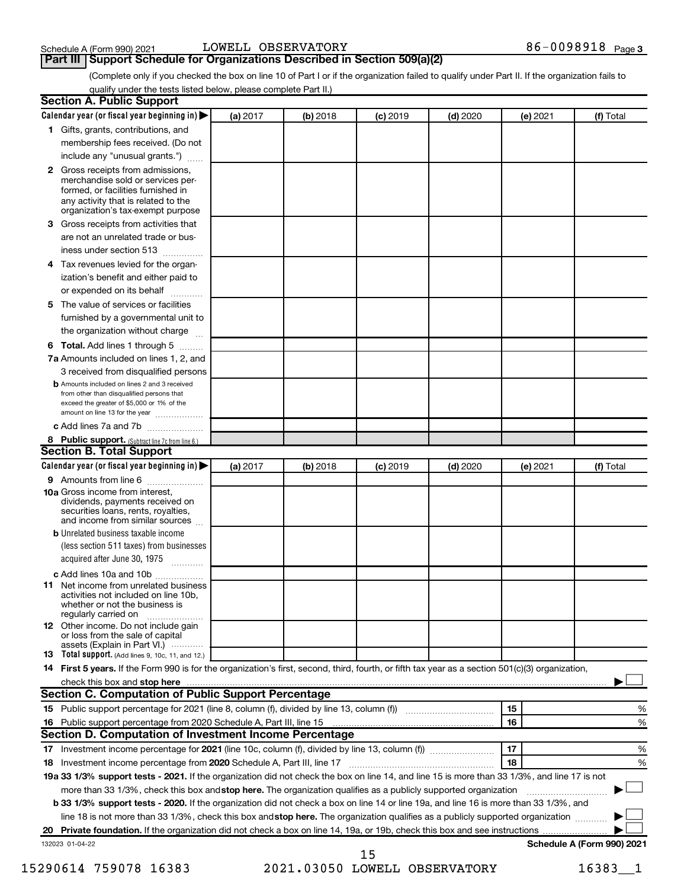Schedule A (Form 990) 2021 LOWELL OBSERVATORY 86-0098918 Page 3

## Part III Support Schedule for Organizations Described in Section 509(a)(2)

(Complete only if you checked the box on line 10 of Part I or if the organization failed to qualify under Part II. If the organization fails to qualify under the tests listed below, please complete Part II.)

### Section A. Public Support

| Calendar year (or fiscal year beginning in) ▶ | (a) 2017 | (b) 2018 | (c) 2019 | (d) 2020 | (e) 2021 | (f) Total |
|---|---|---|---|---|---|---|
| **1** Gifts, grants, contributions, and membership fees received. (Do not include any "unusual grants.") | | | | | | |
| **2** Gross receipts from admissions, merchandise sold or services performed, or facilities furnished in any activity that is related to the organization's tax-exempt purpose | | | | | | |
| **3** Gross receipts from activities that are not an unrelated trade or business under section 513 | | | | | | |
| **4** Tax revenues levied for the organization's benefit and either paid to or expended on its behalf | | | | | | |
| **5** The value of services or facilities furnished by a governmental unit to the organization without charge | | | | | | |
| **6 Total.** Add lines 1 through 5 | | | | | | |
| **7a** Amounts included on lines 1, 2, and 3 received from disqualified persons | | | | | | |
| **b** Amounts included on lines 2 and 3 received from other than disqualified persons that exceed the greater of $5,000 or 1% of the amount on line 13 for the year | | | | | | |
| **c** Add lines 7a and 7b | | | | | | |
| **8 Public support.** (Subtract line 7c from line 6.) | | | | | | |

### Section B. Total Support

| Calendar year (or fiscal year beginning in) ▶ | (a) 2017 | (b) 2018 | (c) 2019 | (d) 2020 | (e) 2021 | (f) Total |
|---|---|---|---|---|---|---|
| **9** Amounts from line 6 | | | | | | |
| **10a** Gross income from interest, dividends, payments received on securities loans, rents, royalties, and income from similar sources | | | | | | |
| **b** Unrelated business taxable income (less section 511 taxes) from businesses acquired after June 30, 1975 | | | | | | |
| **c** Add lines 10a and 10b | | | | | | |
| **11** Net income from unrelated business activities not included on line 10b, whether or not the business is regularly carried on | | | | | | |
| **12** Other income. Do not include gain or loss from the sale of capital assets (Explain in Part VI.) | | | | | | |
| **13 Total support.** (Add lines 9, 10c, 11, and 12.) | | | | | | |

**14 First 5 years.** If the Form 990 is for the organization's first, second, third, fourth, or fifth tax year as a section 501(c)(3) organization, check this box and **stop here** ▶ ☐

### Section C. Computation of Public Support Percentage

| | | | |
|---|---|---|---|
| **15** Public support percentage for 2021 (line 8, column (f), divided by line 13, column (f)) | 15 | | % |
| **16** Public support percentage from 2020 Schedule A, Part III, line 15 | 16 | | % |

### Section D. Computation of Investment Income Percentage

| | | | |
|---|---|---|---|
| **17** Investment income percentage for **2021** (line 10c, column (f), divided by line 13, column (f)) | 17 | | % |
| **18** Investment income percentage from **2020** Schedule A, Part III, line 17 | 18 | | % |

**19a 33 1/3% support tests - 2021.** If the organization did not check the box on line 14, and line 15 is more than 33 1/3%, and line 17 is not more than 33 1/3%, check this box and **stop here.** The organization qualifies as a publicly supported organization ▶ ☐

**b 33 1/3% support tests - 2020.** If the organization did not check a box on line 14 or line 19a, and line 16 is more than 33 1/3%, and line 18 is not more than 33 1/3%, check this box and **stop here.** The organization qualifies as a publicly supported organization ▶ ☐

**20 Private foundation.** If the organization did not check a box on line 14, 19a, or 19b, check this box and see instructions ▶ ☐

132023 01-04-22 **Schedule A (Form 990) 2021**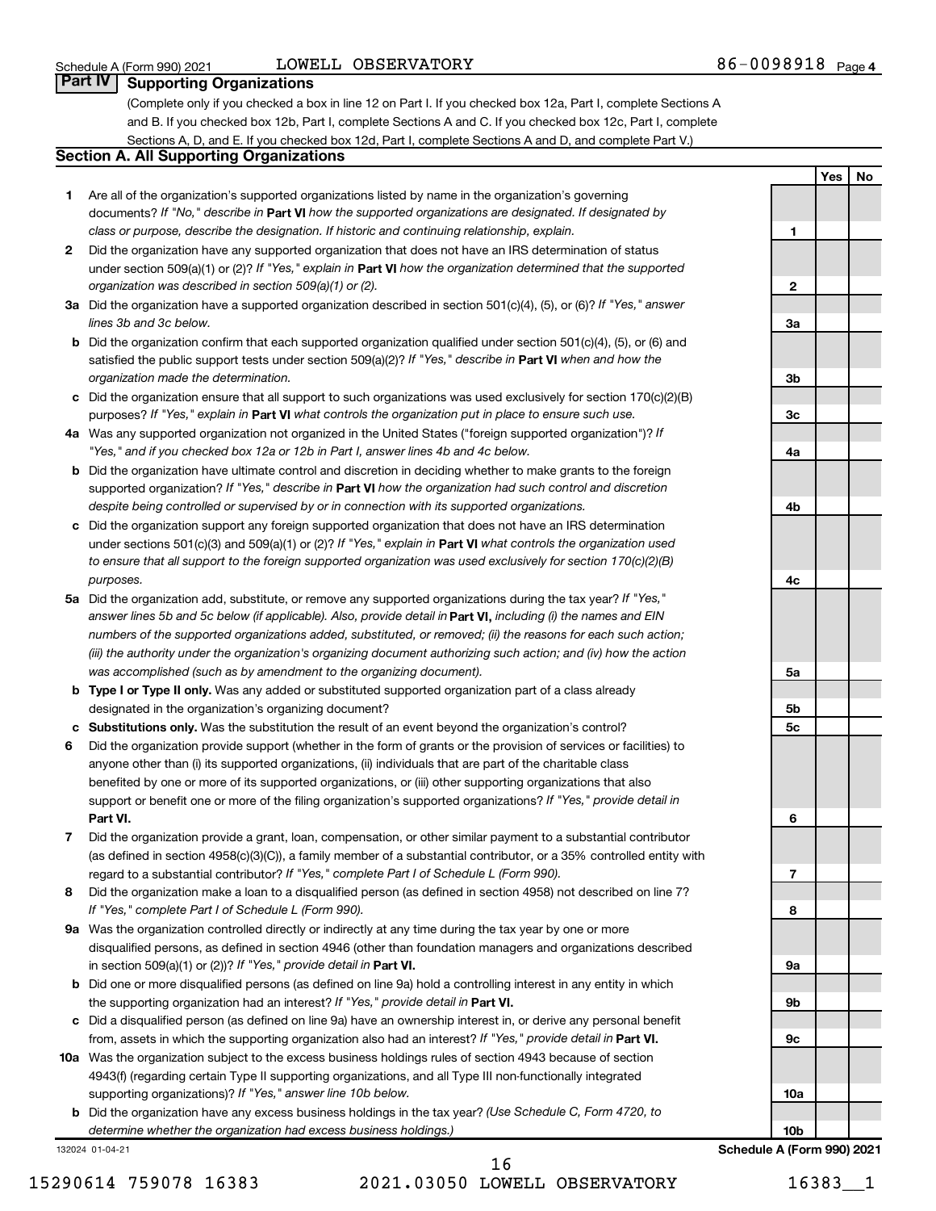Schedule A (Form 990) 2021 LOWELL OBSERVATORY 86-0098918 Page 4

## Part IV Supporting Organizations

(Complete only if you checked a box in line 12 on Part I. If you checked box 12a, Part I, complete Sections A and B. If you checked box 12b, Part I, complete Sections A and C. If you checked box 12c, Part I, complete Sections A, D, and E. If you checked box 12d, Part I, complete Sections A and D, and complete Part V.)

### Section A. All Supporting Organizations

| | | Line | Yes | No |
|---|---|---|---|---|
| **1** | Are all of the organization's supported organizations listed by name in the organization's governing documents? *If "No," describe in* **Part VI** *how the supported organizations are designated. If designated by class or purpose, describe the designation. If historic and continuing relationship, explain.* | 1 | | |
| **2** | Did the organization have any supported organization that does not have an IRS determination of status under section 509(a)(1) or (2)? *If "Yes," explain in* **Part VI** *how the organization determined that the supported organization was described in section 509(a)(1) or (2).* | 2 | | |
| **3a** | Did the organization have a supported organization described in section 501(c)(4), (5), or (6)? *If "Yes," answer lines 3b and 3c below.* | 3a | | |
| **b** | Did the organization confirm that each supported organization qualified under section 501(c)(4), (5), or (6) and satisfied the public support tests under section 509(a)(2)? *If "Yes," describe in* **Part VI** *when and how the organization made the determination.* | 3b | | |
| **c** | Did the organization ensure that all support to such organizations was used exclusively for section 170(c)(2)(B) purposes? *If "Yes," explain in* **Part VI** *what controls the organization put in place to ensure such use.* | 3c | | |
| **4a** | Was any supported organization not organized in the United States ("foreign supported organization")? *If "Yes," and if you checked box 12a or 12b in Part I, answer lines 4b and 4c below.* | 4a | | |
| **b** | Did the organization have ultimate control and discretion in deciding whether to make grants to the foreign supported organization? *If "Yes," describe in* **Part VI** *how the organization had such control and discretion despite being controlled or supervised by or in connection with its supported organizations.* | 4b | | |
| **c** | Did the organization support any foreign supported organization that does not have an IRS determination under sections 501(c)(3) and 509(a)(1) or (2)? *If "Yes," explain in* **Part VI** *what controls the organization used to ensure that all support to the foreign supported organization was used exclusively for section 170(c)(2)(B) purposes.* | 4c | | |
| **5a** | Did the organization add, substitute, or remove any supported organizations during the tax year? *If "Yes," answer lines 5b and 5c below (if applicable). Also, provide detail in* **Part VI,** *including (i) the names and EIN numbers of the supported organizations added, substituted, or removed; (ii) the reasons for each such action; (iii) the authority under the organization's organizing document authorizing such action; and (iv) how the action was accomplished (such as by amendment to the organizing document).* | 5a | | |
| **b** | **Type I or Type II only.** Was any added or substituted supported organization part of a class already designated in the organization's organizing document? | 5b | | |
| **c** | **Substitutions only.** Was the substitution the result of an event beyond the organization's control? | 5c | | |
| **6** | Did the organization provide support (whether in the form of grants or the provision of services or facilities) to anyone other than (i) its supported organizations, (ii) individuals that are part of the charitable class benefited by one or more of its supported organizations, or (iii) other supporting organizations that also support or benefit one or more of the filing organization's supported organizations? *If "Yes," provide detail in* **Part VI.** | 6 | | |
| **7** | Did the organization provide a grant, loan, compensation, or other similar payment to a substantial contributor (as defined in section 4958(c)(3)(C)), a family member of a substantial contributor, or a 35% controlled entity with regard to a substantial contributor? *If "Yes," complete Part I of Schedule L (Form 990).* | 7 | | |
| **8** | Did the organization make a loan to a disqualified person (as defined in section 4958) not described on line 7? *If "Yes," complete Part I of Schedule L (Form 990).* | 8 | | |
| **9a** | Was the organization controlled directly or indirectly at any time during the tax year by one or more disqualified persons, as defined in section 4946 (other than foundation managers and organizations described in section 509(a)(1) or (2))? *If "Yes," provide detail in* **Part VI.** | 9a | | |
| **b** | Did one or more disqualified persons (as defined on line 9a) hold a controlling interest in any entity in which the supporting organization had an interest? *If "Yes," provide detail in* **Part VI.** | 9b | | |
| **c** | Did a disqualified person (as defined on line 9a) have an ownership interest in, or derive any personal benefit from, assets in which the supporting organization also had an interest? *If "Yes," provide detail in* **Part VI.** | 9c | | |
| **10a** | Was the organization subject to the excess business holdings rules of section 4943 because of section 4943(f) (regarding certain Type II supporting organizations, and all Type III non-functionally integrated supporting organizations)? *If "Yes," answer line 10b below.* | 10a | | |
| **b** | Did the organization have any excess business holdings in the tax year? *(Use Schedule C, Form 4720, to determine whether the organization had excess business holdings.)* | 10b | | |

132024 01-04-21 **Schedule A (Form 990) 2021**

15290614 759078 16383 2021.03050 LOWELL OBSERVATORY 16383__1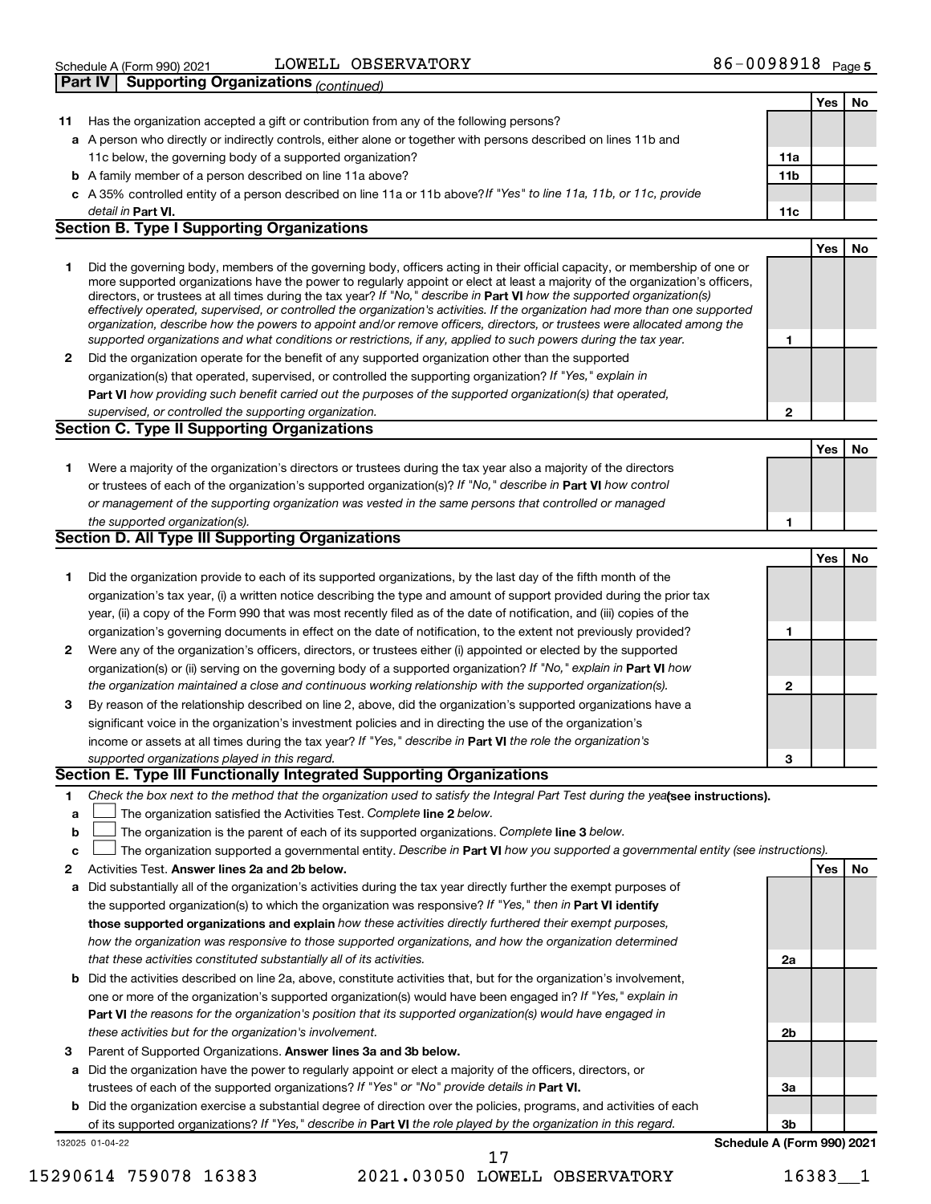Schedule A (Form 990) 2021 LOWELL OBSERVATORY 86-0098918 Page 5

## Part IV Supporting Organizations *(continued)*

| | | | Yes | No |
|---|---|---|---|---|
| **11** | Has the organization accepted a gift or contribution from any of the following persons? | | | |
| **a** | A person who directly or indirectly controls, either alone or together with persons described on lines 11b and 11c below, the governing body of a supported organization? | **11a** | | |
| **b** | A family member of a person described on line 11a above? | **11b** | | |
| **c** | A 35% controlled entity of a person described on line 11a or 11b above? *If "Yes" to line 11a, 11b, or 11c, provide detail in* **Part VI.** | **11c** | | |

### Section B. Type I Supporting Organizations

| | | | Yes | No |
|---|---|---|---|---|
| **1** | Did the governing body, members of the governing body, officers acting in their official capacity, or membership of one or more supported organizations have the power to regularly appoint or elect at least a majority of the organization's officers, directors, or trustees at all times during the tax year? *If "No," describe in* **Part VI** *how the supported organization(s) effectively operated, supervised, or controlled the organization's activities. If the organization had more than one supported organization, describe how the powers to appoint and/or remove officers, directors, or trustees were allocated among the supported organizations and what conditions or restrictions, if any, applied to such powers during the tax year.* | **1** | | |
| **2** | Did the organization operate for the benefit of any supported organization other than the supported organization(s) that operated, supervised, or controlled the supporting organization? *If "Yes," explain in* **Part VI** *how providing such benefit carried out the purposes of the supported organization(s) that operated, supervised, or controlled the supporting organization.* | **2** | | |

### Section C. Type II Supporting Organizations

| | | | Yes | No |
|---|---|---|---|---|
| **1** | Were a majority of the organization's directors or trustees during the tax year also a majority of the directors or trustees of each of the organization's supported organization(s)? *If "No," describe in* **Part VI** *how control or management of the supporting organization was vested in the same persons that controlled or managed the supported organization(s).* | **1** | | |

### Section D. All Type III Supporting Organizations

| | | | Yes | No |
|---|---|---|---|---|
| **1** | Did the organization provide to each of its supported organizations, by the last day of the fifth month of the organization's tax year, (i) a written notice describing the type and amount of support provided during the prior tax year, (ii) a copy of the Form 990 that was most recently filed as of the date of notification, and (iii) copies of the organization's governing documents in effect on the date of notification, to the extent not previously provided? | **1** | | |
| **2** | Were any of the organization's officers, directors, or trustees either (i) appointed or elected by the supported organization(s) or (ii) serving on the governing body of a supported organization? *If "No," explain in* **Part VI** *how the organization maintained a close and continuous working relationship with the supported organization(s).* | **2** | | |
| **3** | By reason of the relationship described on line 2, above, did the organization's supported organizations have a significant voice in the organization's investment policies and in directing the use of the organization's income or assets at all times during the tax year? *If "Yes," describe in* **Part VI** *the role the organization's supported organizations played in this regard.* | **3** | | |

### Section E. Type III Functionally Integrated Supporting Organizations

**1** *Check the box next to the method that the organization used to satisfy the Integral Part Test during the year* **(see instructions).**

- **a** ☐ The organization satisfied the Activities Test. *Complete* **line 2** *below.*
- **b** ☐ The organization is the parent of each of its supported organizations. *Complete* **line 3** *below.*
- **c** ☐ The organization supported a governmental entity. *Describe in* **Part VI** *how you supported a governmental entity (see instructions).*

| | | | Yes | No |
|---|---|---|---|---|
| **2** | Activities Test. **Answer lines 2a and 2b below.** | | | |
| **a** | Did substantially all of the organization's activities during the tax year directly further the exempt purposes of the supported organization(s) to which the organization was responsive? *If "Yes," then in* **Part VI identify those supported organizations and explain** *how these activities directly furthered their exempt purposes, how the organization was responsive to those supported organizations, and how the organization determined that these activities constituted substantially all of its activities.* | **2a** | | |
| **b** | Did the activities described on line 2a, above, constitute activities that, but for the organization's involvement, one or more of the organization's supported organization(s) would have been engaged in? *If "Yes," explain in* **Part VI** *the reasons for the organization's position that its supported organization(s) would have engaged in these activities but for the organization's involvement.* | **2b** | | |
| **3** | Parent of Supported Organizations. **Answer lines 3a and 3b below.** | | | |
| **a** | Did the organization have the power to regularly appoint or elect a majority of the officers, directors, or trustees of each of the supported organizations? *If "Yes" or "No" provide details in* **Part VI.** | **3a** | | |
| **b** | Did the organization exercise a substantial degree of direction over the policies, programs, and activities of each of its supported organizations? *If "Yes," describe in* **Part VI** *the role played by the organization in this regard.* | **3b** | | |

132025 01-04-22 **Schedule A (Form 990) 2021**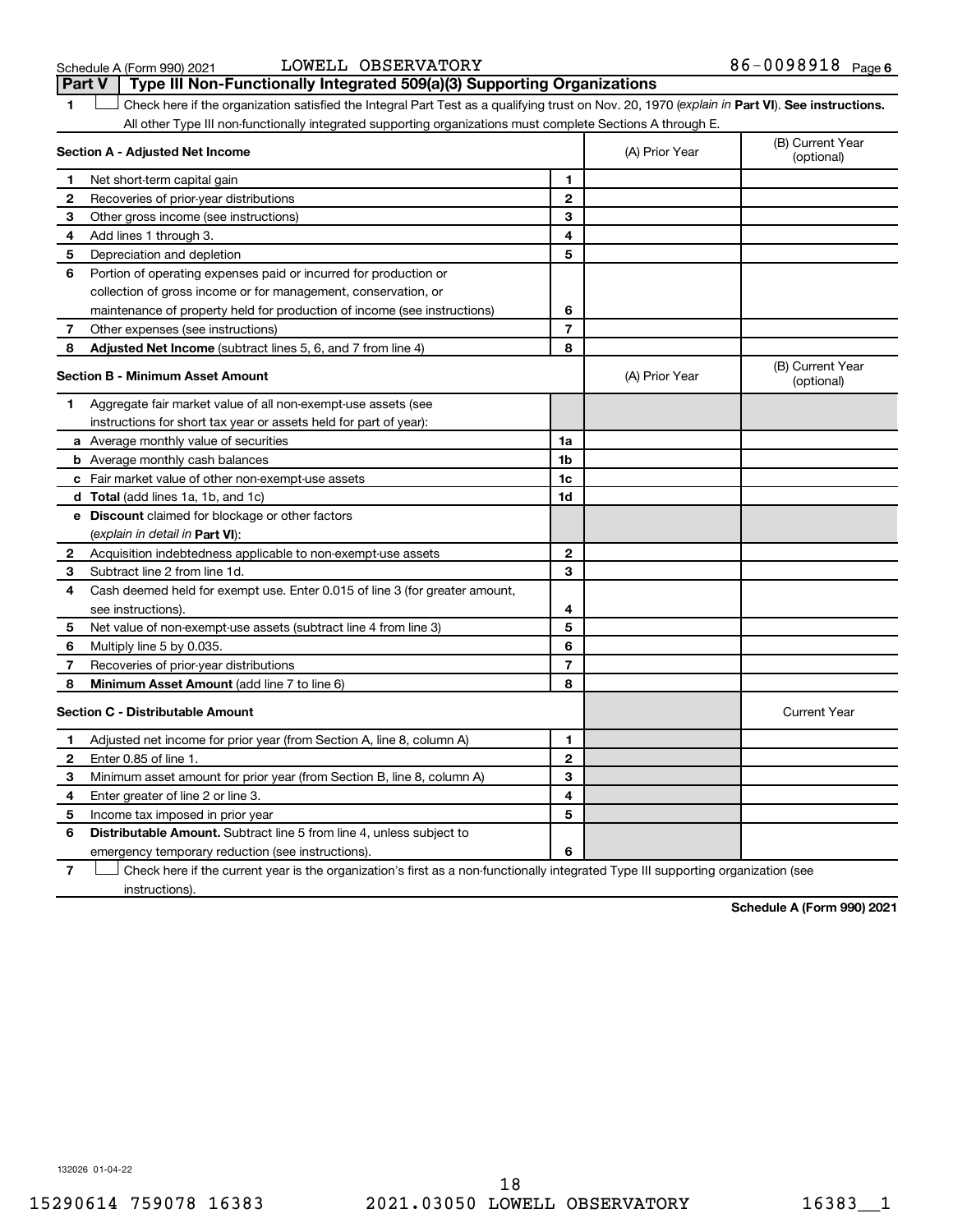Schedule A (Form 990) 2021 LOWELL OBSERVATORY 86-0098918 Page 6

## Part V Type III Non-Functionally Integrated 509(a)(3) Supporting Organizations

1 ☐ Check here if the organization satisfied the Integral Part Test as a qualifying trust on Nov. 20, 1970 (*explain in* **Part VI**). **See instructions.** All other Type III non-functionally integrated supporting organizations must complete Sections A through E.

| **Section A - Adjusted Net Income** | | | (A) Prior Year | (B) Current Year (optional) |
|---|---|---|---|---|
| 1 | Net short-term capital gain | 1 | | |
| 2 | Recoveries of prior-year distributions | 2 | | |
| 3 | Other gross income (see instructions) | 3 | | |
| 4 | Add lines 1 through 3. | 4 | | |
| 5 | Depreciation and depletion | 5 | | |
| 6 | Portion of operating expenses paid or incurred for production or collection of gross income or for management, conservation, or maintenance of property held for production of income (see instructions) | 6 | | |
| 7 | Other expenses (see instructions) | 7 | | |
| 8 | **Adjusted Net Income** (subtract lines 5, 6, and 7 from line 4) | 8 | | |

| **Section B - Minimum Asset Amount** | | | (A) Prior Year | (B) Current Year (optional) |
|---|---|---|---|---|
| 1 | Aggregate fair market value of all non-exempt-use assets (see instructions for short tax year or assets held for part of year): | | | |
| a | Average monthly value of securities | 1a | | |
| b | Average monthly cash balances | 1b | | |
| c | Fair market value of other non-exempt-use assets | 1c | | |
| d | **Total** (add lines 1a, 1b, and 1c) | 1d | | |
| e | **Discount** claimed for blockage or other factors (*explain in detail in* **Part VI**): | | | |
| 2 | Acquisition indebtedness applicable to non-exempt-use assets | 2 | | |
| 3 | Subtract line 2 from line 1d. | 3 | | |
| 4 | Cash deemed held for exempt use. Enter 0.015 of line 3 (for greater amount, see instructions). | 4 | | |
| 5 | Net value of non-exempt-use assets (subtract line 4 from line 3) | 5 | | |
| 6 | Multiply line 5 by 0.035. | 6 | | |
| 7 | Recoveries of prior-year distributions | 7 | | |
| 8 | **Minimum Asset Amount** (add line 7 to line 6) | 8 | | |

| **Section C - Distributable Amount** | | | | Current Year |
|---|---|---|---|---|
| 1 | Adjusted net income for prior year (from Section A, line 8, column A) | 1 | | |
| 2 | Enter 0.85 of line 1. | 2 | | |
| 3 | Minimum asset amount for prior year (from Section B, line 8, column A) | 3 | | |
| 4 | Enter greater of line 2 or line 3. | 4 | | |
| 5 | Income tax imposed in prior year | 5 | | |
| 6 | **Distributable Amount.** Subtract line 5 from line 4, unless subject to emergency temporary reduction (see instructions). | 6 | | |

7 ☐ Check here if the current year is the organization's first as a non-functionally integrated Type III supporting organization (see instructions).

**Schedule A (Form 990) 2021**

132026 01-04-22

15290614 759078 16383 2021.03050 LOWELL OBSERVATORY 16383__1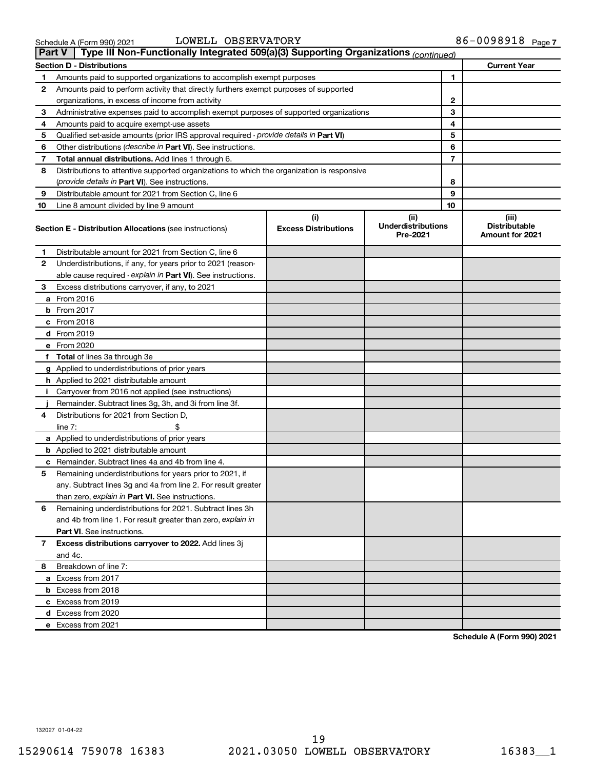Schedule A (Form 990) 2021 LOWELL OBSERVATORY 86-0098918 Page 7

## Part V Type III Non-Functionally Integrated 509(a)(3) Supporting Organizations *(continued)*

| Section D - Distributions | | | Current Year |
|---|---|---|---|
| 1 | Amounts paid to supported organizations to accomplish exempt purposes | 1 | |
| 2 | Amounts paid to perform activity that directly furthers exempt purposes of supported organizations, in excess of income from activity | 2 | |
| 3 | Administrative expenses paid to accomplish exempt purposes of supported organizations | 3 | |
| 4 | Amounts paid to acquire exempt-use assets | 4 | |
| 5 | Qualified set-aside amounts (prior IRS approval required - *provide details in* **Part VI**) | 5 | |
| 6 | Other distributions (*describe in* **Part VI**). See instructions. | 6 | |
| 7 | **Total annual distributions.** Add lines 1 through 6. | 7 | |
| 8 | Distributions to attentive supported organizations to which the organization is responsive (*provide details in* **Part VI**). See instructions. | 8 | |
| 9 | Distributable amount for 2021 from Section C, line 6 | 9 | |
| 10 | Line 8 amount divided by line 9 amount | 10 | |

| | **Section E - Distribution Allocations** (see instructions) | (i) Excess Distributions | (ii) Underdistributions Pre-2021 | (iii) Distributable Amount for 2021 |
|---|---|---|---|---|
| 1 | Distributable amount for 2021 from Section C, line 6 | | | |
| 2 | Underdistributions, if any, for years prior to 2021 (reasonable cause required - *explain in* **Part VI**). See instructions. | | | |
| 3 | Excess distributions carryover, if any, to 2021 | | | |
| a | From 2016 | | | |
| b | From 2017 | | | |
| c | From 2018 | | | |
| d | From 2019 | | | |
| e | From 2020 | | | |
| f | **Total** of lines 3a through 3e | | | |
| g | Applied to underdistributions of prior years | | | |
| h | Applied to 2021 distributable amount | | | |
| i | Carryover from 2016 not applied (see instructions) | | | |
| j | Remainder. Subtract lines 3g, 3h, and 3i from line 3f. | | | |
| 4 | Distributions for 2021 from Section D, line 7: $ | | | |
| a | Applied to underdistributions of prior years | | | |
| b | Applied to 2021 distributable amount | | | |
| c | Remainder. Subtract lines 4a and 4b from line 4. | | | |
| 5 | Remaining underdistributions for years prior to 2021, if any. Subtract lines 3g and 4a from line 2. For result greater than zero, *explain in* **Part VI.** See instructions. | | | |
| 6 | Remaining underdistributions for 2021. Subtract lines 3h and 4b from line 1. For result greater than zero, *explain in* **Part VI**. See instructions. | | | |
| 7 | **Excess distributions carryover to 2022.** Add lines 3j and 4c. | | | |
| 8 | Breakdown of line 7: | | | |
| a | Excess from 2017 | | | |
| b | Excess from 2018 | | | |
| c | Excess from 2019 | | | |
| d | Excess from 2020 | | | |
| e | Excess from 2021 | | | |

**Schedule A (Form 990) 2021**

132027 01-04-22

15290614 759078 16383 2021.03050 LOWELL OBSERVATORY 16383__1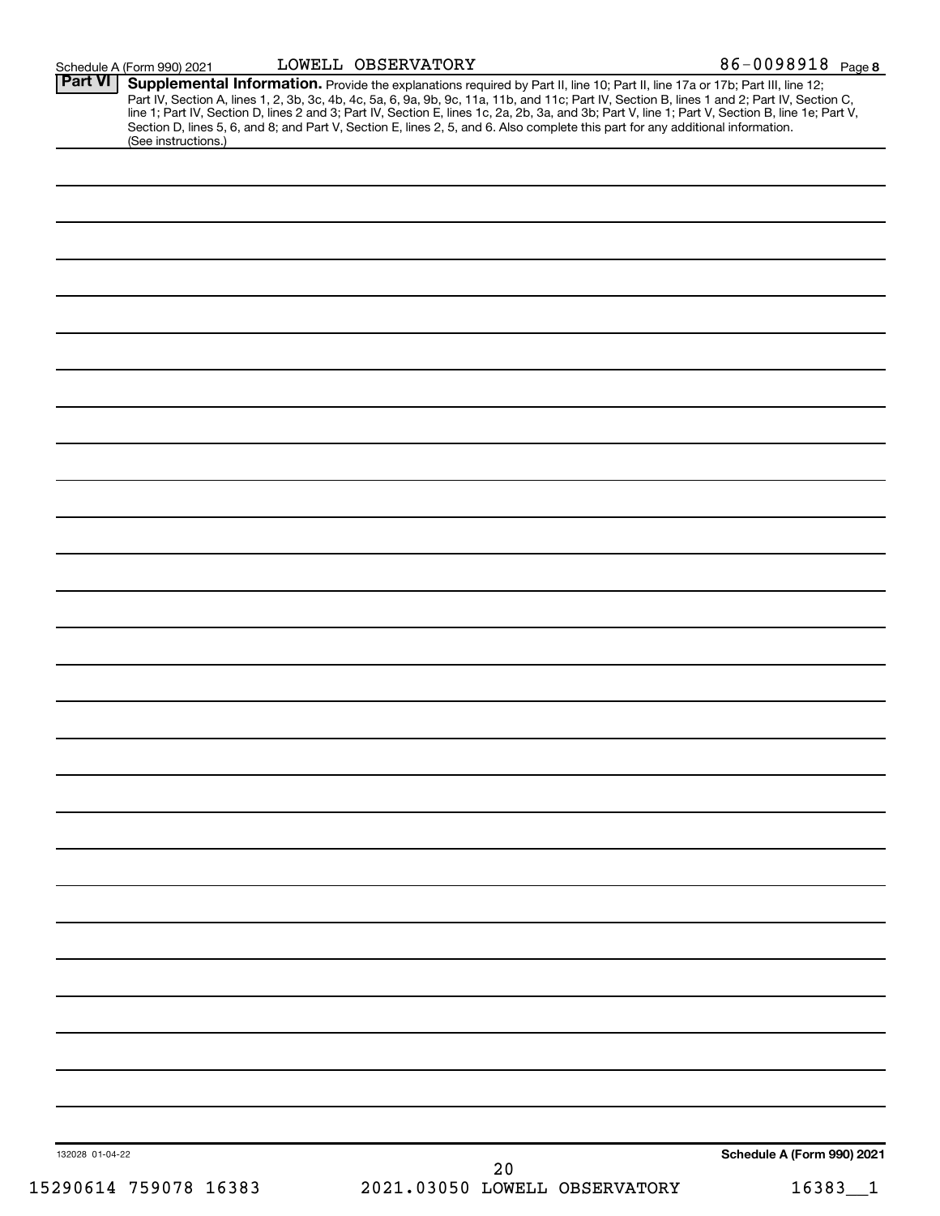Schedule A (Form 990) 2021 LOWELL OBSERVATORY 86-0098918 Page 8

**Part VI** **Supplemental Information.** Provide the explanations required by Part II, line 10; Part II, line 17a or 17b; Part III, line 12; Part IV, Section A, lines 1, 2, 3b, 3c, 4b, 4c, 5a, 6, 9a, 9b, 9c, 11a, 11b, and 11c; Part IV, Section B, lines 1 and 2; Part IV, Section C, line 1; Part IV, Section D, lines 2 and 3; Part IV, Section E, lines 1c, 2a, 2b, 3a, and 3b; Part V, line 1; Part V, Section B, line 1e; Part V, Section D, lines 5, 6, and 8; and Part V, Section E, lines 2, 5, and 6. Also complete this part for any additional information. (See instructions.)

132028 01-04-22

**Schedule A (Form 990) 2021**

15290614 759078 16383 2021.03050 LOWELL OBSERVATORY 16383__1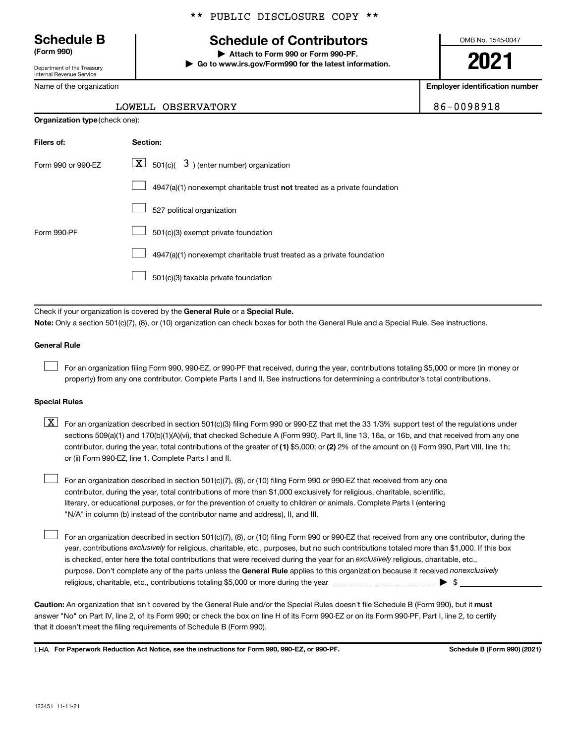** PUBLIC DISCLOSURE COPY **

**Schedule B**
**(Form 990)**

Department of the Treasury
Internal Revenue Service

# Schedule of Contributors

▶ **Attach to Form 990 or Form 990-PF.**
▶ **Go to www.irs.gov/Form990 for the latest information.**

OMB No. 1545-0047

**2021**

| Name of the organization | **Employer identification number** |
|---|---|
| LOWELL OBSERVATORY | 86-0098918 |

**Organization type** (check one):

| **Filers of:** | **Section:** |
|---|---|
| Form 990 or 990-EZ | [X] 501(c)( 3 ) (enter number) organization |
| | [ ] 4947(a)(1) nonexempt charitable trust **not** treated as a private foundation |
| | [ ] 527 political organization |
| Form 990-PF | [ ] 501(c)(3) exempt private foundation |
| | [ ] 4947(a)(1) nonexempt charitable trust treated as a private foundation |
| | [ ] 501(c)(3) taxable private foundation |

Check if your organization is covered by the **General Rule** or a **Special Rule.**

**Note:** Only a section 501(c)(7), (8), or (10) organization can check boxes for both the General Rule and a Special Rule. See instructions.

**General Rule**

[ ] For an organization filing Form 990, 990-EZ, or 990-PF that received, during the year, contributions totaling $5,000 or more (in money or property) from any one contributor. Complete Parts I and II. See instructions for determining a contributor's total contributions.

**Special Rules**

[X] For an organization described in section 501(c)(3) filing Form 990 or 990-EZ that met the 33 1/3% support test of the regulations under sections 509(a)(1) and 170(b)(1)(A)(vi), that checked Schedule A (Form 990), Part II, line 13, 16a, or 16b, and that received from any one contributor, during the year, total contributions of the greater of **(1)** $5,000; or **(2)** 2% of the amount on (i) Form 990, Part VIII, line 1h; or (ii) Form 990-EZ, line 1. Complete Parts I and II.

[ ] For an organization described in section 501(c)(7), (8), or (10) filing Form 990 or 990-EZ that received from any one contributor, during the year, total contributions of more than $1,000 exclusively for religious, charitable, scientific, literary, or educational purposes, or for the prevention of cruelty to children or animals. Complete Parts I (entering "N/A" in column (b) instead of the contributor name and address), II, and III.

[ ] For an organization described in section 501(c)(7), (8), or (10) filing Form 990 or 990-EZ that received from any one contributor, during the year, contributions *exclusively* for religious, charitable, etc., purposes, but no such contributions totaled more than $1,000. If this box is checked, enter here the total contributions that were received during the year for an *exclusively* religious, charitable, etc., purpose. Don't complete any of the parts unless the **General Rule** applies to this organization because it received *nonexclusively* religious, charitable, etc., contributions totaling $5,000 or more during the year ▶ $ ____________

**Caution:** An organization that isn't covered by the General Rule and/or the Special Rules doesn't file Schedule B (Form 990), but it **must** answer "No" on Part IV, line 2, of its Form 990; or check the box on line H of its Form 990-EZ or on its Form 990-PF, Part I, line 2, to certify that it doesn't meet the filing requirements of Schedule B (Form 990).

LHA **For Paperwork Reduction Act Notice, see the instructions for Form 990, 990-EZ, or 990-PF.** **Schedule B (Form 990) (2021)**

123451 11-11-21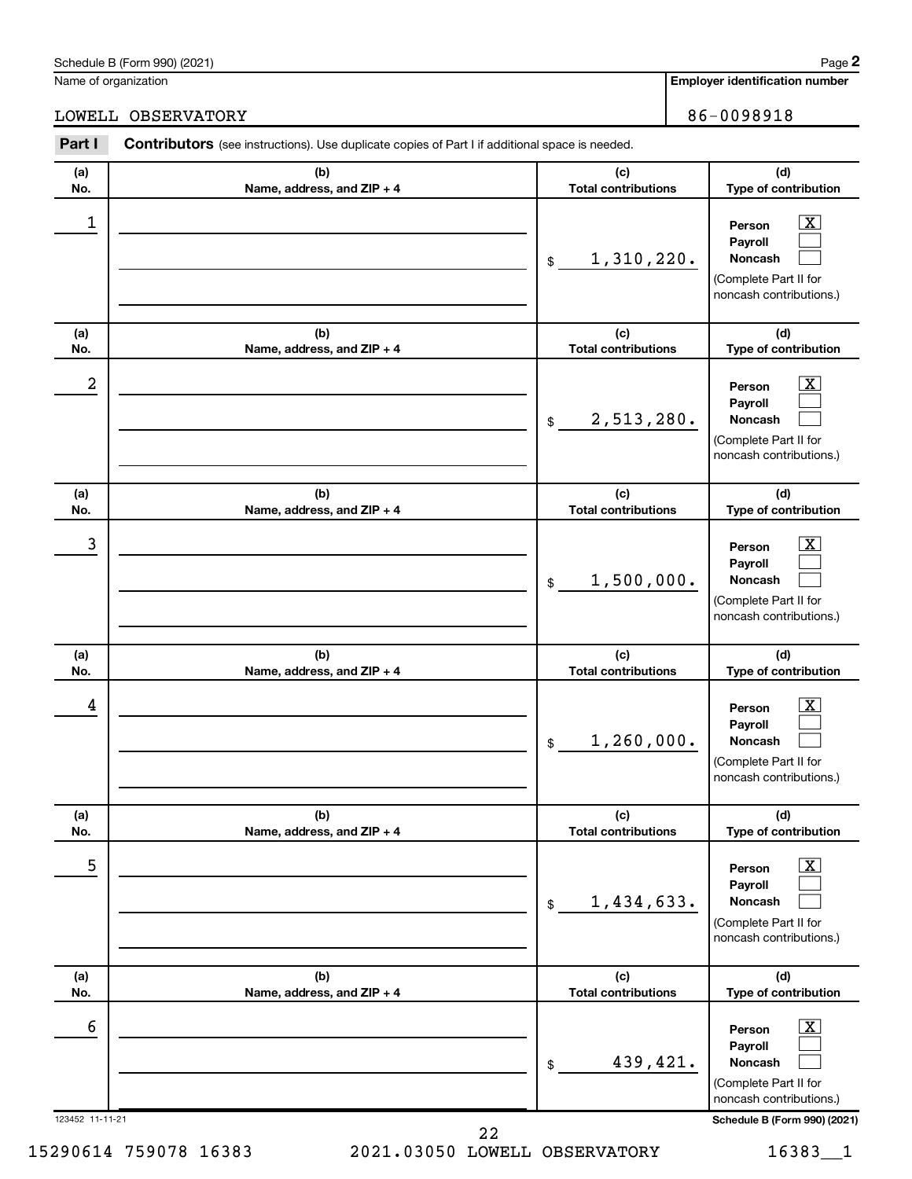Schedule B (Form 990) (2021) Page **2**

Name of organization: LOWELL OBSERVATORY

Employer identification number: 86-0098918

**Part I** **Contributors** (see instructions). Use duplicate copies of Part I if additional space is needed.

| (a) No. | (b) Name, address, and ZIP + 4 | (c) Total contributions | (d) Type of contribution |
|---|---|---|---|
| 1 | | $ 1,310,220. | Person [X] Payroll [ ] Noncash [ ] (Complete Part II for noncash contributions.) |
| 2 | | $ 2,513,280. | Person [X] Payroll [ ] Noncash [ ] (Complete Part II for noncash contributions.) |
| 3 | | $ 1,500,000. | Person [X] Payroll [ ] Noncash [ ] (Complete Part II for noncash contributions.) |
| 4 | | $ 1,260,000. | Person [X] Payroll [ ] Noncash [ ] (Complete Part II for noncash contributions.) |
| 5 | | $ 1,434,633. | Person [X] Payroll [ ] Noncash [ ] (Complete Part II for noncash contributions.) |
| 6 | | $ 439,421. | Person [X] Payroll [ ] Noncash [ ] (Complete Part II for noncash contributions.) |

123452 11-11-21 **Schedule B (Form 990) (2021)**

15290614 759078 16383 2021.03050 LOWELL OBSERVATORY 16383__1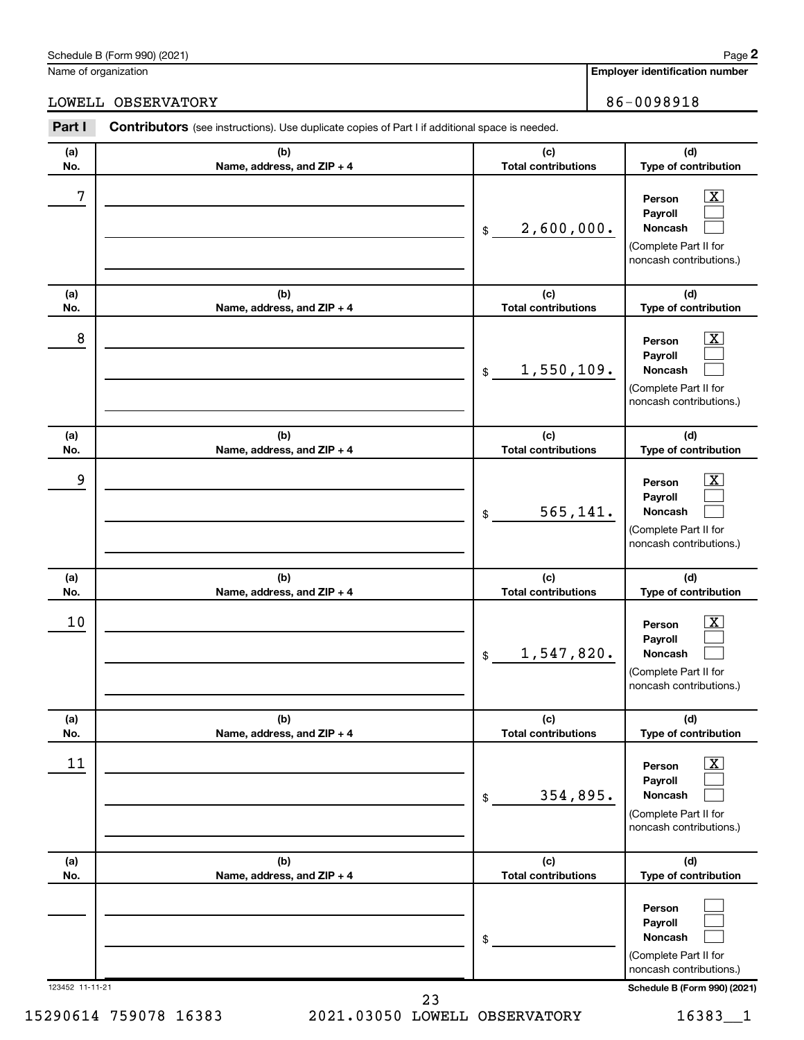Schedule B (Form 990) (2021) Page **2**

Name of organization: LOWELL OBSERVATORY

**Employer identification number:** 86-0098918

**Part I** **Contributors** (see instructions). Use duplicate copies of Part I if additional space is needed.

| (a) No. | (b) Name, address, and ZIP + 4 | (c) Total contributions | (d) Type of contribution |
|---|---|---|---|
| 7 | | $ 2,600,000. | Person [X] Payroll [ ] Noncash [ ] (Complete Part II for noncash contributions.) |
| 8 | | $ 1,550,109. | Person [X] Payroll [ ] Noncash [ ] (Complete Part II for noncash contributions.) |
| 9 | | $ 565,141. | Person [X] Payroll [ ] Noncash [ ] (Complete Part II for noncash contributions.) |
| 10 | | $ 1,547,820. | Person [X] Payroll [ ] Noncash [ ] (Complete Part II for noncash contributions.) |
| 11 | | $ 354,895. | Person [X] Payroll [ ] Noncash [ ] (Complete Part II for noncash contributions.) |
| | | $ | Person [ ] Payroll [ ] Noncash [ ] (Complete Part II for noncash contributions.) |

123452 11-11-21 **Schedule B (Form 990) (2021)**

15290614 759078 16383 2021.03050 LOWELL OBSERVATORY 16383__1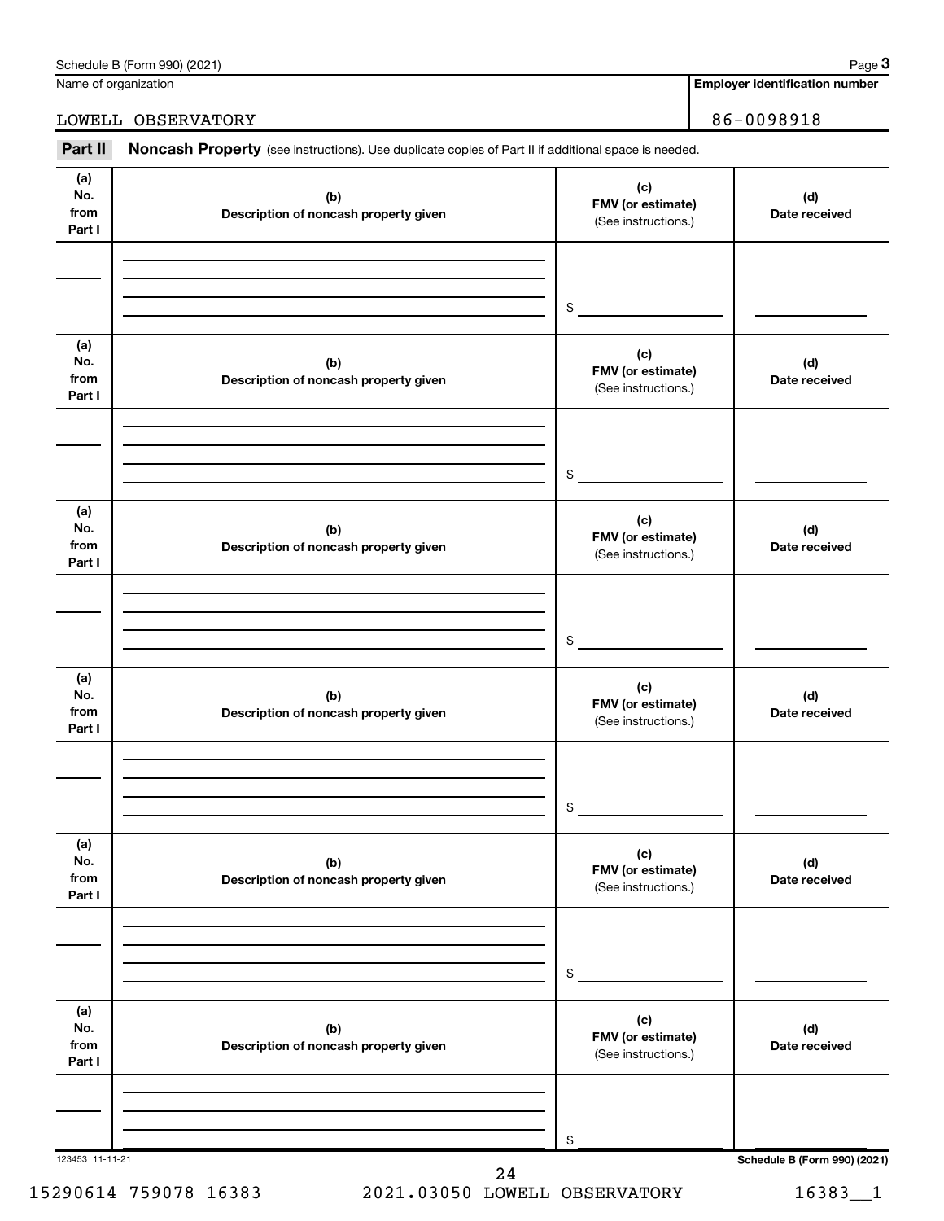Name of organization

LOWELL OBSERVATORY

**Employer identification number**

86-0098918

**Part II** **Noncash Property** (see instructions). Use duplicate copies of Part II if additional space is needed.

| (a) No. from Part I | (b) Description of noncash property given | (c) FMV (or estimate) (See instructions.) | (d) Date received |
|---|---|---|---|
| | | $ | |

| (a) No. from Part I | (b) Description of noncash property given | (c) FMV (or estimate) (See instructions.) | (d) Date received |
|---|---|---|---|
| | | $ | |

| (a) No. from Part I | (b) Description of noncash property given | (c) FMV (or estimate) (See instructions.) | (d) Date received |
|---|---|---|---|
| | | $ | |

| (a) No. from Part I | (b) Description of noncash property given | (c) FMV (or estimate) (See instructions.) | (d) Date received |
|---|---|---|---|
| | | $ | |

| (a) No. from Part I | (b) Description of noncash property given | (c) FMV (or estimate) (See instructions.) | (d) Date received |
|---|---|---|---|
| | | $ | |

| (a) No. from Part I | (b) Description of noncash property given | (c) FMV (or estimate) (See instructions.) | (d) Date received |
|---|---|---|---|
| | | $ | |

123453 11-11-21

**Schedule B (Form 990) (2021)**

15290614 759078 16383 2021.03050 LOWELL OBSERVATORY 16383__1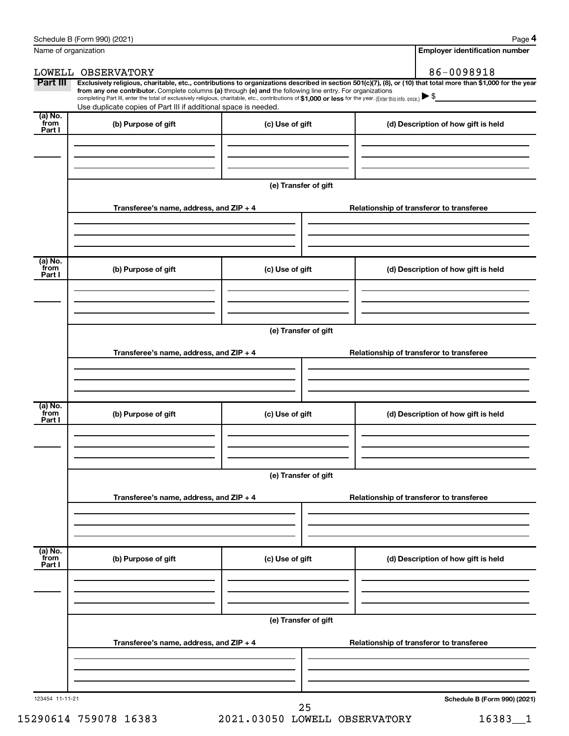Name of organization: LOWELL OBSERVATORY

Employer identification number: 86-0098918

**Part III** **Exclusively religious, charitable, etc., contributions to organizations described in section 501(c)(7), (8), or (10) that total more than $1,000 for the year from any one contributor.** Complete columns **(a)** through **(e) and** the following line entry. For organizations completing Part III, enter the total of exclusively religious, charitable, etc., contributions of **$1,000 or less** for the year. (Enter this info. once.) ▶ $

Use duplicate copies of Part III if additional space is needed.

| (a) No. from Part I | (b) Purpose of gift | (c) Use of gift | (d) Description of how gift is held |
|---|---|---|---|
| | | | |

**(e) Transfer of gift**

| Transferee's name, address, and ZIP + 4 | Relationship of transferor to transferee |
|---|---|
| | |

| (a) No. from Part I | (b) Purpose of gift | (c) Use of gift | (d) Description of how gift is held |
|---|---|---|---|
| | | | |

**(e) Transfer of gift**

| Transferee's name, address, and ZIP + 4 | Relationship of transferor to transferee |
|---|---|
| | |

| (a) No. from Part I | (b) Purpose of gift | (c) Use of gift | (d) Description of how gift is held |
|---|---|---|---|
| | | | |

**(e) Transfer of gift**

| Transferee's name, address, and ZIP + 4 | Relationship of transferor to transferee |
|---|---|
| | |

| (a) No. from Part I | (b) Purpose of gift | (c) Use of gift | (d) Description of how gift is held |
|---|---|---|---|
| | | | |

**(e) Transfer of gift**

| Transferee's name, address, and ZIP + 4 | Relationship of transferor to transferee |
|---|---|
| | |

123454 11-11-21

**Schedule B (Form 990) (2021)**

15290614 759078 16383 2021.03050 LOWELL OBSERVATORY 16383__1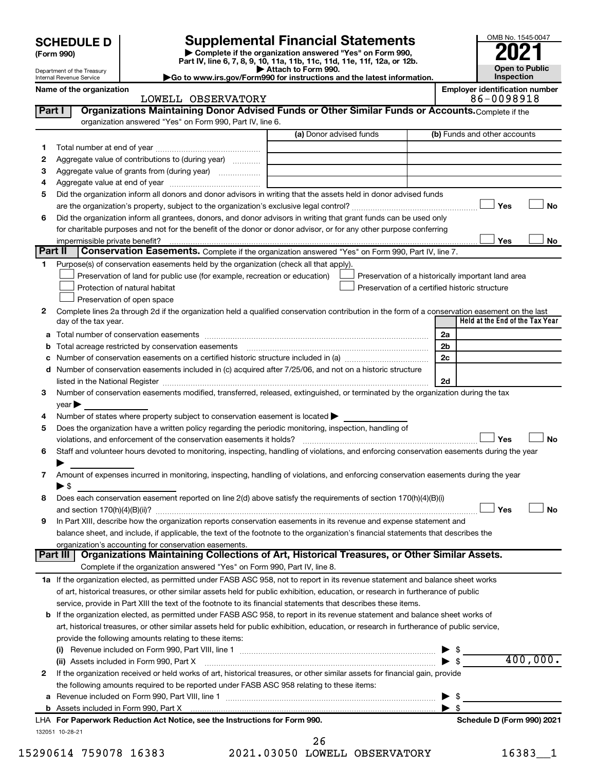# SCHEDULE D (Form 990)

Department of the Treasury
Internal Revenue Service

## Supplemental Financial Statements

▶ Complete if the organization answered "Yes" on Form 990, Part IV, line 6, 7, 8, 9, 10, 11a, 11b, 11c, 11d, 11e, 11f, 12a, or 12b.
▶ Attach to Form 990.
▶Go to www.irs.gov/Form990 for instructions and the latest information.

OMB No. 1545-0047

**2021**

**Open to Public Inspection**

Name of the organization: LOWELL OBSERVATORY

Employer identification number: 86-0098918

### Part I — Organizations Maintaining Donor Advised Funds or Other Similar Funds or Accounts. Complete if the organization answered "Yes" on Form 990, Part IV, line 6.

| | | (a) Donor advised funds | (b) Funds and other accounts |
|---|---|---|---|
| 1 | Total number at end of year | | |
| 2 | Aggregate value of contributions to (during year) | | |
| 3 | Aggregate value of grants from (during year) | | |
| 4 | Aggregate value at end of year | | |

5 Did the organization inform all donors and donor advisors in writing that the assets held in donor advised funds are the organization's property, subject to the organization's exclusive legal control? ☐ Yes ☐ No

6 Did the organization inform all grantees, donors, and donor advisors in writing that grant funds can be used only for charitable purposes and not for the benefit of the donor or donor advisor, or for any other purpose conferring impermissible private benefit? ☐ Yes ☐ No

### Part II — Conservation Easements. Complete if the organization answered "Yes" on Form 990, Part IV, line 7.

1 Purpose(s) of conservation easements held by the organization (check all that apply).
- ☐ Preservation of land for public use (for example, recreation or education)
- ☐ Protection of natural habitat
- ☐ Preservation of open space
- ☐ Preservation of a historically important land area
- ☐ Preservation of a certified historic structure

2 Complete lines 2a through 2d if the organization held a qualified conservation contribution in the form of a conservation easement on the last day of the tax year.

| | | | Held at the End of the Tax Year |
|---|---|---|---|
| a | Total number of conservation easements | 2a | |
| b | Total acreage restricted by conservation easements | 2b | |
| c | Number of conservation easements on a certified historic structure included in (a) | 2c | |
| d | Number of conservation easements included in (c) acquired after 7/25/06, and not on a historic structure listed in the National Register | 2d | |

3 Number of conservation easements modified, transferred, released, extinguished, or terminated by the organization during the tax year ▶

4 Number of states where property subject to conservation easement is located ▶

5 Does the organization have a written policy regarding the periodic monitoring, inspection, handling of violations, and enforcement of the conservation easements it holds? ☐ Yes ☐ No

6 Staff and volunteer hours devoted to monitoring, inspecting, handling of violations, and enforcing conservation easements during the year ▶

7 Amount of expenses incurred in monitoring, inspecting, handling of violations, and enforcing conservation easements during the year ▶ $

8 Does each conservation easement reported on line 2(d) above satisfy the requirements of section 170(h)(4)(B)(i) and section 170(h)(4)(B)(ii)? ☐ Yes ☐ No

9 In Part XIII, describe how the organization reports conservation easements in its revenue and expense statement and balance sheet, and include, if applicable, the text of the footnote to the organization's financial statements that describes the organization's accounting for conservation easements.

### Part III — Organizations Maintaining Collections of Art, Historical Treasures, or Other Similar Assets. Complete if the organization answered "Yes" on Form 990, Part IV, line 8.

1a If the organization elected, as permitted under FASB ASC 958, not to report in its revenue statement and balance sheet works of art, historical treasures, or other similar assets held for public exhibition, education, or research in furtherance of public service, provide in Part XIII the text of the footnote to its financial statements that describes these items.

b If the organization elected, as permitted under FASB ASC 958, to report in its revenue statement and balance sheet works of art, historical treasures, or other similar assets held for public exhibition, education, or research in furtherance of public service, provide the following amounts relating to these items:

(i) Revenue included on Form 990, Part VIII, line 1 ▶ $

(ii) Assets included in Form 990, Part X ▶ $ 400,000.

2 If the organization received or held works of art, historical treasures, or other similar assets for financial gain, provide the following amounts required to be reported under FASB ASC 958 relating to these items:

a Revenue included on Form 990, Part VIII, line 1 ▶ $

b Assets included in Form 990, Part X ▶ $

LHA For Paperwork Reduction Act Notice, see the Instructions for Form 990. Schedule D (Form 990) 2021

132051 10-28-21

15290614 759078 16383 2021.03050 LOWELL OBSERVATORY 16383__1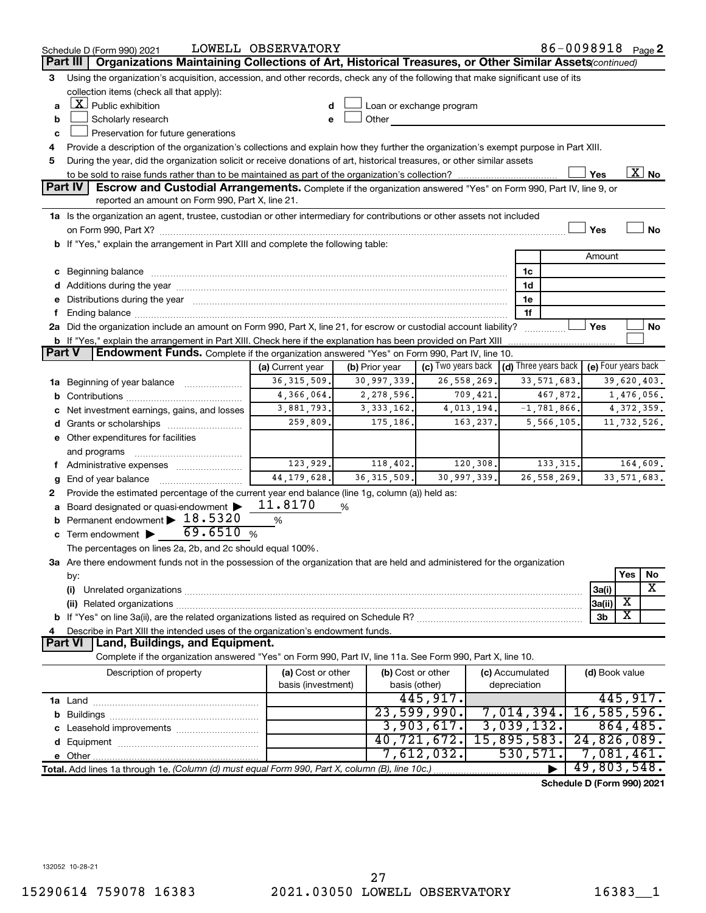Schedule D (Form 990) 2021 LOWELL OBSERVATORY 86-0098918 Page 2

## Part III Organizations Maintaining Collections of Art, Historical Treasures, or Other Similar Assets *(continued)*

3 Using the organization's acquisition, accession, and other records, check any of the following that make significant use of its collection items (check all that apply):

- a [X] Public exhibition
- b [ ] Scholarly research
- c [ ] Preservation for future generations
- d [ ] Loan or exchange program
- e [ ] Other

4 Provide a description of the organization's collections and explain how they further the organization's exempt purpose in Part XIII.

5 During the year, did the organization solicit or receive donations of art, historical treasures, or other similar assets to be sold to raise funds rather than to be maintained as part of the organization's collection? [ ] Yes [X] No

## Part IV Escrow and Custodial Arrangements.

Complete if the organization answered "Yes" on Form 990, Part IV, line 9, or reported an amount on Form 990, Part X, line 21.

1a Is the organization an agent, trustee, custodian or other intermediary for contributions or other assets not included on Form 990, Part X? [ ] Yes [ ] No

b If "Yes," explain the arrangement in Part XIII and complete the following table:

| | | Amount |
|---|---|---|
| c Beginning balance | 1c | |
| d Additions during the year | 1d | |
| e Distributions during the year | 1e | |
| f Ending balance | 1f | |

2a Did the organization include an amount on Form 990, Part X, line 21, for escrow or custodial account liability? [ ] Yes [ ] No

b If "Yes," explain the arrangement in Part XIII. Check here if the explanation has been provided on Part XIII [ ]

## Part V Endowment Funds.

Complete if the organization answered "Yes" on Form 990, Part IV, line 10.

| | (a) Current year | (b) Prior year | (c) Two years back | (d) Three years back | (e) Four years back |
|---|---|---|---|---|---|
| 1a Beginning of year balance | 36,315,509. | 30,997,339. | 26,558,269. | 33,571,683. | 39,620,403. |
| b Contributions | 4,366,064. | 2,278,596. | 709,421. | 467,872. | 1,476,056. |
| c Net investment earnings, gains, and losses | 3,881,793. | 3,333,162. | 4,013,194. | -1,781,866. | 4,372,359. |
| d Grants or scholarships | 259,809. | 175,186. | 163,237. | 5,566,105. | 11,732,526. |
| e Other expenditures for facilities and programs | | | | | |
| f Administrative expenses | 123,929. | 118,402. | 120,308. | 133,315. | 164,609. |
| g End of year balance | 44,179,628. | 36,315,509. | 30,997,339. | 26,558,269. | 33,571,683. |

2 Provide the estimated percentage of the current year end balance (line 1g, column (a)) held as:

- a Board designated or quasi-endowment ▶ 11.8170 %
- b Permanent endowment ▶ 18.5320 %
- c Term endowment ▶ 69.6510 %

The percentages on lines 2a, 2b, and 2c should equal 100%.

3a Are there endowment funds not in the possession of the organization that are held and administered for the organization by:

| | | Yes | No |
|---|---|---|---|
| (i) Unrelated organizations | 3a(i) | | X |
| (ii) Related organizations | 3a(ii) | X | |
| b If "Yes" on line 3a(ii), are the related organizations listed as required on Schedule R? | 3b | X | |

4 Describe in Part XIII the intended uses of the organization's endowment funds.

## Part VI Land, Buildings, and Equipment.

Complete if the organization answered "Yes" on Form 990, Part IV, line 11a. See Form 990, Part X, line 10.

| Description of property | (a) Cost or other basis (investment) | (b) Cost or other basis (other) | (c) Accumulated depreciation | (d) Book value |
|---|---|---|---|---|
| 1a Land | | 445,917. | | 445,917. |
| b Buildings | | 23,599,990. | 7,014,394. | 16,585,596. |
| c Leasehold improvements | | 3,903,617. | 3,039,132. | 864,485. |
| d Equipment | | 40,721,672. | 15,895,583. | 24,826,089. |
| e Other | | 7,612,032. | 530,571. | 7,081,461. |
| **Total.** Add lines 1a through 1e. *(Column (d) must equal Form 990, Part X, column (B), line 10c.)* | | | ▶ | 49,803,548. |

**Schedule D (Form 990) 2021**

132052 10-28-21

15290614 759078 16383 2021.03050 LOWELL OBSERVATORY 16383__1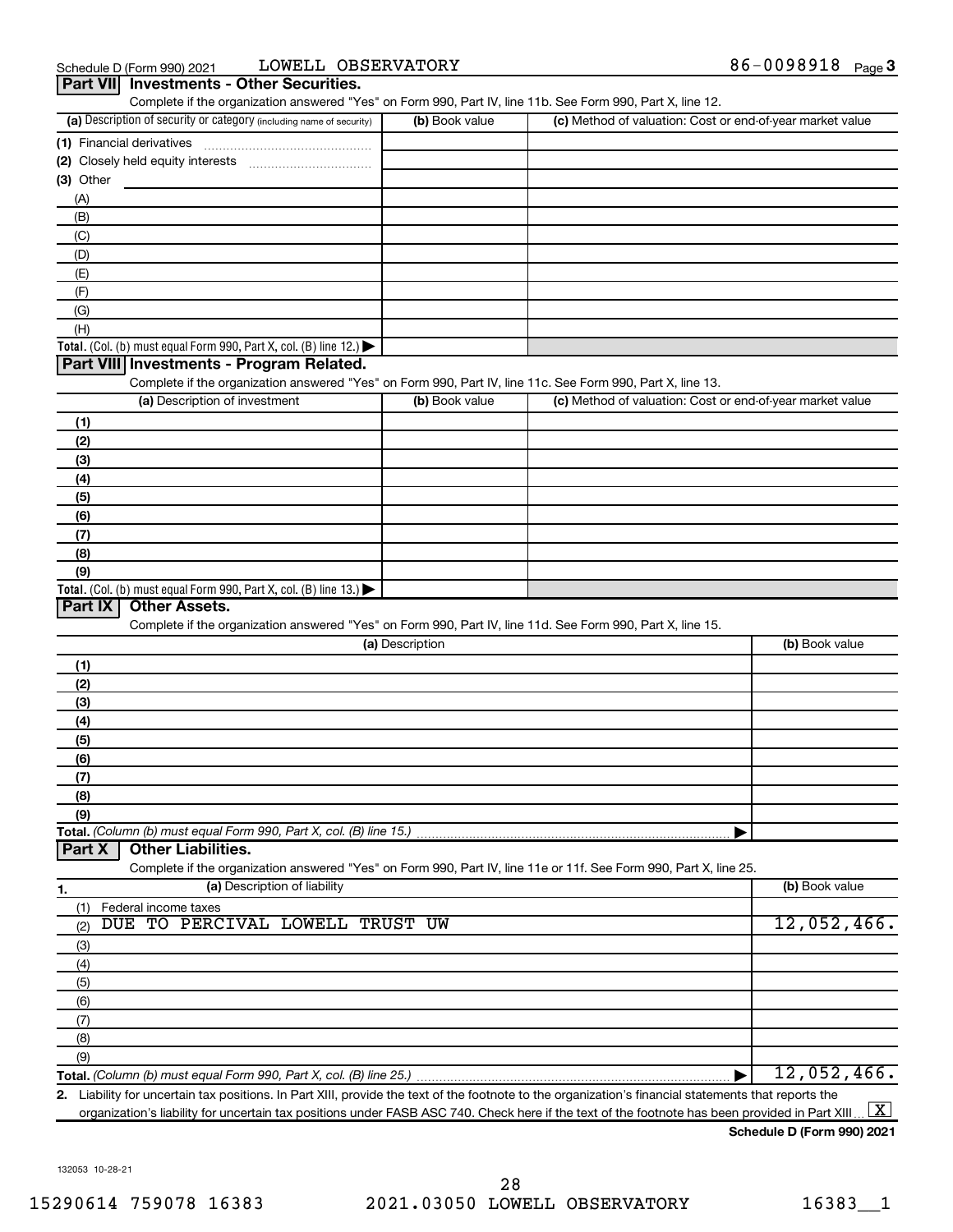Schedule D (Form 990) 2021 LOWELL OBSERVATORY 86-0098918 Page 3

## Part VII Investments - Other Securities.

Complete if the organization answered "Yes" on Form 990, Part IV, line 11b. See Form 990, Part X, line 12.

| (a) Description of security or category (including name of security) | (b) Book value | (c) Method of valuation: Cost or end-of-year market value |
|---|---|---|
| (1) Financial derivatives | | |
| (2) Closely held equity interests | | |
| (3) Other | | |
| (A) | | |
| (B) | | |
| (C) | | |
| (D) | | |
| (E) | | |
| (F) | | |
| (G) | | |
| (H) | | |
| **Total.** (Col. (b) must equal Form 990, Part X, col. (B) line 12.) | | |

## Part VIII Investments - Program Related.

Complete if the organization answered "Yes" on Form 990, Part IV, line 11c. See Form 990, Part X, line 13.

| (a) Description of investment | (b) Book value | (c) Method of valuation: Cost or end-of-year market value |
|---|---|---|
| (1) | | |
| (2) | | |
| (3) | | |
| (4) | | |
| (5) | | |
| (6) | | |
| (7) | | |
| (8) | | |
| (9) | | |
| **Total.** (Col. (b) must equal Form 990, Part X, col. (B) line 13.) | | |

## Part IX Other Assets.

Complete if the organization answered "Yes" on Form 990, Part IV, line 11d. See Form 990, Part X, line 15.

| (a) Description | (b) Book value |
|---|---|
| (1) | |
| (2) | |
| (3) | |
| (4) | |
| (5) | |
| (6) | |
| (7) | |
| (8) | |
| (9) | |
| **Total.** (Column (b) must equal Form 990, Part X, col. (B) line 15.) | |

## Part X Other Liabilities.

Complete if the organization answered "Yes" on Form 990, Part IV, line 11e or 11f. See Form 990, Part X, line 25.

| 1. (a) Description of liability | (b) Book value |
|---|---|
| (1) Federal income taxes | |
| (2) DUE TO PERCIVAL LOWELL TRUST UW | 12,052,466. |
| (3) | |
| (4) | |
| (5) | |
| (6) | |
| (7) | |
| (8) | |
| (9) | |
| **Total.** (Column (b) must equal Form 990, Part X, col. (B) line 25.) | 12,052,466. |

2. Liability for uncertain tax positions. In Part XIII, provide the text of the footnote to the organization's financial statements that reports the organization's liability for uncertain tax positions under FASB ASC 740. Check here if the text of the footnote has been provided in Part XIII [X]

Schedule D (Form 990) 2021

132053 10-28-21

15290614 759078 16383 2021.03050 LOWELL OBSERVATORY 16383__1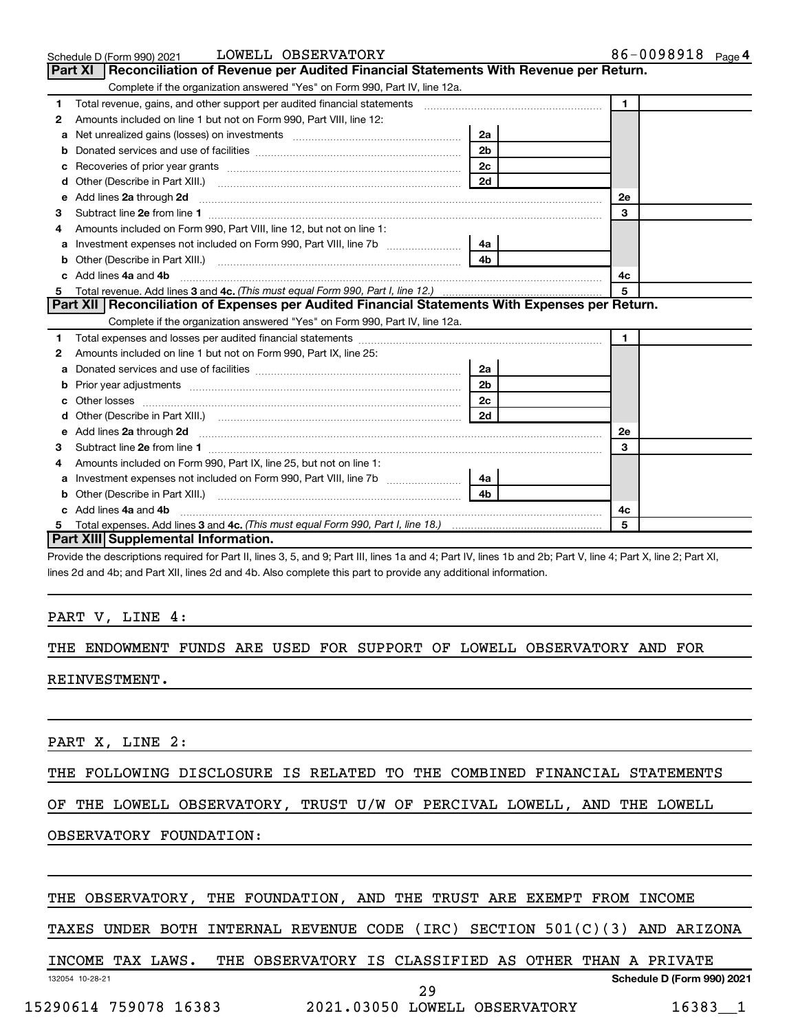Schedule D (Form 990) 2021 LOWELL OBSERVATORY 86-0098918 Page 4

## Part XI Reconciliation of Revenue per Audited Financial Statements With Revenue per Return.

Complete if the organization answered "Yes" on Form 990, Part IV, line 12a.

| | | | | | |
|---|---|---|---|---|---|
| 1 | Total revenue, gains, and other support per audited financial statements | | | 1 | |
| 2 | Amounts included on line 1 but not on Form 990, Part VIII, line 12: | | | | |
| a | Net unrealized gains (losses) on investments | 2a | | | |
| b | Donated services and use of facilities | 2b | | | |
| c | Recoveries of prior year grants | 2c | | | |
| d | Other (Describe in Part XIII.) | 2d | | | |
| e | Add lines **2a** through **2d** | | | 2e | |
| 3 | Subtract line **2e** from line **1** | | | 3 | |
| 4 | Amounts included on Form 990, Part VIII, line 12, but not on line 1: | | | | |
| a | Investment expenses not included on Form 990, Part VIII, line 7b | 4a | | | |
| b | Other (Describe in Part XIII.) | 4b | | | |
| c | Add lines **4a** and **4b** | | | 4c | |
| 5 | Total revenue. Add lines **3** and **4c.** *(This must equal Form 990, Part I, line 12.)* | | | 5 | |

## Part XII Reconciliation of Expenses per Audited Financial Statements With Expenses per Return.

Complete if the organization answered "Yes" on Form 990, Part IV, line 12a.

| | | | | | |
|---|---|---|---|---|---|
| 1 | Total expenses and losses per audited financial statements | | | 1 | |
| 2 | Amounts included on line 1 but not on Form 990, Part IX, line 25: | | | | |
| a | Donated services and use of facilities | 2a | | | |
| b | Prior year adjustments | 2b | | | |
| c | Other losses | 2c | | | |
| d | Other (Describe in Part XIII.) | 2d | | | |
| e | Add lines **2a** through **2d** | | | 2e | |
| 3 | Subtract line **2e** from line **1** | | | 3 | |
| 4 | Amounts included on Form 990, Part IX, line 25, but not on line 1: | | | | |
| a | Investment expenses not included on Form 990, Part VIII, line 7b | 4a | | | |
| b | Other (Describe in Part XIII.) | 4b | | | |
| c | Add lines **4a** and **4b** | | | 4c | |
| 5 | Total expenses. Add lines **3** and **4c.** *(This must equal Form 990, Part I, line 18.)* | | | 5 | |

## Part XIII Supplemental Information.

Provide the descriptions required for Part II, lines 3, 5, and 9; Part III, lines 1a and 4; Part IV, lines 1b and 2b; Part V, line 4; Part X, line 2; Part XI, lines 2d and 4b; and Part XII, lines 2d and 4b. Also complete this part to provide any additional information.

PART V, LINE 4:

THE ENDOWMENT FUNDS ARE USED FOR SUPPORT OF LOWELL OBSERVATORY AND FOR REINVESTMENT.

PART X, LINE 2:

THE FOLLOWING DISCLOSURE IS RELATED TO THE COMBINED FINANCIAL STATEMENTS OF THE LOWELL OBSERVATORY, TRUST U/W OF PERCIVAL LOWELL, AND THE LOWELL OBSERVATORY FOUNDATION:

THE OBSERVATORY, THE FOUNDATION, AND THE TRUST ARE EXEMPT FROM INCOME TAXES UNDER BOTH INTERNAL REVENUE CODE (IRC) SECTION 501(C)(3) AND ARIZONA INCOME TAX LAWS. THE OBSERVATORY IS CLASSIFIED AS OTHER THAN A PRIVATE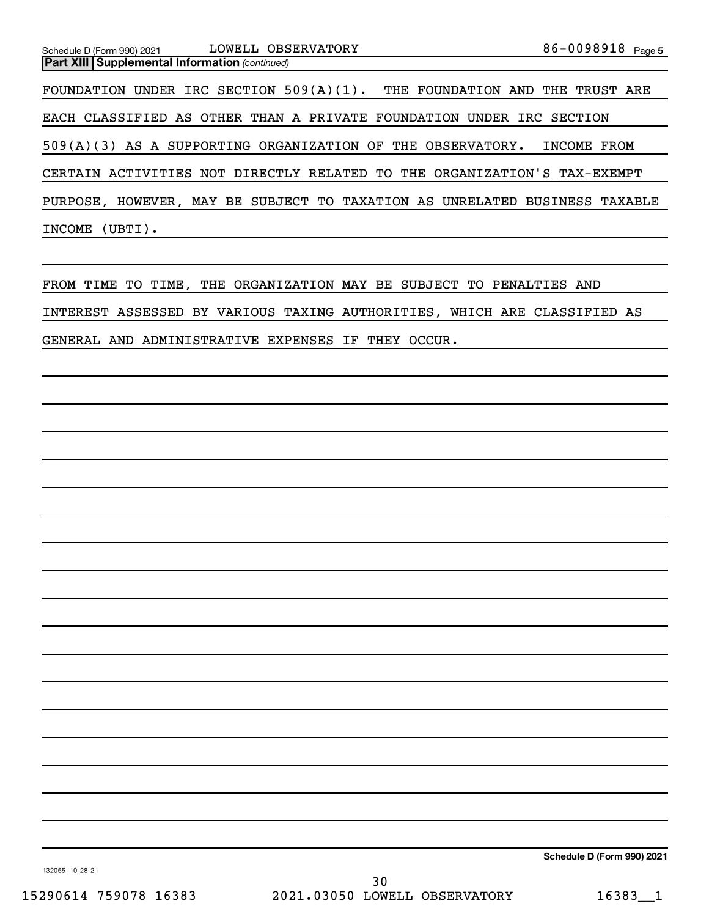**Part XIII | Supplemental Information** *(continued)*

FOUNDATION UNDER IRC SECTION 509(A)(1). THE FOUNDATION AND THE TRUST ARE EACH CLASSIFIED AS OTHER THAN A PRIVATE FOUNDATION UNDER IRC SECTION 509(A)(3) AS A SUPPORTING ORGANIZATION OF THE OBSERVATORY. INCOME FROM CERTAIN ACTIVITIES NOT DIRECTLY RELATED TO THE ORGANIZATION'S TAX-EXEMPT PURPOSE, HOWEVER, MAY BE SUBJECT TO TAXATION AS UNRELATED BUSINESS TAXABLE INCOME (UBTI).

FROM TIME TO TIME, THE ORGANIZATION MAY BE SUBJECT TO PENALTIES AND INTEREST ASSESSED BY VARIOUS TAXING AUTHORITIES, WHICH ARE CLASSIFIED AS GENERAL AND ADMINISTRATIVE EXPENSES IF THEY OCCUR.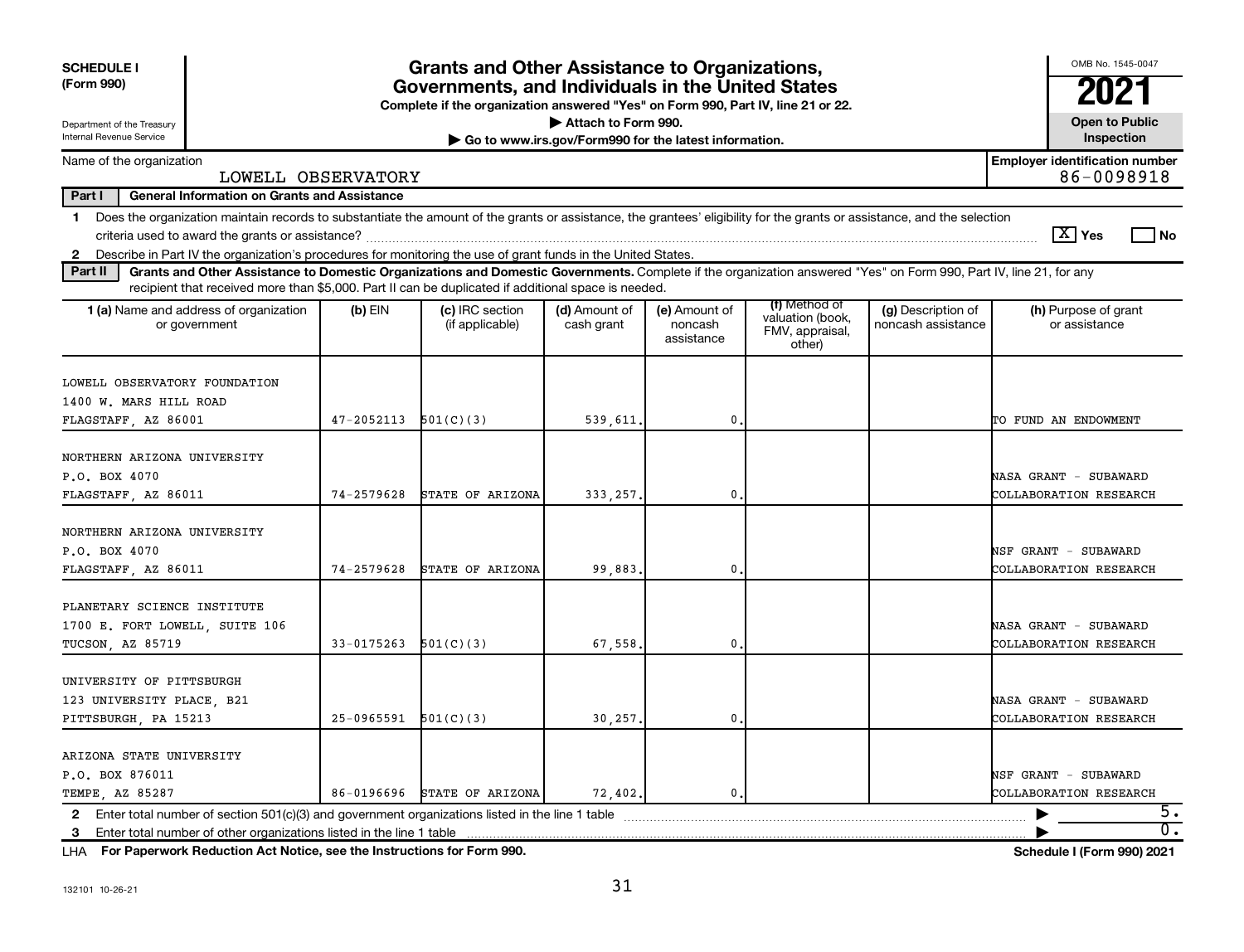**SCHEDULE I (Form 990)**

Department of the Treasury
Internal Revenue Service

# Grants and Other Assistance to Organizations, Governments, and Individuals in the United States

Complete if the organization answered "Yes" on Form 990, Part IV, line 21 or 22.

▶ Attach to Form 990.

▶ Go to www.irs.gov/Form990 for the latest information.

OMB No. 1545-0047

**2021**

**Open to Public Inspection**

Name of the organization: LOWELL OBSERVATORY

Employer identification number: 86-0098918

**Part I — General Information on Grants and Assistance**

1 Does the organization maintain records to substantiate the amount of the grants or assistance, the grantees' eligibility for the grants or assistance, and the selection criteria used to award the grants or assistance? [X] Yes [ ] No

2 Describe in Part IV the organization's procedures for monitoring the use of grant funds in the United States.

**Part II — Grants and Other Assistance to Domestic Organizations and Domestic Governments.** Complete if the organization answered "Yes" on Form 990, Part IV, line 21, for any recipient that received more than $5,000. Part II can be duplicated if additional space is needed.

| 1 (a) Name and address of organization or government | (b) EIN | (c) IRC section (if applicable) | (d) Amount of cash grant | (e) Amount of noncash assistance | (f) Method of valuation (book, FMV, appraisal, other) | (g) Description of noncash assistance | (h) Purpose of grant or assistance |
|---|---|---|---|---|---|---|---|
| LOWELL OBSERVATORY FOUNDATION<br>1400 W. MARS HILL ROAD<br>FLAGSTAFF, AZ 86001 | 47-2052113 | 501(C)(3) | 539,611. | 0. | | | TO FUND AN ENDOWMENT |
| NORTHERN ARIZONA UNIVERSITY<br>P.O. BOX 4070<br>FLAGSTAFF, AZ 86011 | 74-2579628 | STATE OF ARIZONA | 333,257. | 0. | | | NASA GRANT - SUBAWARD COLLABORATION RESEARCH |
| NORTHERN ARIZONA UNIVERSITY<br>P.O. BOX 4070<br>FLAGSTAFF, AZ 86011 | 74-2579628 | STATE OF ARIZONA | 99,883. | 0. | | | NSF GRANT - SUBAWARD COLLABORATION RESEARCH |
| PLANETARY SCIENCE INSTITUTE<br>1700 E. FORT LOWELL, SUITE 106<br>TUCSON, AZ 85719 | 33-0175263 | 501(C)(3) | 67,558. | 0. | | | NASA GRANT - SUBAWARD COLLABORATION RESEARCH |
| UNIVERSITY OF PITTSBURGH<br>123 UNIVERSITY PLACE, B21<br>PITTSBURGH, PA 15213 | 25-0965591 | 501(C)(3) | 30,257. | 0. | | | NASA GRANT - SUBAWARD COLLABORATION RESEARCH |
| ARIZONA STATE UNIVERSITY<br>P.O. BOX 876011<br>TEMPE, AZ 85287 | 86-0196696 | STATE OF ARIZONA | 72,402. | 0. | | | NSF GRANT - SUBAWARD COLLABORATION RESEARCH |

2 Enter total number of section 501(c)(3) and government organizations listed in the line 1 table ▶ 5.

3 Enter total number of other organizations listed in the line 1 table ▶ 0.

LHA For Paperwork Reduction Act Notice, see the Instructions for Form 990. Schedule I (Form 990) 2021

132101 10-26-21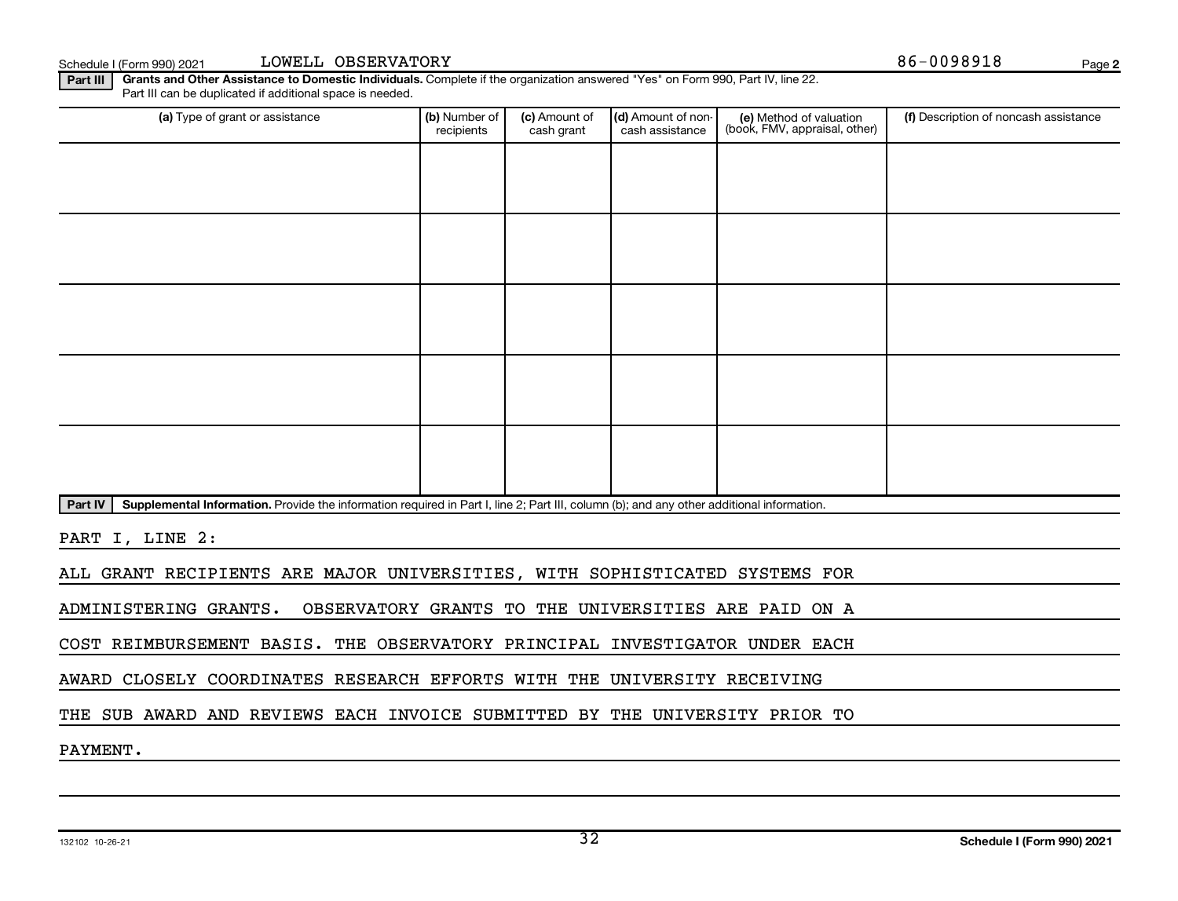Schedule I (Form 990) 2021 LOWELL OBSERVATORY 86-0098918

**Part III** **Grants and Other Assistance to Domestic Individuals.** Complete if the organization answered "Yes" on Form 990, Part IV, line 22. Part III can be duplicated if additional space is needed.

| (a) Type of grant or assistance | (b) Number of recipients | (c) Amount of cash grant | (d) Amount of non-cash assistance | (e) Method of valuation (book, FMV, appraisal, other) | (f) Description of noncash assistance |
|---|---|---|---|---|---|
| | | | | | |
| | | | | | |
| | | | | | |
| | | | | | |
| | | | | | |

**Part IV** **Supplemental Information.** Provide the information required in Part I, line 2; Part III, column (b); and any other additional information.

PART I, LINE 2:

ALL GRANT RECIPIENTS ARE MAJOR UNIVERSITIES, WITH SOPHISTICATED SYSTEMS FOR ADMINISTERING GRANTS. OBSERVATORY GRANTS TO THE UNIVERSITIES ARE PAID ON A COST REIMBURSEMENT BASIS. THE OBSERVATORY PRINCIPAL INVESTIGATOR UNDER EACH AWARD CLOSELY COORDINATES RESEARCH EFFORTS WITH THE UNIVERSITY RECEIVING THE SUB AWARD AND REVIEWS EACH INVOICE SUBMITTED BY THE UNIVERSITY PRIOR TO PAYMENT.

132102 10-26-21 **Schedule I (Form 990) 2021**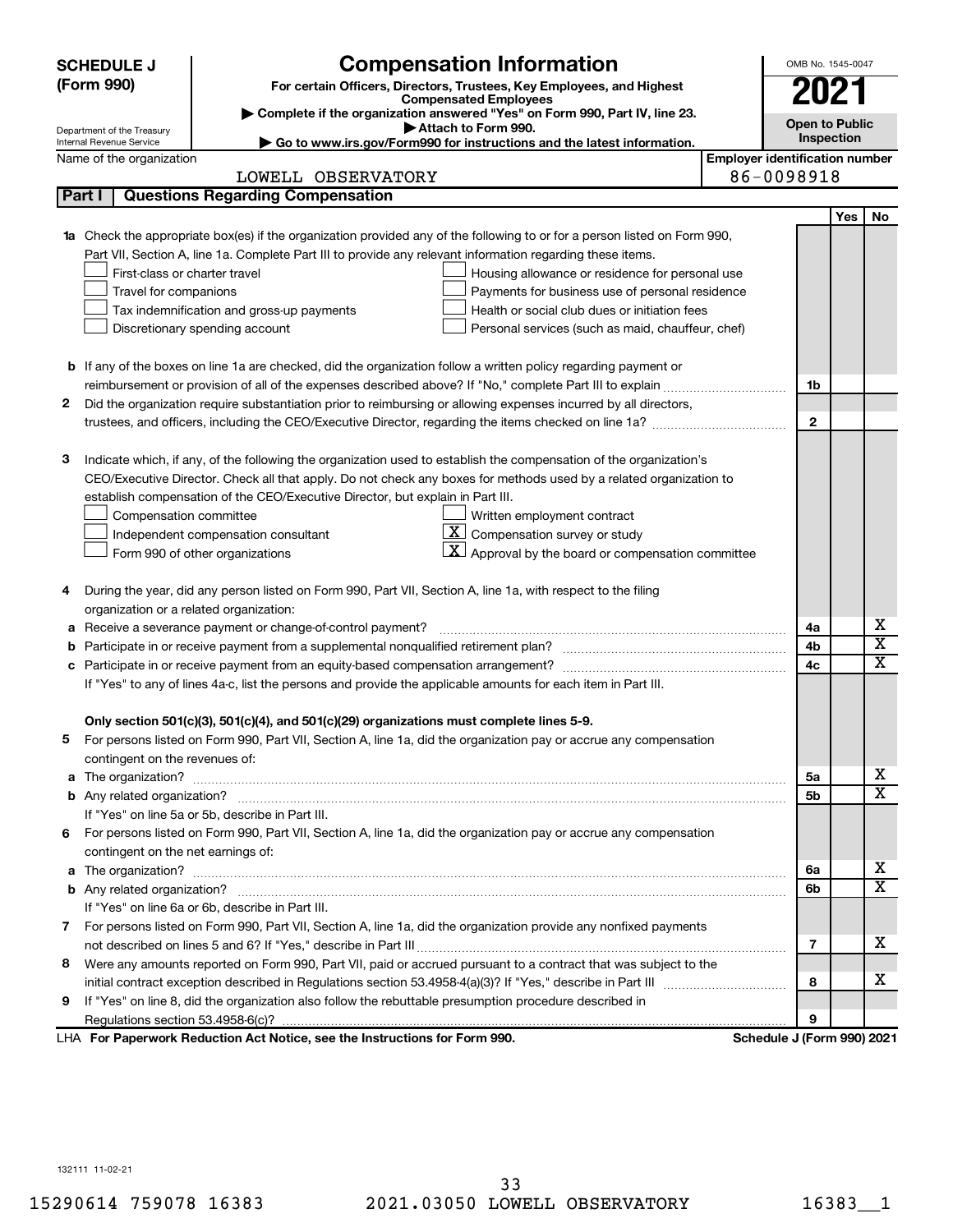**SCHEDULE J (Form 990)**

Department of the Treasury
Internal Revenue Service

# Compensation Information

**For certain Officers, Directors, Trustees, Key Employees, and Highest Compensated Employees**

▶ Complete if the organization answered "Yes" on Form 990, Part IV, line 23.
▶ Attach to Form 990.
▶ Go to www.irs.gov/Form990 for instructions and the latest information.

OMB No. 1545-0047

**2021**

**Open to Public Inspection**

Name of the organization: LOWELL OBSERVATORY

Employer identification number: 86-0098918

## Part I Questions Regarding Compensation

| | | | Yes | No |
|---|---|---|---|---|
| **1a** | Check the appropriate box(es) if the organization provided any of the following to or for a person listed on Form 990, Part VII, Section A, line 1a. Complete Part III to provide any relevant information regarding these items.<br>☐ First-class or charter travel<br>☐ Travel for companions<br>☐ Tax indemnification and gross-up payments<br>☐ Discretionary spending account<br>☐ Housing allowance or residence for personal use<br>☐ Payments for business use of personal residence<br>☐ Health or social club dues or initiation fees<br>☐ Personal services (such as maid, chauffeur, chef) | | | |
| **b** | If any of the boxes on line 1a are checked, did the organization follow a written policy regarding payment or reimbursement or provision of all of the expenses described above? If "No," complete Part III to explain | 1b | | |
| **2** | Did the organization require substantiation prior to reimbursing or allowing expenses incurred by all directors, trustees, and officers, including the CEO/Executive Director, regarding the items checked on line 1a? | 2 | | |
| **3** | Indicate which, if any, of the following the organization used to establish the compensation of the organization's CEO/Executive Director. Check all that apply. Do not check any boxes for methods used by a related organization to establish compensation of the CEO/Executive Director, but explain in Part III.<br>☐ Compensation committee<br>☐ Independent compensation consultant<br>☐ Form 990 of other organizations<br>☐ Written employment contract<br>☒ Compensation survey or study<br>☒ Approval by the board or compensation committee | | | |
| **4** | During the year, did any person listed on Form 990, Part VII, Section A, line 1a, with respect to the filing organization or a related organization: | | | |
| **a** | Receive a severance payment or change-of-control payment? | 4a | | X |
| **b** | Participate in or receive payment from a supplemental nonqualified retirement plan? | 4b | | X |
| **c** | Participate in or receive payment from an equity-based compensation arrangement? | 4c | | X |
| | If "Yes" to any of lines 4a-c, list the persons and provide the applicable amounts for each item in Part III. | | | |
| | **Only section 501(c)(3), 501(c)(4), and 501(c)(29) organizations must complete lines 5-9.** | | | |
| **5** | For persons listed on Form 990, Part VII, Section A, line 1a, did the organization pay or accrue any compensation contingent on the revenues of: | | | |
| **a** | The organization? | 5a | | X |
| **b** | Any related organization? | 5b | | X |
| | If "Yes" on line 5a or 5b, describe in Part III. | | | |
| **6** | For persons listed on Form 990, Part VII, Section A, line 1a, did the organization pay or accrue any compensation contingent on the net earnings of: | | | |
| **a** | The organization? | 6a | | X |
| **b** | Any related organization? | 6b | | X |
| | If "Yes" on line 6a or 6b, describe in Part III. | | | |
| **7** | For persons listed on Form 990, Part VII, Section A, line 1a, did the organization provide any nonfixed payments not described on lines 5 and 6? If "Yes," describe in Part III | 7 | | X |
| **8** | Were any amounts reported on Form 990, Part VII, paid or accrued pursuant to a contract that was subject to the initial contract exception described in Regulations section 53.4958-4(a)(3)? If "Yes," describe in Part III | 8 | | X |
| **9** | If "Yes" on line 8, did the organization also follow the rebuttable presumption procedure described in Regulations section 53.4958-6(c)? | 9 | | |

LHA **For Paperwork Reduction Act Notice, see the Instructions for Form 990.** **Schedule J (Form 990) 2021**

132111 11-02-21

15290614 759078 16383 2021.03050 LOWELL OBSERVATORY 16383__1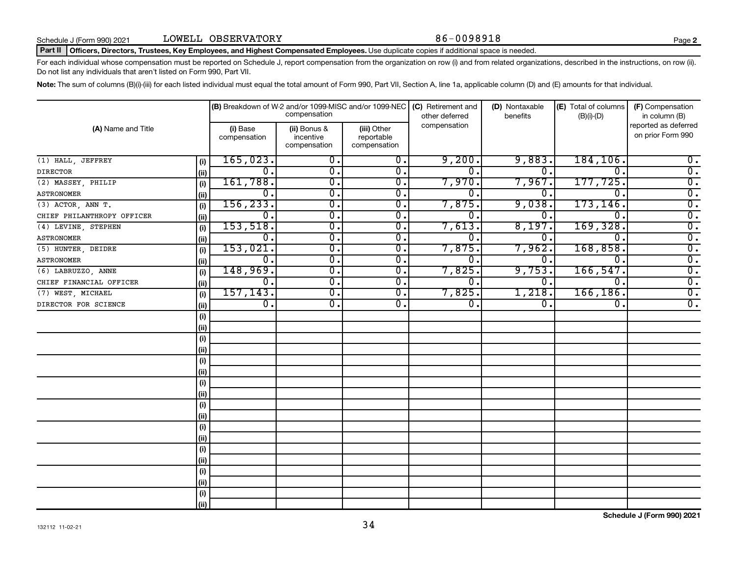Schedule J (Form 990) 2021 LOWELL OBSERVATORY 86-0098918 Page **2**

**Part II** **Officers, Directors, Trustees, Key Employees, and Highest Compensated Employees.** Use duplicate copies if additional space is needed.

For each individual whose compensation must be reported on Schedule J, report compensation from the organization on row (i) and from related organizations, described in the instructions, on row (ii). Do not list any individuals that aren't listed on Form 990, Part VII.

**Note:** The sum of columns (B)(i)-(iii) for each listed individual must equal the total amount of Form 990, Part VII, Section A, line 1a, applicable column (D) and (E) amounts for that individual.

| (A) Name and Title | | (B) Breakdown of W-2 and/or 1099-MISC and/or 1099-NEC compensation | | | (C) Retirement and other deferred compensation | (D) Nontaxable benefits | (E) Total of columns (B)(i)-(D) | (F) Compensation in column (B) reported as deferred on prior Form 990 |
|---|---|---|---|---|---|---|---|---|
| | | (i) Base compensation | (ii) Bonus & incentive compensation | (iii) Other reportable compensation | | | | |
| (1) HALL, JEFFREY | (i) | 165,023. | 0. | 0. | 9,200. | 9,883. | 184,106. | 0. |
| DIRECTOR | (ii) | 0. | 0. | 0. | 0. | 0. | 0. | 0. |
| (2) MASSEY, PHILIP | (i) | 161,788. | 0. | 0. | 7,970. | 7,967. | 177,725. | 0. |
| ASTRONOMER | (ii) | 0. | 0. | 0. | 0. | 0. | 0. | 0. |
| (3) ACTOR, ANN T. | (i) | 156,233. | 0. | 0. | 7,875. | 9,038. | 173,146. | 0. |
| CHIEF PHILANTHROPY OFFICER | (ii) | 0. | 0. | 0. | 0. | 0. | 0. | 0. |
| (4) LEVINE, STEPHEN | (i) | 153,518. | 0. | 0. | 7,613. | 8,197. | 169,328. | 0. |
| ASTRONOMER | (ii) | 0. | 0. | 0. | 0. | 0. | 0. | 0. |
| (5) HUNTER, DEIDRE | (i) | 153,021. | 0. | 0. | 7,875. | 7,962. | 168,858. | 0. |
| ASTRONOMER | (ii) | 0. | 0. | 0. | 0. | 0. | 0. | 0. |
| (6) LABRUZZO, ANNE | (i) | 148,969. | 0. | 0. | 7,825. | 9,753. | 166,547. | 0. |
| CHIEF FINANCIAL OFFICER | (ii) | 0. | 0. | 0. | 0. | 0. | 0. | 0. |
| (7) WEST, MICHAEL | (i) | 157,143. | 0. | 0. | 7,825. | 1,218. | 166,186. | 0. |
| DIRECTOR FOR SCIENCE | (ii) | 0. | 0. | 0. | 0. | 0. | 0. | 0. |

**Schedule J (Form 990) 2021**

132112 11-02-21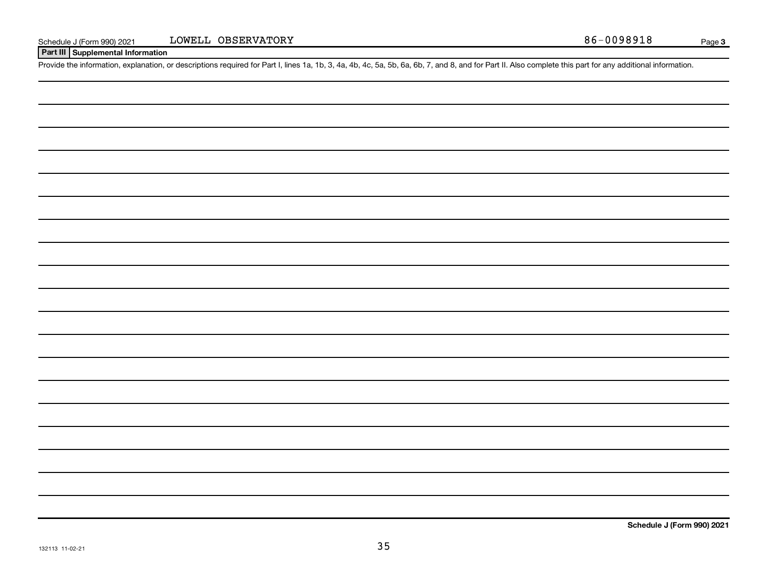Schedule J (Form 990) 2021 LOWELL OBSERVATORY 86-0098918 Page 3

**Part III Supplemental Information**

Provide the information, explanation, or descriptions required for Part I, lines 1a, 1b, 3, 4a, 4b, 4c, 5a, 5b, 6a, 6b, 7, and 8, and for Part II. Also complete this part for any additional information.

**Schedule J (Form 990) 2021**

132113 11-02-21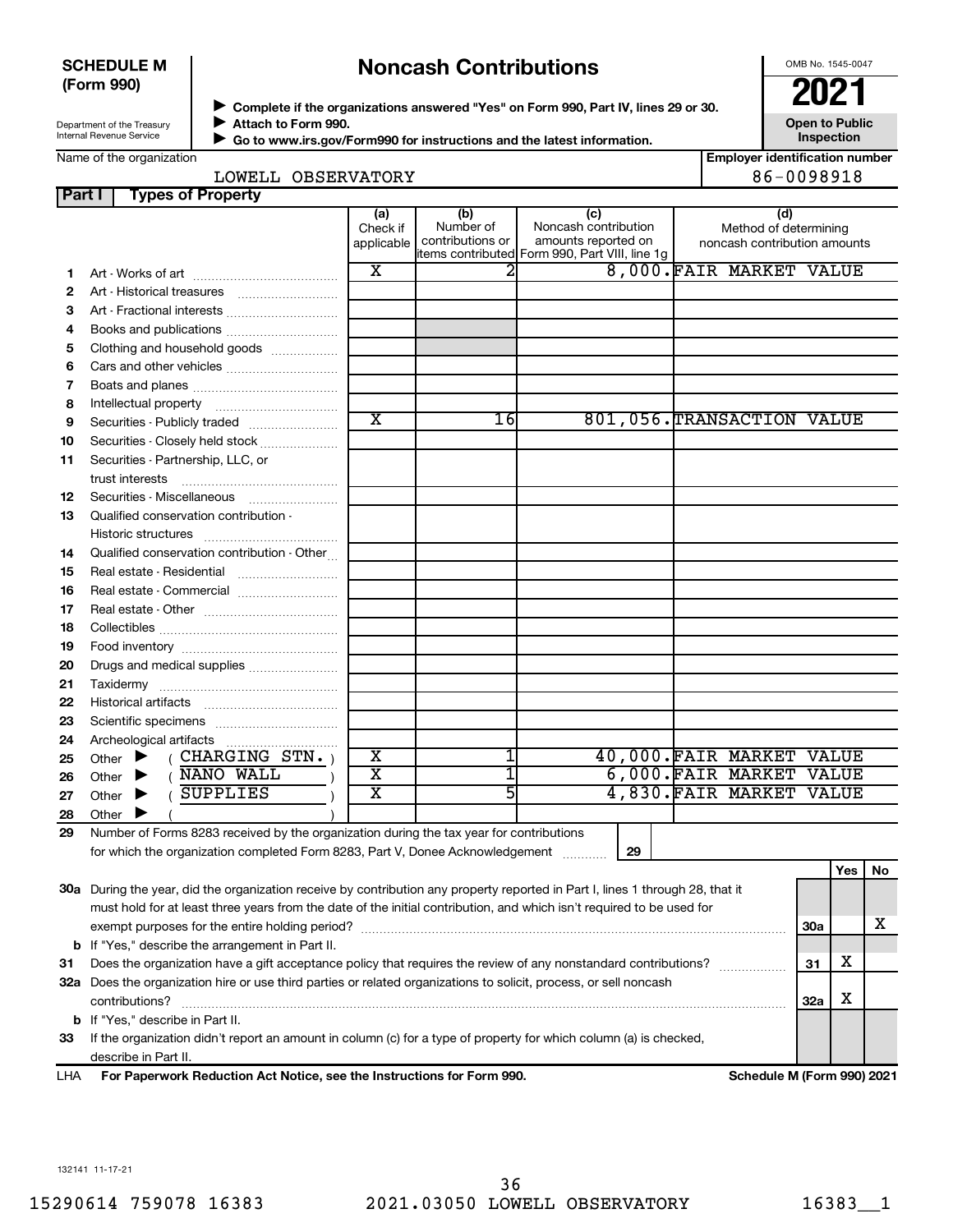**SCHEDULE M (Form 990)**

Department of the Treasury
Internal Revenue Service

# Noncash Contributions

▶ Complete if the organizations answered "Yes" on Form 990, Part IV, lines 29 or 30.
▶ Attach to Form 990.
▶ Go to www.irs.gov/Form990 for instructions and the latest information.

OMB No. 1545-0047

**2021**

**Open to Public Inspection**

Name of the organization: LOWELL OBSERVATORY

Employer identification number: 86-0098918

## Part I Types of Property

| | | (a) Check if applicable | (b) Number of contributions or items contributed | (c) Noncash contribution amounts reported on Form 990, Part VIII, line 1g | (d) Method of determining noncash contribution amounts |
|---|---|---|---|---|---|
| 1 | Art - Works of art | X | 2 | 8,000. | FAIR MARKET VALUE |
| 2 | Art - Historical treasures | | | | |
| 3 | Art - Fractional interests | | | | |
| 4 | Books and publications | | | | |
| 5 | Clothing and household goods | | | | |
| 6 | Cars and other vehicles | | | | |
| 7 | Boats and planes | | | | |
| 8 | Intellectual property | | | | |
| 9 | Securities - Publicly traded | X | 16 | 801,056. | TRANSACTION VALUE |
| 10 | Securities - Closely held stock | | | | |
| 11 | Securities - Partnership, LLC, or trust interests | | | | |
| 12 | Securities - Miscellaneous | | | | |
| 13 | Qualified conservation contribution - Historic structures | | | | |
| 14 | Qualified conservation contribution - Other | | | | |
| 15 | Real estate - Residential | | | | |
| 16 | Real estate - Commercial | | | | |
| 17 | Real estate - Other | | | | |
| 18 | Collectibles | | | | |
| 19 | Food inventory | | | | |
| 20 | Drugs and medical supplies | | | | |
| 21 | Taxidermy | | | | |
| 22 | Historical artifacts | | | | |
| 23 | Scientific specimens | | | | |
| 24 | Archeological artifacts | | | | |
| 25 | Other ▶ ( CHARGING STN. ) | X | 1 | 40,000. | FAIR MARKET VALUE |
| 26 | Other ▶ ( NANO WALL ) | X | 1 | 6,000. | FAIR MARKET VALUE |
| 27 | Other ▶ ( SUPPLIES ) | X | 5 | 4,830. | FAIR MARKET VALUE |
| 28 | Other ▶ ( ) | | | | |

29 Number of Forms 8283 received by the organization during the tax year for contributions for which the organization completed Form 8283, Part V, Donee Acknowledgement ..... 29

| | | | Yes | No |
|---|---|---|---|---|
| 30a | During the year, did the organization receive by contribution any property reported in Part I, lines 1 through 28, that it must hold for at least three years from the date of the initial contribution, and which isn't required to be used for exempt purposes for the entire holding period? | 30a | | X |
| b | If "Yes," describe the arrangement in Part II. | | | |
| 31 | Does the organization have a gift acceptance policy that requires the review of any nonstandard contributions? | 31 | X | |
| 32a | Does the organization hire or use third parties or related organizations to solicit, process, or sell noncash contributions? | 32a | X | |
| b | If "Yes," describe in Part II. | | | |
| 33 | If the organization didn't report an amount in column (c) for a type of property for which column (a) is checked, describe in Part II. | | | |

LHA For Paperwork Reduction Act Notice, see the Instructions for Form 990. Schedule M (Form 990) 2021

132141 11-17-21

15290614 759078 16383 2021.03050 LOWELL OBSERVATORY 16383__1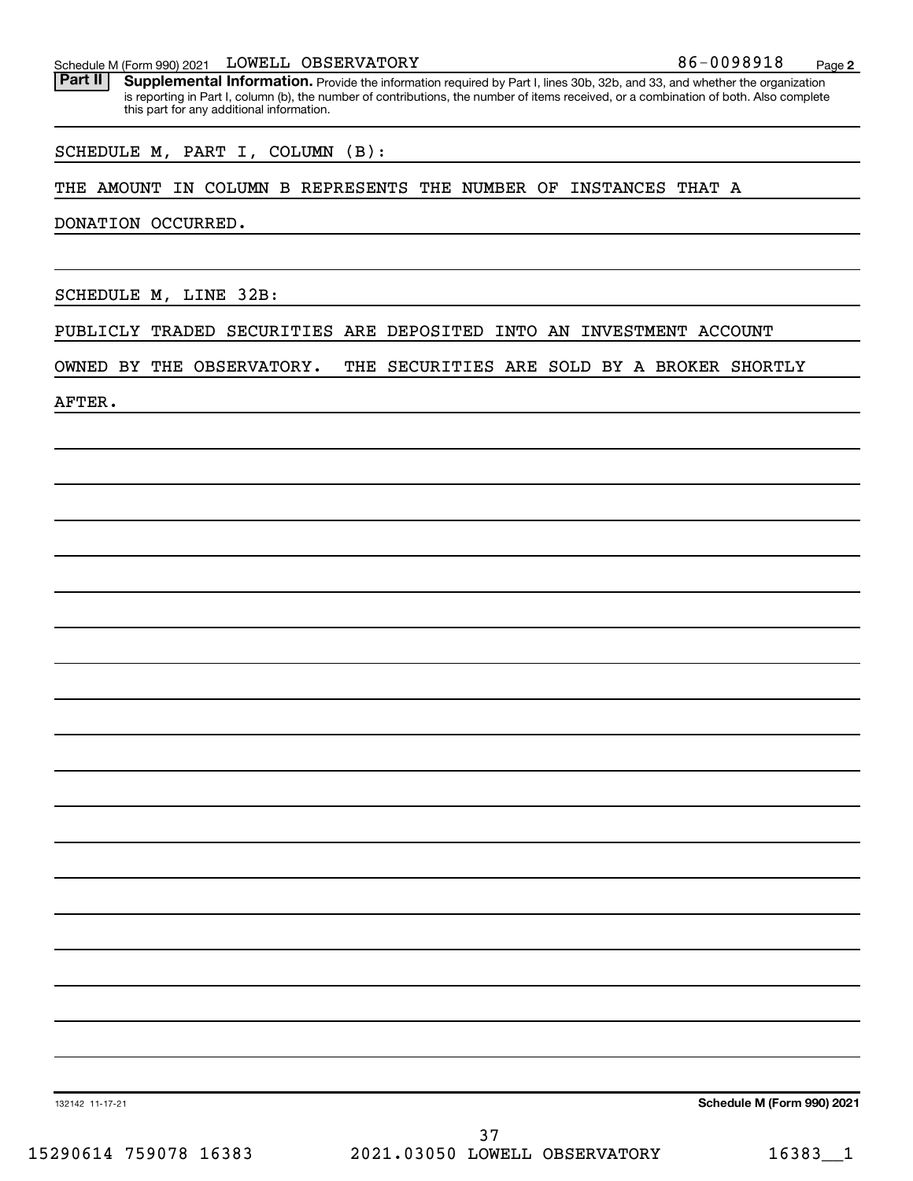Schedule M (Form 990) 2021 LOWELL OBSERVATORY 86-0098918 Page 2

**Part II** **Supplemental Information.** Provide the information required by Part I, lines 30b, 32b, and 33, and whether the organization is reporting in Part I, column (b), the number of contributions, the number of items received, or a combination of both. Also complete this part for any additional information.

SCHEDULE M, PART I, COLUMN (B):

THE AMOUNT IN COLUMN B REPRESENTS THE NUMBER OF INSTANCES THAT A DONATION OCCURRED.

SCHEDULE M, LINE 32B:

PUBLICLY TRADED SECURITIES ARE DEPOSITED INTO AN INVESTMENT ACCOUNT OWNED BY THE OBSERVATORY. THE SECURITIES ARE SOLD BY A BROKER SHORTLY AFTER.

132142 11-17-21 **Schedule M (Form 990) 2021**

15290614 759078 16383 2021.03050 LOWELL OBSERVATORY 16383__1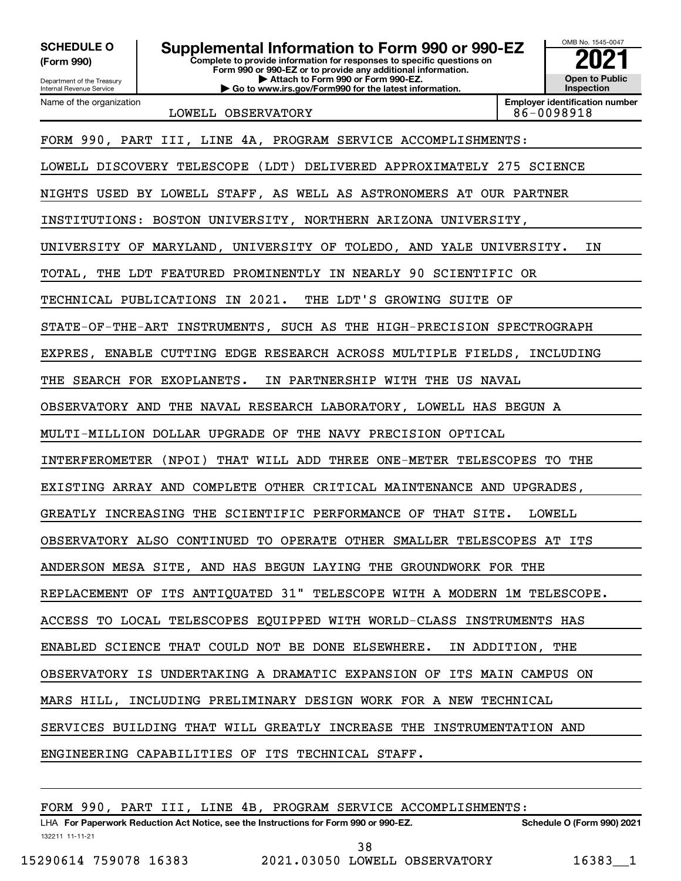**SCHEDULE O (Form 990)**

Department of the Treasury
Internal Revenue Service

# Supplemental Information to Form 990 or 990-EZ

**Complete to provide information for responses to specific questions on Form 990 or 990-EZ or to provide any additional information.**
**▶ Attach to Form 990 or Form 990-EZ.**
**▶ Go to www.irs.gov/Form990 for the latest information.**

OMB No. 1545-0047

**2021**

**Open to Public Inspection**

Name of the organization: LOWELL OBSERVATORY

**Employer identification number** 86-0098918

FORM 990, PART III, LINE 4A, PROGRAM SERVICE ACCOMPLISHMENTS:

LOWELL DISCOVERY TELESCOPE (LDT) DELIVERED APPROXIMATELY 275 SCIENCE NIGHTS USED BY LOWELL STAFF, AS WELL AS ASTRONOMERS AT OUR PARTNER INSTITUTIONS: BOSTON UNIVERSITY, NORTHERN ARIZONA UNIVERSITY, UNIVERSITY OF MARYLAND, UNIVERSITY OF TOLEDO, AND YALE UNIVERSITY. IN TOTAL, THE LDT FEATURED PROMINENTLY IN NEARLY 90 SCIENTIFIC OR TECHNICAL PUBLICATIONS IN 2021. THE LDT'S GROWING SUITE OF STATE-OF-THE-ART INSTRUMENTS, SUCH AS THE HIGH-PRECISION SPECTROGRAPH EXPRES, ENABLE CUTTING EDGE RESEARCH ACROSS MULTIPLE FIELDS, INCLUDING THE SEARCH FOR EXOPLANETS. IN PARTNERSHIP WITH THE US NAVAL OBSERVATORY AND THE NAVAL RESEARCH LABORATORY, LOWELL HAS BEGUN A MULTI-MILLION DOLLAR UPGRADE OF THE NAVY PRECISION OPTICAL INTERFEROMETER (NPOI) THAT WILL ADD THREE ONE-METER TELESCOPES TO THE EXISTING ARRAY AND COMPLETE OTHER CRITICAL MAINTENANCE AND UPGRADES, GREATLY INCREASING THE SCIENTIFIC PERFORMANCE OF THAT SITE. LOWELL OBSERVATORY ALSO CONTINUED TO OPERATE OTHER SMALLER TELESCOPES AT ITS ANDERSON MESA SITE, AND HAS BEGUN LAYING THE GROUNDWORK FOR THE REPLACEMENT OF ITS ANTIQUATED 31" TELESCOPE WITH A MODERN 1M TELESCOPE. ACCESS TO LOCAL TELESCOPES EQUIPPED WITH WORLD-CLASS INSTRUMENTS HAS ENABLED SCIENCE THAT COULD NOT BE DONE ELSEWHERE. IN ADDITION, THE OBSERVATORY IS UNDERTAKING A DRAMATIC EXPANSION OF ITS MAIN CAMPUS ON MARS HILL, INCLUDING PRELIMINARY DESIGN WORK FOR A NEW TECHNICAL SERVICES BUILDING THAT WILL GREATLY INCREASE THE INSTRUMENTATION AND ENGINEERING CAPABILITIES OF ITS TECHNICAL STAFF.

FORM 990, PART III, LINE 4B, PROGRAM SERVICE ACCOMPLISHMENTS:

LHA **For Paperwork Reduction Act Notice, see the Instructions for Form 990 or 990-EZ.** **Schedule O (Form 990) 2021**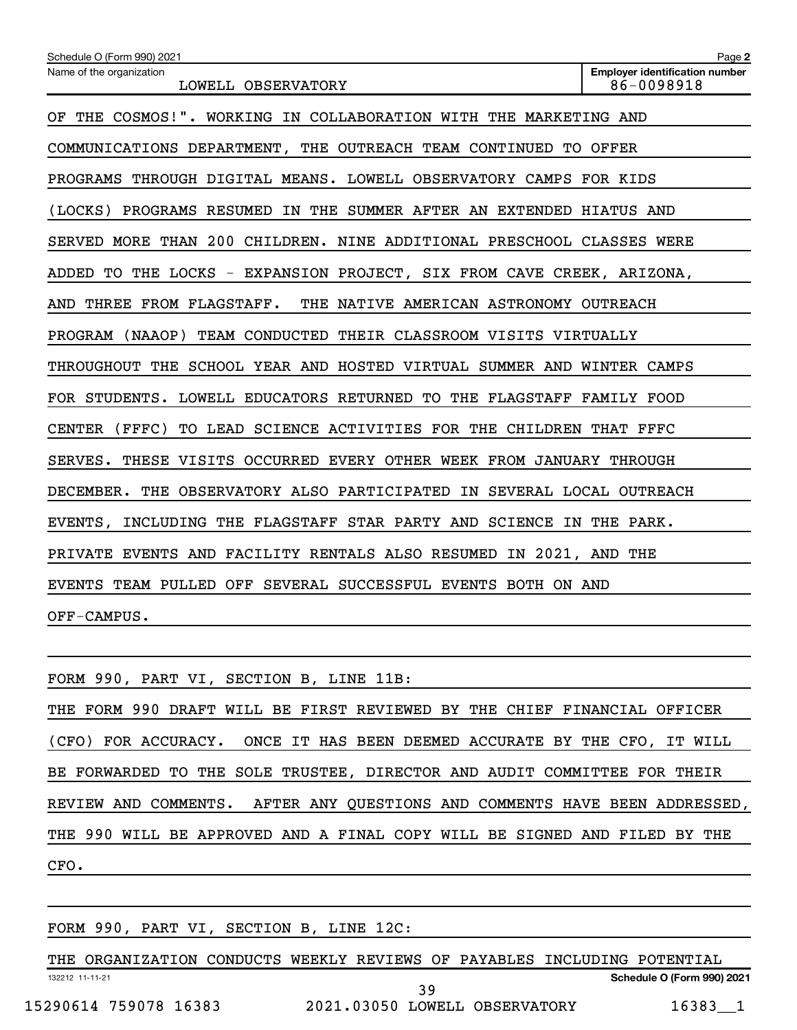Schedule O (Form 990) 2021

Name of the organization: LOWELL OBSERVATORY

Employer identification number: 86-0098918

OF THE COSMOS!". WORKING IN COLLABORATION WITH THE MARKETING AND COMMUNICATIONS DEPARTMENT, THE OUTREACH TEAM CONTINUED TO OFFER PROGRAMS THROUGH DIGITAL MEANS. LOWELL OBSERVATORY CAMPS FOR KIDS (LOCKS) PROGRAMS RESUMED IN THE SUMMER AFTER AN EXTENDED HIATUS AND SERVED MORE THAN 200 CHILDREN. NINE ADDITIONAL PRESCHOOL CLASSES WERE ADDED TO THE LOCKS - EXPANSION PROJECT, SIX FROM CAVE CREEK, ARIZONA, AND THREE FROM FLAGSTAFF. THE NATIVE AMERICAN ASTRONOMY OUTREACH PROGRAM (NAAOP) TEAM CONDUCTED THEIR CLASSROOM VISITS VIRTUALLY THROUGHOUT THE SCHOOL YEAR AND HOSTED VIRTUAL SUMMER AND WINTER CAMPS FOR STUDENTS. LOWELL EDUCATORS RETURNED TO THE FLAGSTAFF FAMILY FOOD CENTER (FFFC) TO LEAD SCIENCE ACTIVITIES FOR THE CHILDREN THAT FFFC SERVES. THESE VISITS OCCURRED EVERY OTHER WEEK FROM JANUARY THROUGH DECEMBER. THE OBSERVATORY ALSO PARTICIPATED IN SEVERAL LOCAL OUTREACH EVENTS, INCLUDING THE FLAGSTAFF STAR PARTY AND SCIENCE IN THE PARK. PRIVATE EVENTS AND FACILITY RENTALS ALSO RESUMED IN 2021, AND THE EVENTS TEAM PULLED OFF SEVERAL SUCCESSFUL EVENTS BOTH ON AND OFF-CAMPUS.

FORM 990, PART VI, SECTION B, LINE 11B:

THE FORM 990 DRAFT WILL BE FIRST REVIEWED BY THE CHIEF FINANCIAL OFFICER (CFO) FOR ACCURACY. ONCE IT HAS BEEN DEEMED ACCURATE BY THE CFO, IT WILL BE FORWARDED TO THE SOLE TRUSTEE, DIRECTOR AND AUDIT COMMITTEE FOR THEIR REVIEW AND COMMENTS. AFTER ANY QUESTIONS AND COMMENTS HAVE BEEN ADDRESSED, THE 990 WILL BE APPROVED AND A FINAL COPY WILL BE SIGNED AND FILED BY THE CFO.

FORM 990, PART VI, SECTION B, LINE 12C:

THE ORGANIZATION CONDUCTS WEEKLY REVIEWS OF PAYABLES INCLUDING POTENTIAL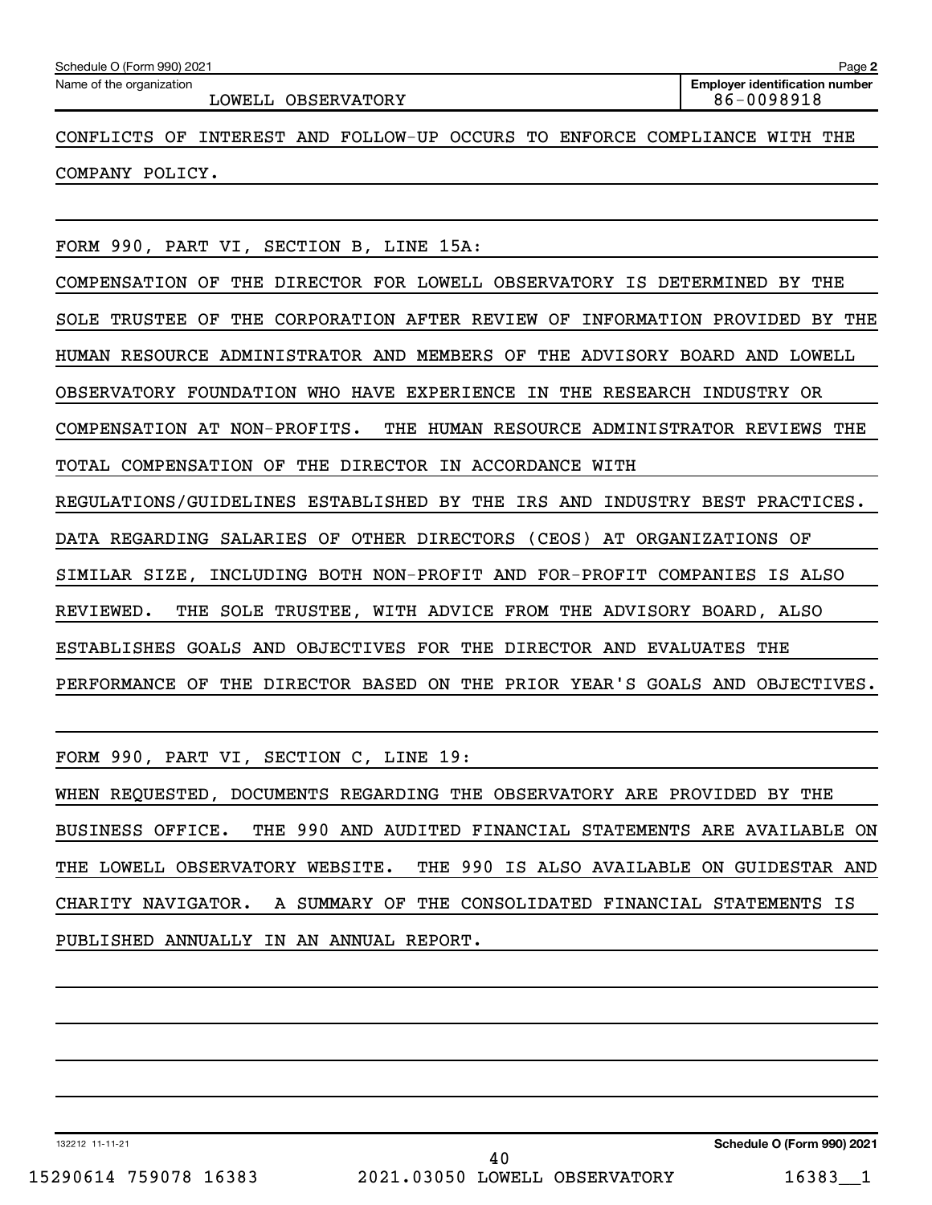Schedule O (Form 990) 2021

Name of the organization: LOWELL OBSERVATORY

Employer identification number: 86-0098918

CONFLICTS OF INTEREST AND FOLLOW-UP OCCURS TO ENFORCE COMPLIANCE WITH THE COMPANY POLICY.

FORM 990, PART VI, SECTION B, LINE 15A:

COMPENSATION OF THE DIRECTOR FOR LOWELL OBSERVATORY IS DETERMINED BY THE SOLE TRUSTEE OF THE CORPORATION AFTER REVIEW OF INFORMATION PROVIDED BY THE HUMAN RESOURCE ADMINISTRATOR AND MEMBERS OF THE ADVISORY BOARD AND LOWELL OBSERVATORY FOUNDATION WHO HAVE EXPERIENCE IN THE RESEARCH INDUSTRY OR COMPENSATION AT NON-PROFITS. THE HUMAN RESOURCE ADMINISTRATOR REVIEWS THE TOTAL COMPENSATION OF THE DIRECTOR IN ACCORDANCE WITH REGULATIONS/GUIDELINES ESTABLISHED BY THE IRS AND INDUSTRY BEST PRACTICES. DATA REGARDING SALARIES OF OTHER DIRECTORS (CEOS) AT ORGANIZATIONS OF SIMILAR SIZE, INCLUDING BOTH NON-PROFIT AND FOR-PROFIT COMPANIES IS ALSO REVIEWED. THE SOLE TRUSTEE, WITH ADVICE FROM THE ADVISORY BOARD, ALSO ESTABLISHES GOALS AND OBJECTIVES FOR THE DIRECTOR AND EVALUATES THE PERFORMANCE OF THE DIRECTOR BASED ON THE PRIOR YEAR'S GOALS AND OBJECTIVES.

FORM 990, PART VI, SECTION C, LINE 19:

WHEN REQUESTED, DOCUMENTS REGARDING THE OBSERVATORY ARE PROVIDED BY THE BUSINESS OFFICE. THE 990 AND AUDITED FINANCIAL STATEMENTS ARE AVAILABLE ON THE LOWELL OBSERVATORY WEBSITE. THE 990 IS ALSO AVAILABLE ON GUIDESTAR AND CHARITY NAVIGATOR. A SUMMARY OF THE CONSOLIDATED FINANCIAL STATEMENTS IS PUBLISHED ANNUALLY IN AN ANNUAL REPORT.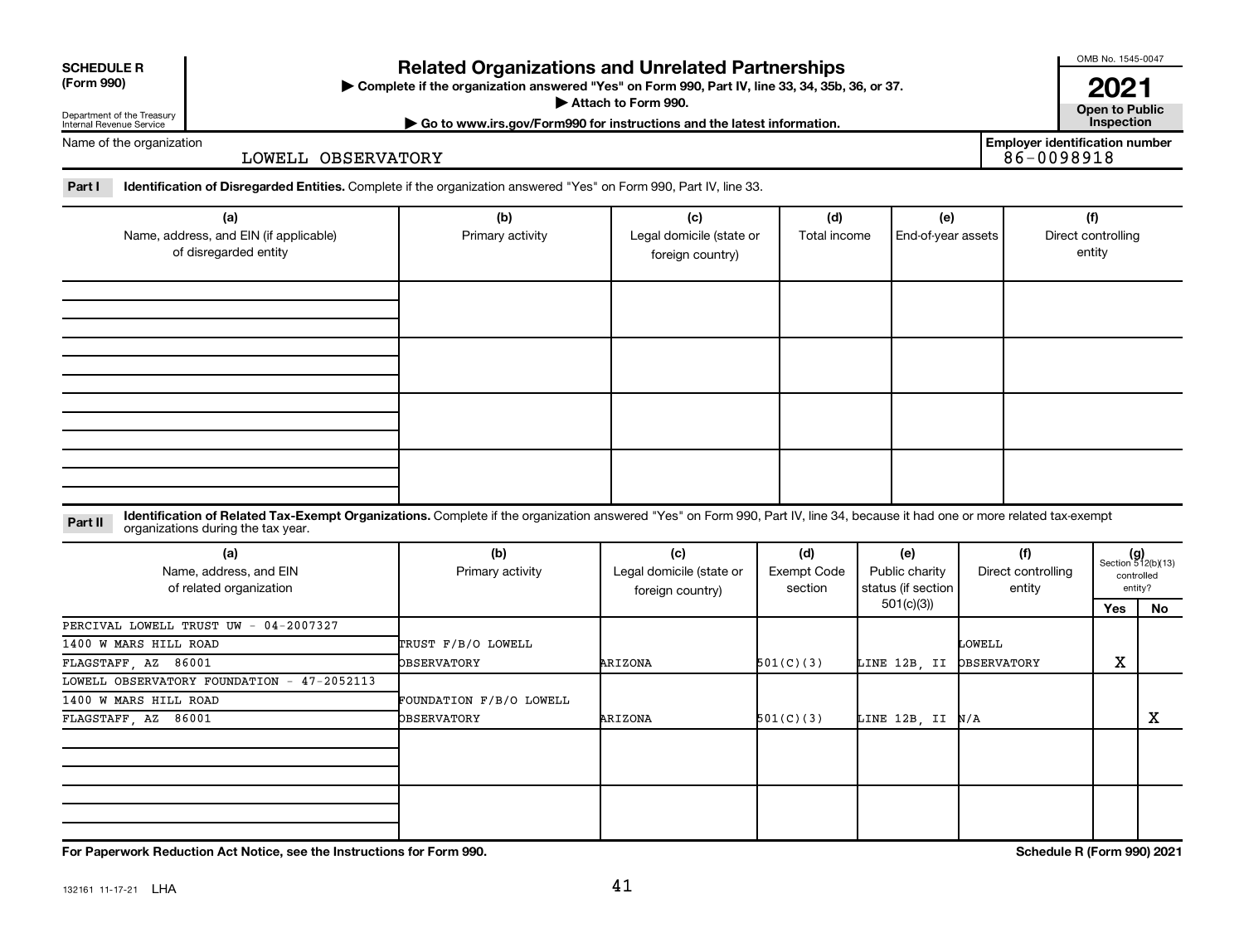**SCHEDULE R (Form 990)**

Department of the Treasury
Internal Revenue Service

# Related Organizations and Unrelated Partnerships

▶ Complete if the organization answered "Yes" on Form 990, Part IV, line 33, 34, 35b, 36, or 37.
▶ Attach to Form 990.
▶ Go to www.irs.gov/Form990 for instructions and the latest information.

OMB No. 1545-0047

**2021**

**Open to Public Inspection**

Name of the organization: LOWELL OBSERVATORY

Employer identification number: 86-0098918

**Part I** **Identification of Disregarded Entities.** Complete if the organization answered "Yes" on Form 990, Part IV, line 33.

| (a) Name, address, and EIN (if applicable) of disregarded entity | (b) Primary activity | (c) Legal domicile (state or foreign country) | (d) Total income | (e) End-of-year assets | (f) Direct controlling entity |
|---|---|---|---|---|---|
| | | | | | |
| | | | | | |
| | | | | | |
| | | | | | |

**Part II** **Identification of Related Tax-Exempt Organizations.** Complete if the organization answered "Yes" on Form 990, Part IV, line 34, because it had one or more related tax-exempt organizations during the tax year.

| (a) Name, address, and EIN of related organization | (b) Primary activity | (c) Legal domicile (state or foreign country) | (d) Exempt Code section | (e) Public charity status (if section 501(c)(3)) | (f) Direct controlling entity | (g) Section 512(b)(13) controlled entity? Yes | No |
|---|---|---|---|---|---|---|---|
| PERCIVAL LOWELL TRUST UW - 04-2007327<br>1400 W MARS HILL ROAD<br>FLAGSTAFF, AZ 86001 | TRUST F/B/O LOWELL OBSERVATORY | ARIZONA | 501(C)(3) | LINE 12B, II | LOWELL OBSERVATORY | X | |
| LOWELL OBSERVATORY FOUNDATION - 47-2052113<br>1400 W MARS HILL ROAD<br>FLAGSTAFF, AZ 86001 | FOUNDATION F/B/O LOWELL OBSERVATORY | ARIZONA | 501(C)(3) | LINE 12B, II | N/A | | X |
| | | | | | | | |
| | | | | | | | |

**For Paperwork Reduction Act Notice, see the Instructions for Form 990.** **Schedule R (Form 990) 2021**

132161 11-17-21 LHA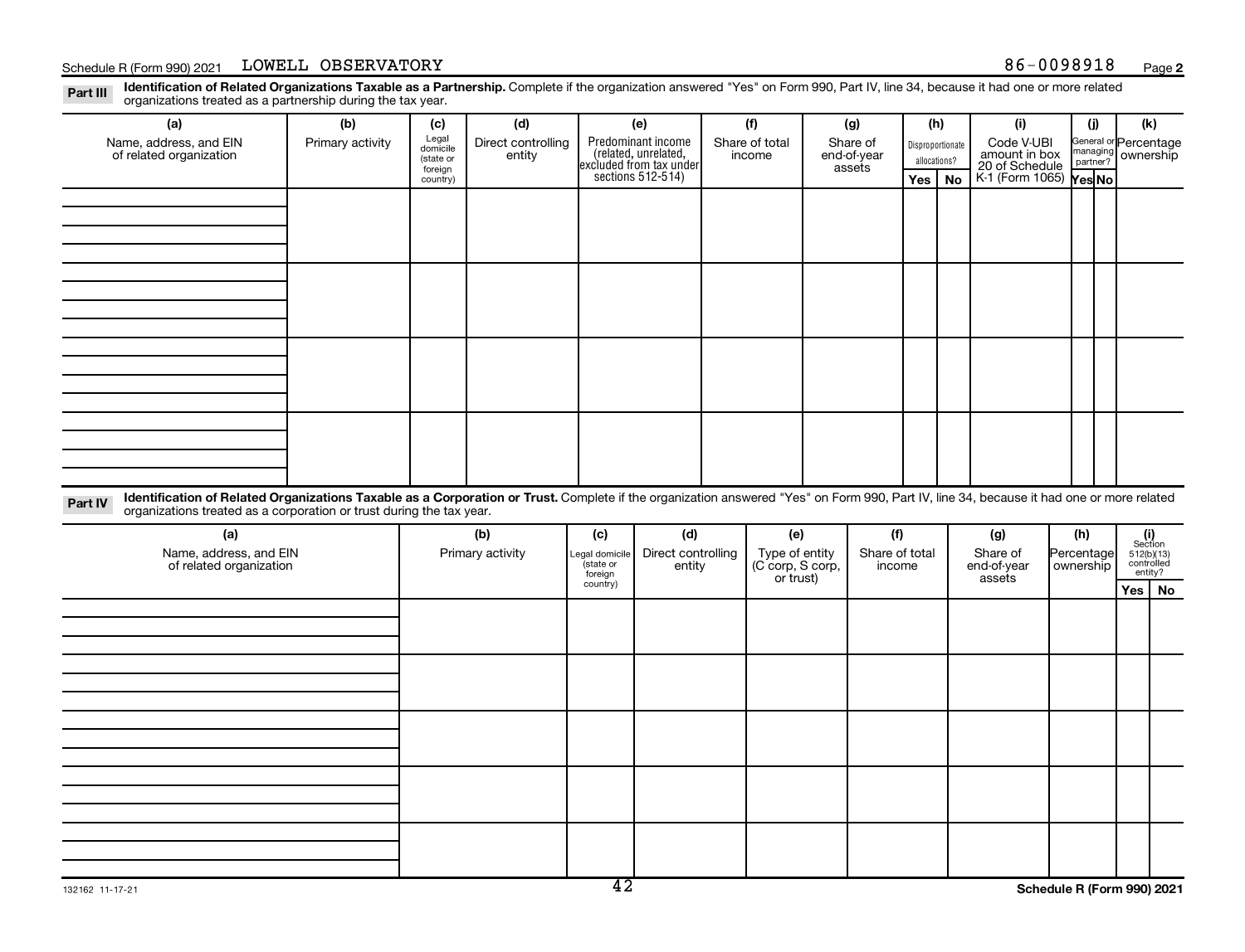Schedule R (Form 990) 2021 LOWELL OBSERVATORY 86-0098918 Page **2**

**Part III** **Identification of Related Organizations Taxable as a Partnership.** Complete if the organization answered "Yes" on Form 990, Part IV, line 34, because it had one or more related organizations treated as a partnership during the tax year.

| (a) Name, address, and EIN of related organization | (b) Primary activity | (c) Legal domicile (state or foreign country) | (d) Direct controlling entity | (e) Predominant income (related, unrelated, excluded from tax under sections 512-514) | (f) Share of total income | (g) Share of end-of-year assets | (h) Disproportionate allocations? Yes | (h) No | (i) Code V-UBI amount in box 20 of Schedule K-1 (Form 1065) | (j) General or managing partner? Yes | (j) No | (k) Percentage ownership |
|---|---|---|---|---|---|---|---|---|---|---|---|---|
| | | | | | | | | | | | | |
| | | | | | | | | | | | | |
| | | | | | | | | | | | | |
| | | | | | | | | | | | | |

**Part IV** **Identification of Related Organizations Taxable as a Corporation or Trust.** Complete if the organization answered "Yes" on Form 990, Part IV, line 34, because it had one or more related organizations treated as a corporation or trust during the tax year.

| (a) Name, address, and EIN of related organization | (b) Primary activity | (c) Legal domicile (state or foreign country) | (d) Direct controlling entity | (e) Type of entity (C corp, S corp, or trust) | (f) Share of total income | (g) Share of end-of-year assets | (h) Percentage ownership | (i) Section 512(b)(13) controlled entity? Yes | (i) No |
|---|---|---|---|---|---|---|---|---|---|
| | | | | | | | | | |
| | | | | | | | | | |
| | | | | | | | | | |
| | | | | | | | | | |
| | | | | | | | | | |

132162 11-17-21 **Schedule R (Form 990) 2021**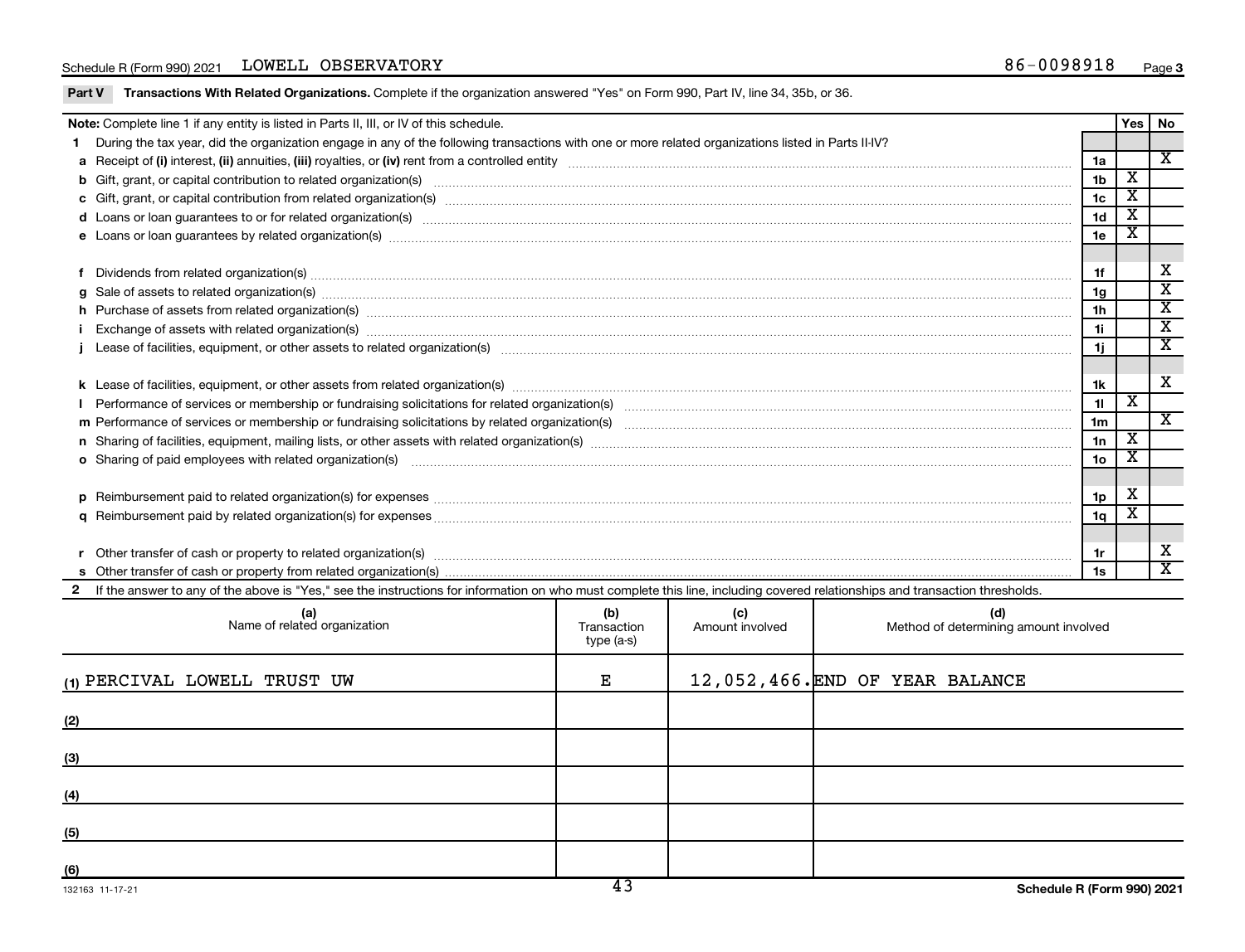Schedule R (Form 990) 2021 LOWELL OBSERVATORY 86-0098918 Page 3

**Part V Transactions With Related Organizations.** Complete if the organization answered "Yes" on Form 990, Part IV, line 34, 35b, or 36.

| **Note:** Complete line 1 if any entity is listed in Parts II, III, or IV of this schedule. | | Yes | No |
|---|---|---|---|
| **1** During the tax year, did the organization engage in any of the following transactions with one or more related organizations listed in Parts II-IV? | | | |
| **a** Receipt of **(i)** interest, **(ii)** annuities, **(iii)** royalties, or **(iv)** rent from a controlled entity | 1a | | X |
| **b** Gift, grant, or capital contribution to related organization(s) | 1b | X | |
| **c** Gift, grant, or capital contribution from related organization(s) | 1c | X | |
| **d** Loans or loan guarantees to or for related organization(s) | 1d | X | |
| **e** Loans or loan guarantees by related organization(s) | 1e | X | |
| **f** Dividends from related organization(s) | 1f | | X |
| **g** Sale of assets to related organization(s) | 1g | | X |
| **h** Purchase of assets from related organization(s) | 1h | | X |
| **i** Exchange of assets with related organization(s) | 1i | | X |
| **j** Lease of facilities, equipment, or other assets to related organization(s) | 1j | | X |
| **k** Lease of facilities, equipment, or other assets from related organization(s) | 1k | | X |
| **l** Performance of services or membership or fundraising solicitations for related organization(s) | 1l | X | |
| **m** Performance of services or membership or fundraising solicitations by related organization(s) | 1m | | X |
| **n** Sharing of facilities, equipment, mailing lists, or other assets with related organization(s) | 1n | X | |
| **o** Sharing of paid employees with related organization(s) | 1o | X | |
| **p** Reimbursement paid to related organization(s) for expenses | 1p | X | |
| **q** Reimbursement paid by related organization(s) for expenses | 1q | X | |
| **r** Other transfer of cash or property to related organization(s) | 1r | | X |
| **s** Other transfer of cash or property from related organization(s) | 1s | | X |

**2** If the answer to any of the above is "Yes," see the instructions for information on who must complete this line, including covered relationships and transaction thresholds.

| (a) Name of related organization | (b) Transaction type (a-s) | (c) Amount involved | (d) Method of determining amount involved |
|---|---|---|---|
| (1) PERCIVAL LOWELL TRUST UW | E | 12,052,466. | END OF YEAR BALANCE |
| (2) | | | |
| (3) | | | |
| (4) | | | |
| (5) | | | |
| (6) | | | |

132163 11-17-21 **Schedule R (Form 990) 2021**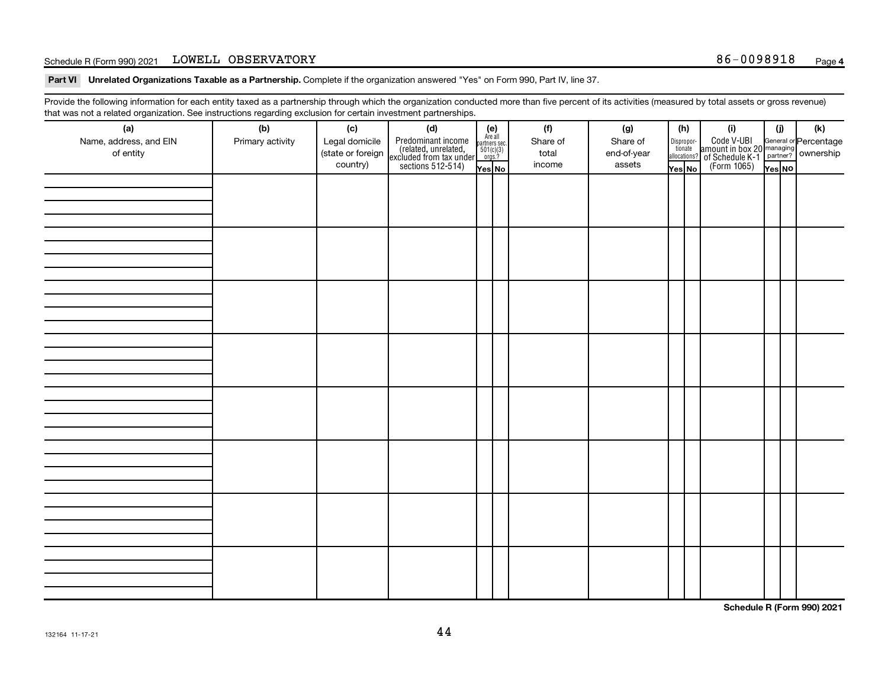Schedule R (Form 990) 2021 LOWELL OBSERVATORY 86-0098918 Page **4**

**Part VI** **Unrelated Organizations Taxable as a Partnership.** Complete if the organization answered "Yes" on Form 990, Part IV, line 37.

Provide the following information for each entity taxed as a partnership through which the organization conducted more than five percent of its activities (measured by total assets or gross revenue) that was not a related organization. See instructions regarding exclusion for certain investment partnerships.

| (a) Name, address, and EIN of entity | (b) Primary activity | (c) Legal domicile (state or foreign country) | (d) Predominant income (related, unrelated, excluded from tax under sections 512-514) | (e) Are all partners sec. 501(c)(3) orgs.? | | (f) Share of total income | (g) Share of end-of-year assets | (h) Disproportionate allocations? | | (i) Code V-UBI amount in box 20 of Schedule K-1 (Form 1065) | (j) General or managing partner? | | (k) Percentage ownership |
|---|---|---|---|---|---|---|---|---|---|---|---|---|---|
| | | | | Yes | No | | | Yes | No | | Yes | No | |
| | | | | | | | | | | | | | |
| | | | | | | | | | | | | | |
| | | | | | | | | | | | | | |
| | | | | | | | | | | | | | |
| | | | | | | | | | | | | | |
| | | | | | | | | | | | | | |
| | | | | | | | | | | | | | |
| | | | | | | | | | | | | | |

**Schedule R (Form 990) 2021**

132164 11-17-21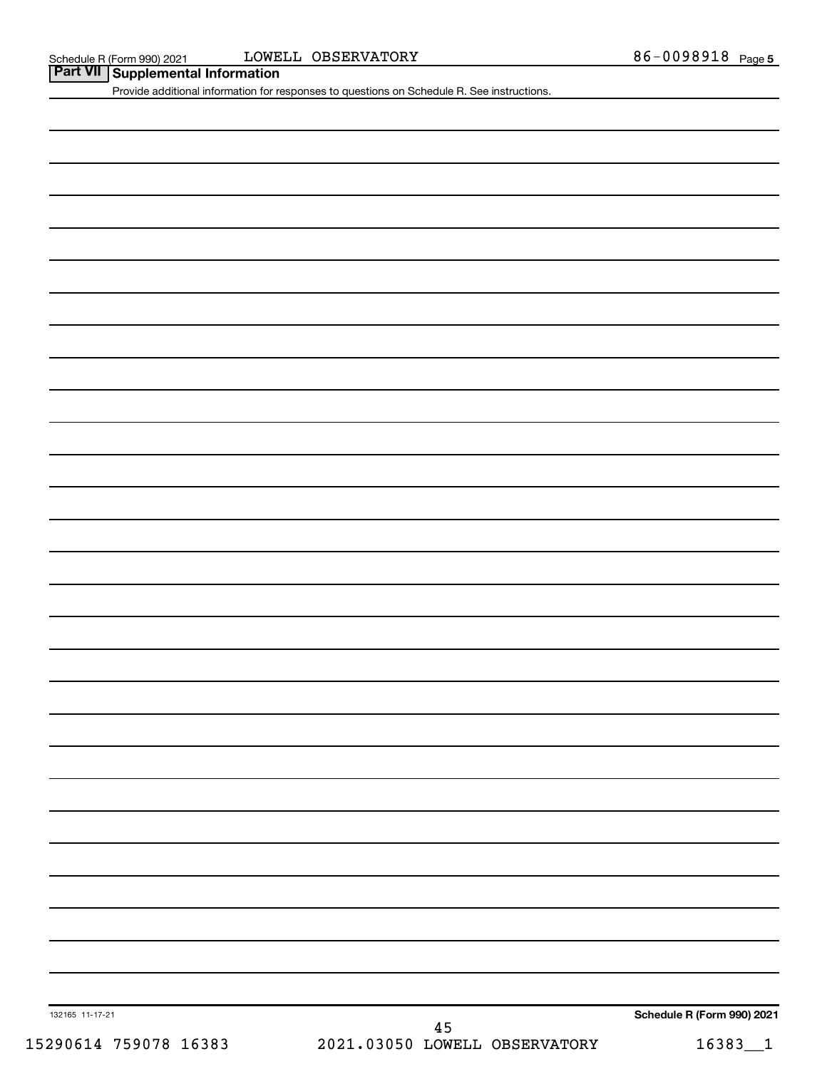Schedule R (Form 990) 2021 LOWELL OBSERVATORY 86-0098918 Page 5

## Part VII Supplemental Information

Provide additional information for responses to questions on Schedule R. See instructions.